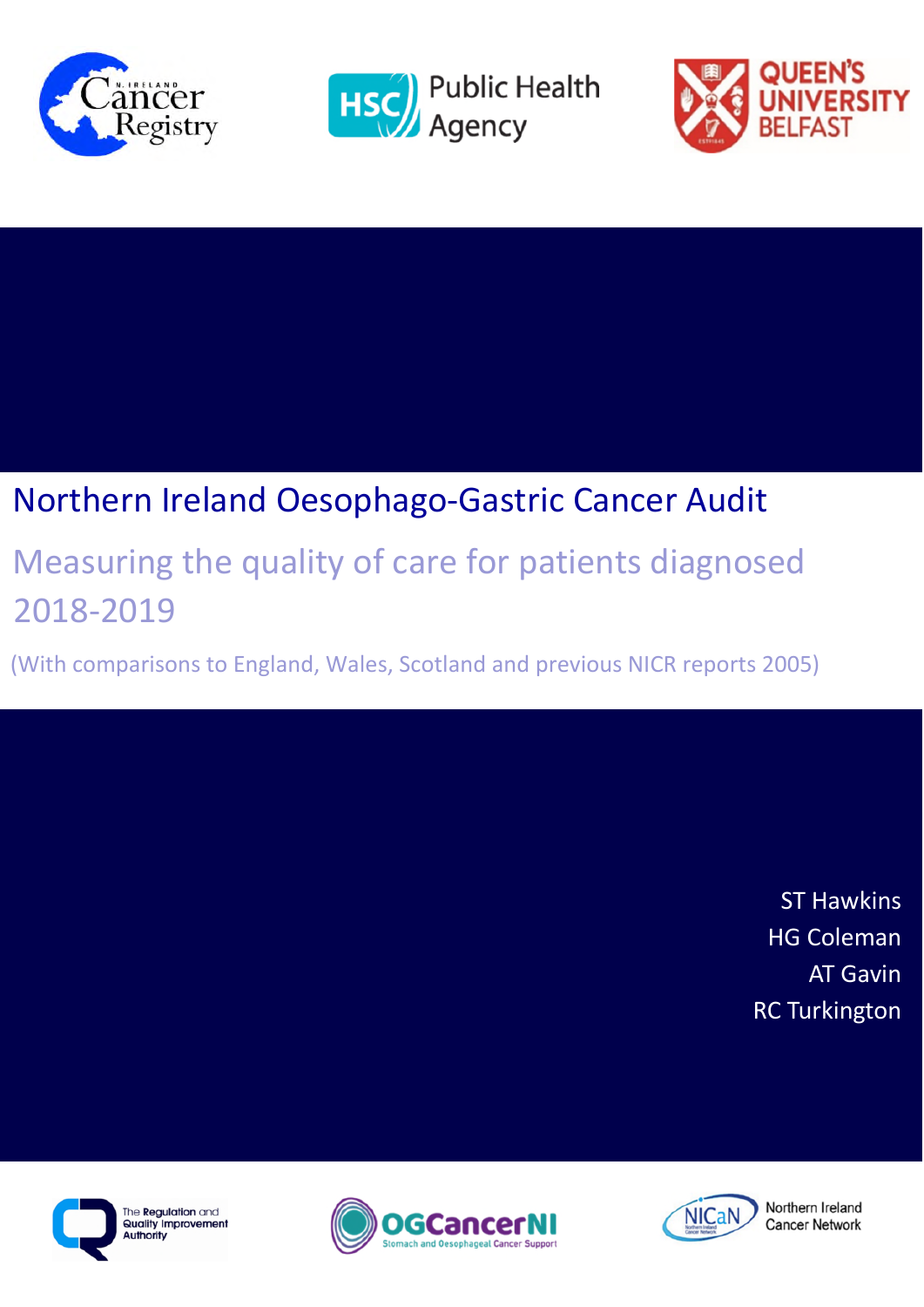# Northern Ireland Oesophago-Gastric Cancer Audit

## Measuring the quality of care for patients diagnosed 2018-2019

(With comparisons to England, Wales, Scotland and previous NICR reports 2005)

ST Hawkins
HG Coleman
AT Gavin
RC Turkington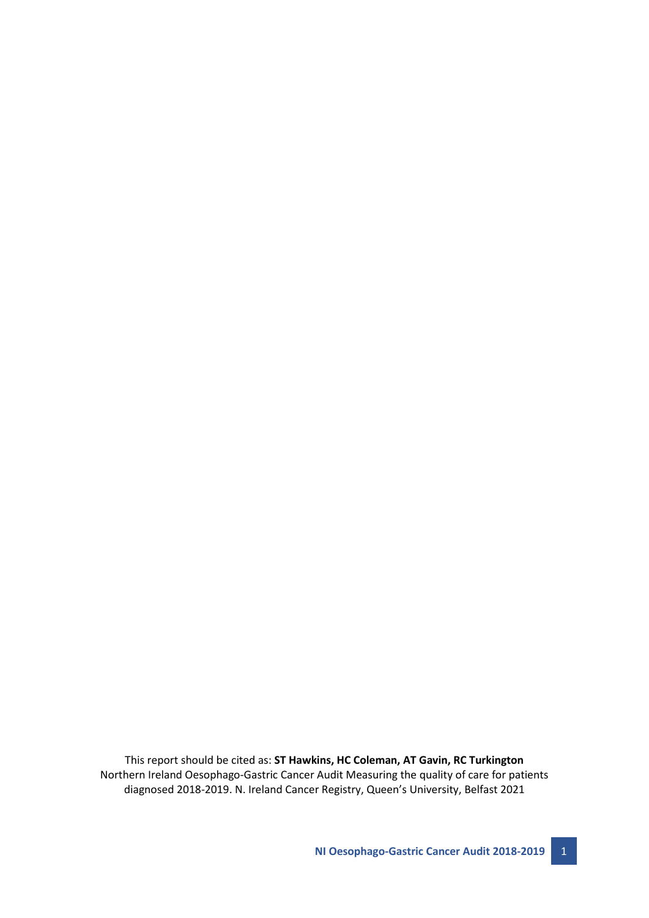This report should be cited as: **ST Hawkins, HC Coleman, AT Gavin, RC Turkington** Northern Ireland Oesophago-Gastric Cancer Audit Measuring the quality of care for patients diagnosed 2018-2019. N. Ireland Cancer Registry, Queen's University, Belfast 2021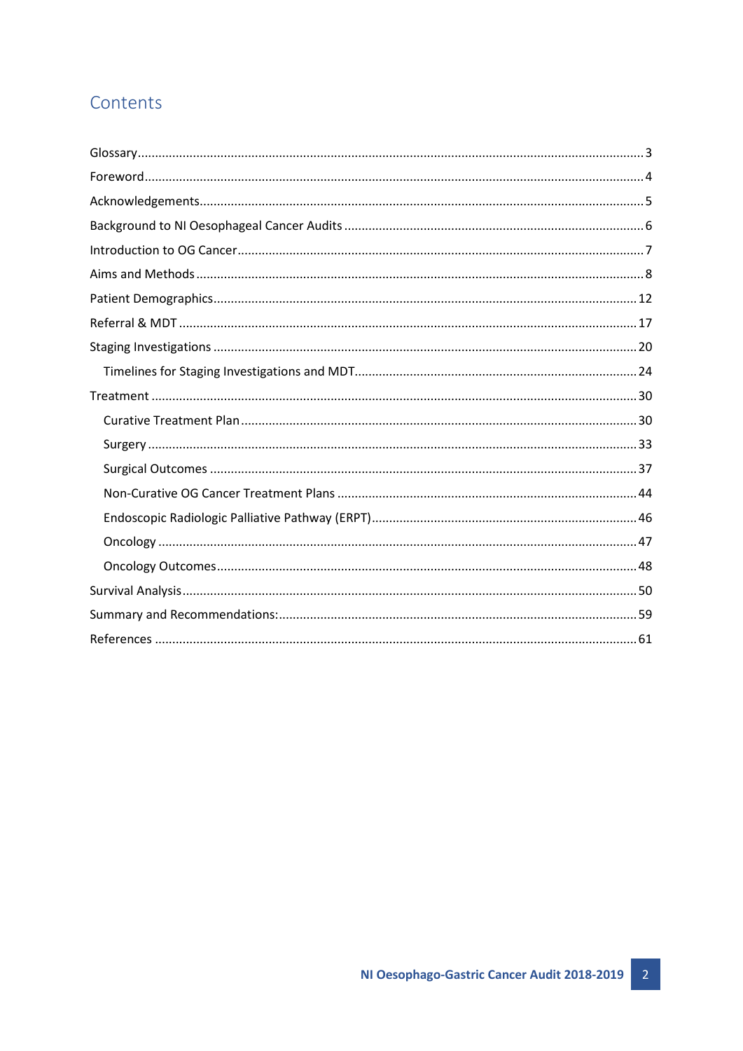# Contents

- Glossary ... 3
- Foreword ... 4
- Acknowledgements ... 5
- Background to NI Oesophageal Cancer Audits ... 6
- Introduction to OG Cancer ... 7
- Aims and Methods ... 8
- Patient Demographics ... 12
- Referral & MDT ... 17
- Staging Investigations ... 20
  - Timelines for Staging Investigations and MDT ... 24
- Treatment ... 30
  - Curative Treatment Plan ... 30
  - Surgery ... 33
  - Surgical Outcomes ... 37
  - Non-Curative OG Cancer Treatment Plans ... 44
  - Endoscopic Radiologic Palliative Pathway (ERPT) ... 46
  - Oncology ... 47
  - Oncology Outcomes ... 48
- Survival Analysis ... 50
- Summary and Recommendations: ... 59
- References ... 61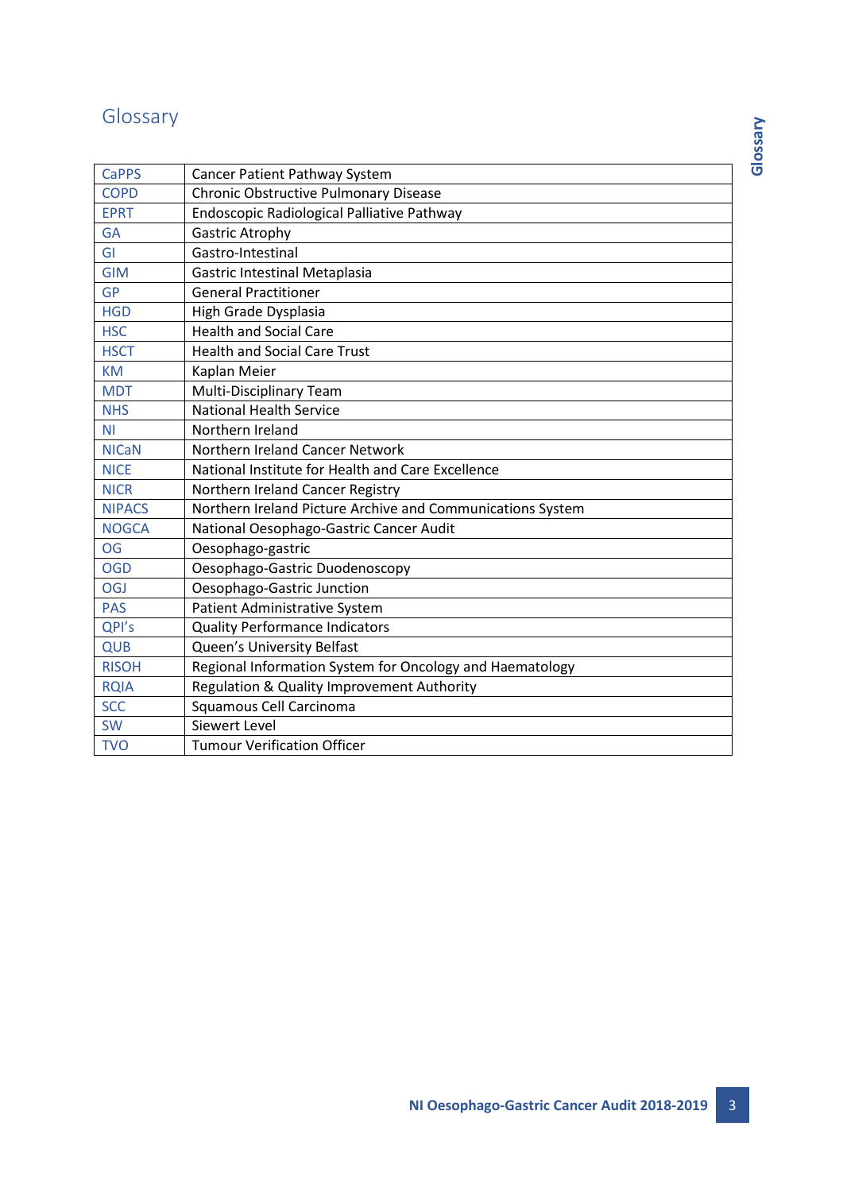# Glossary

| | |
|---|---|
| CaPPS | Cancer Patient Pathway System |
| COPD | Chronic Obstructive Pulmonary Disease |
| EPRT | Endoscopic Radiological Palliative Pathway |
| GA | Gastric Atrophy |
| GI | Gastro-Intestinal |
| GIM | Gastric Intestinal Metaplasia |
| GP | General Practitioner |
| HGD | High Grade Dysplasia |
| HSC | Health and Social Care |
| HSCT | Health and Social Care Trust |
| KM | Kaplan Meier |
| MDT | Multi-Disciplinary Team |
| NHS | National Health Service |
| NI | Northern Ireland |
| NICaN | Northern Ireland Cancer Network |
| NICE | National Institute for Health and Care Excellence |
| NICR | Northern Ireland Cancer Registry |
| NIPACS | Northern Ireland Picture Archive and Communications System |
| NOGCA | National Oesophago-Gastric Cancer Audit |
| OG | Oesophago-gastric |
| OGD | Oesophago-Gastric Duodenoscopy |
| OGJ | Oesophago-Gastric Junction |
| PAS | Patient Administrative System |
| QPI's | Quality Performance Indicators |
| QUB | Queen's University Belfast |
| RISOH | Regional Information System for Oncology and Haematology |
| RQIA | Regulation & Quality Improvement Authority |
| SCC | Squamous Cell Carcinoma |
| SW | Siewert Level |
| TVO | Tumour Verification Officer |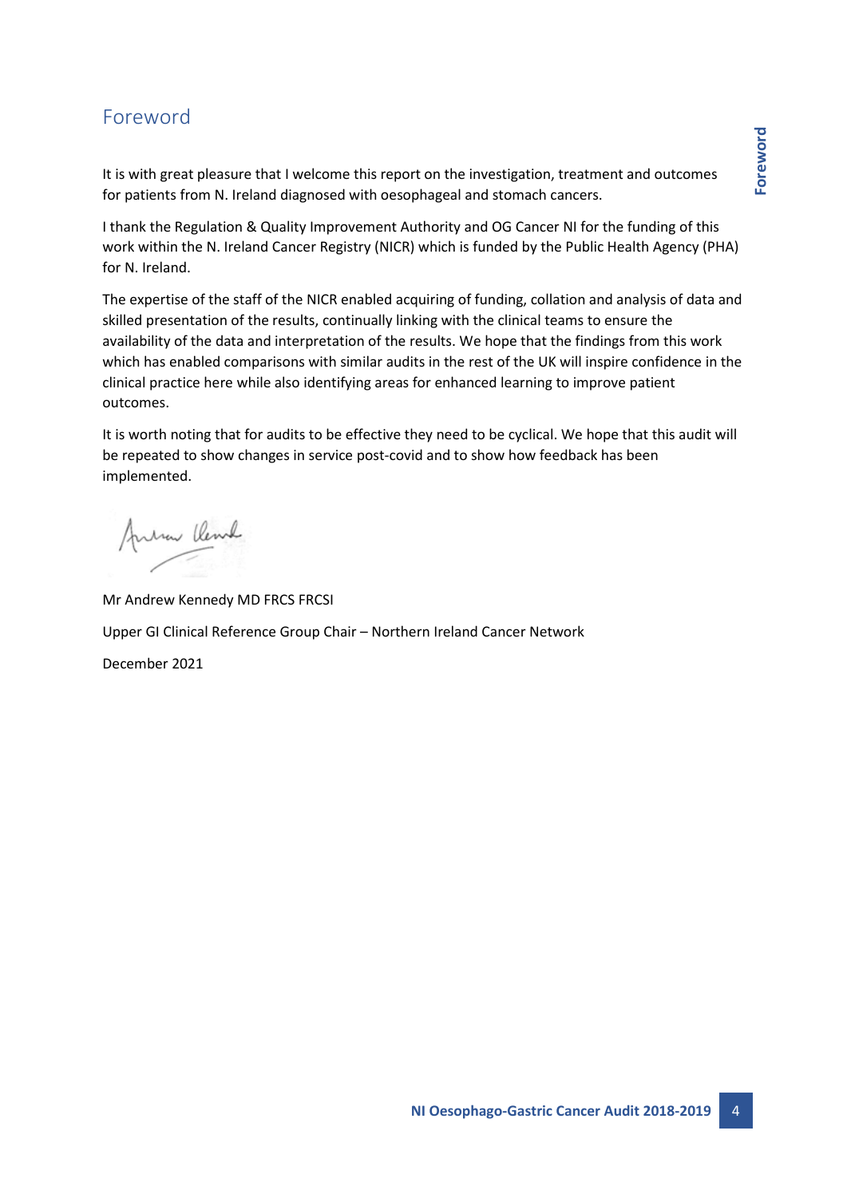# Foreword

It is with great pleasure that I welcome this report on the investigation, treatment and outcomes for patients from N. Ireland diagnosed with oesophageal and stomach cancers.

I thank the Regulation & Quality Improvement Authority and OG Cancer NI for the funding of this work within the N. Ireland Cancer Registry (NICR) which is funded by the Public Health Agency (PHA) for N. Ireland.

The expertise of the staff of the NICR enabled acquiring of funding, collation and analysis of data and skilled presentation of the results, continually linking with the clinical teams to ensure the availability of the data and interpretation of the results. We hope that the findings from this work which has enabled comparisons with similar audits in the rest of the UK will inspire confidence in the clinical practice here while also identifying areas for enhanced learning to improve patient outcomes.

It is worth noting that for audits to be effective they need to be cyclical. We hope that this audit will be repeated to show changes in service post-covid and to show how feedback has been implemented.

Mr Andrew Kennedy MD FRCS FRCSI

Upper GI Clinical Reference Group Chair – Northern Ireland Cancer Network

December 2021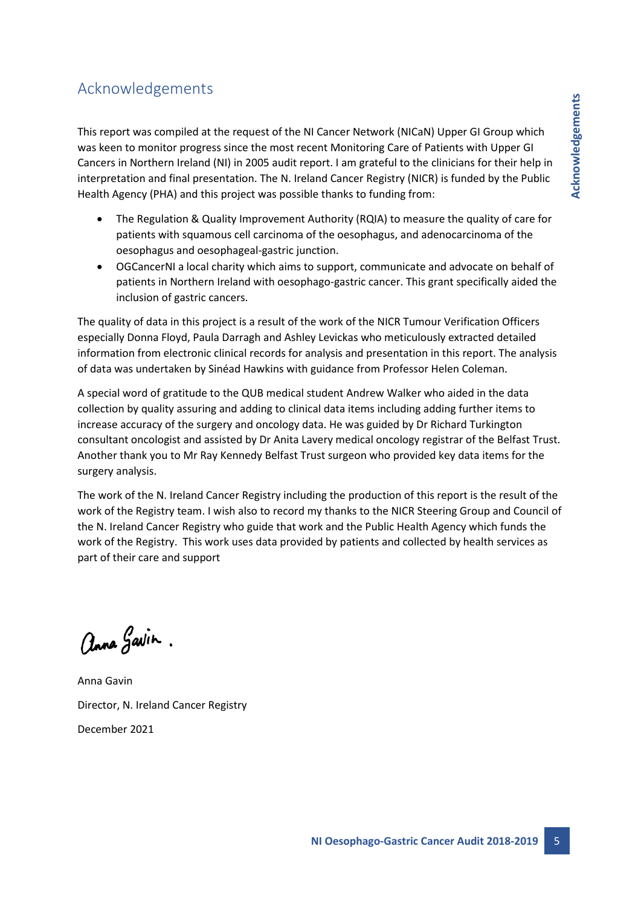## Acknowledgements

This report was compiled at the request of the NI Cancer Network (NICaN) Upper GI Group which was keen to monitor progress since the most recent Monitoring Care of Patients with Upper GI Cancers in Northern Ireland (NI) in 2005 audit report. I am grateful to the clinicians for their help in interpretation and final presentation. The N. Ireland Cancer Registry (NICR) is funded by the Public Health Agency (PHA) and this project was possible thanks to funding from:

- The Regulation & Quality Improvement Authority (RQIA) to measure the quality of care for patients with squamous cell carcinoma of the oesophagus, and adenocarcinoma of the oesophagus and oesophageal-gastric junction.
- OGCancerNI a local charity which aims to support, communicate and advocate on behalf of patients in Northern Ireland with oesophago-gastric cancer. This grant specifically aided the inclusion of gastric cancers.

The quality of data in this project is a result of the work of the NICR Tumour Verification Officers especially Donna Floyd, Paula Darragh and Ashley Levickas who meticulously extracted detailed information from electronic clinical records for analysis and presentation in this report. The analysis of data was undertaken by Sinéad Hawkins with guidance from Professor Helen Coleman.

A special word of gratitude to the QUB medical student Andrew Walker who aided in the data collection by quality assuring and adding to clinical data items including adding further items to increase accuracy of the surgery and oncology data. He was guided by Dr Richard Turkington consultant oncologist and assisted by Dr Anita Lavery medical oncology registrar of the Belfast Trust. Another thank you to Mr Ray Kennedy Belfast Trust surgeon who provided key data items for the surgery analysis.

The work of the N. Ireland Cancer Registry including the production of this report is the result of the work of the Registry team. I wish also to record my thanks to the NICR Steering Group and Council of the N. Ireland Cancer Registry who guide that work and the Public Health Agency which funds the work of the Registry. This work uses data provided by patients and collected by health services as part of their care and support

Anna Gavin

Director, N. Ireland Cancer Registry

December 2021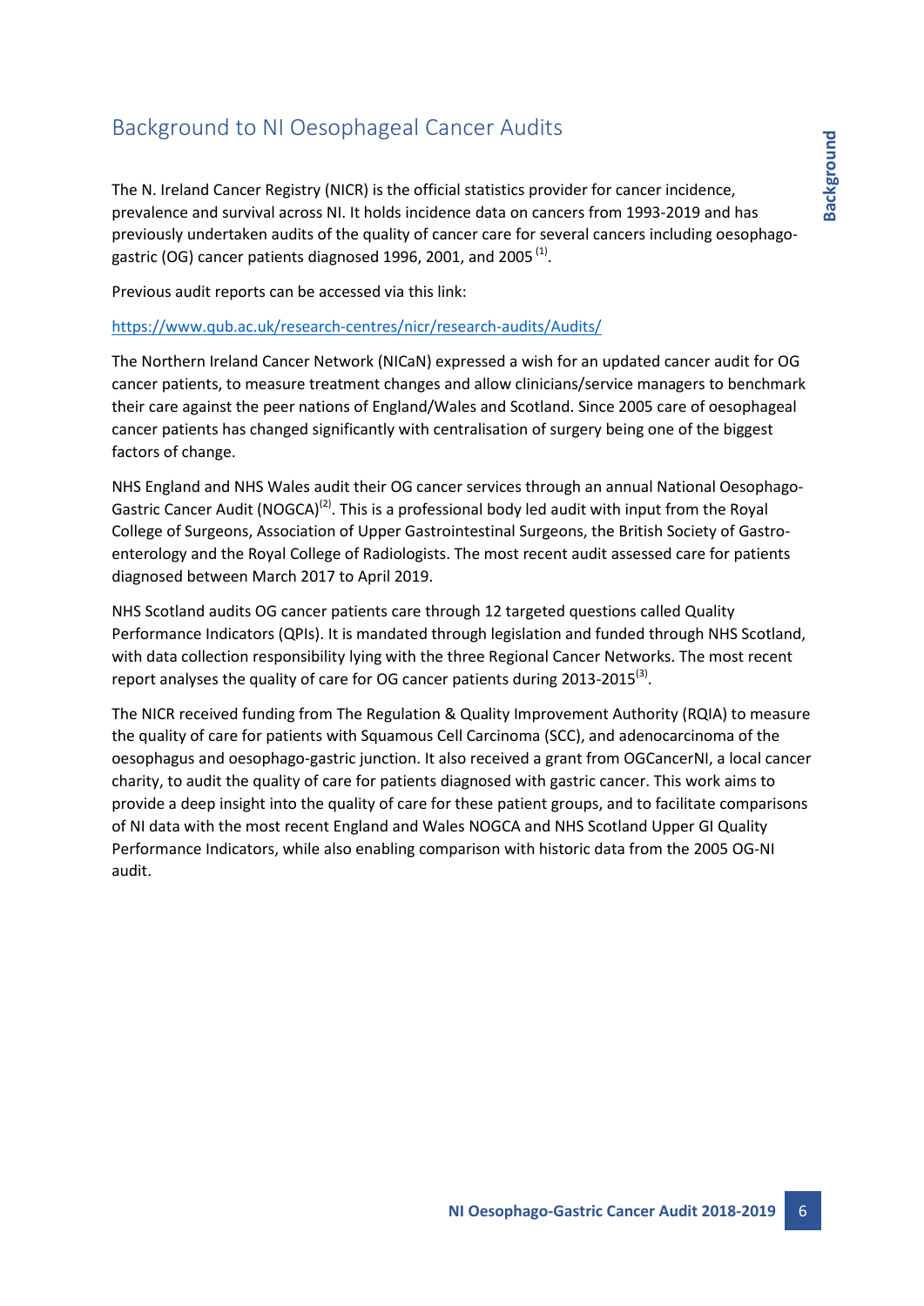## Background to NI Oesophageal Cancer Audits

The N. Ireland Cancer Registry (NICR) is the official statistics provider for cancer incidence, prevalence and survival across NI. It holds incidence data on cancers from 1993-2019 and has previously undertaken audits of the quality of cancer care for several cancers including oesophago-gastric (OG) cancer patients diagnosed 1996, 2001, and 2005 [1].

Previous audit reports can be accessed via this link:

https://www.qub.ac.uk/research-centres/nicr/research-audits/Audits/

The Northern Ireland Cancer Network (NICaN) expressed a wish for an updated cancer audit for OG cancer patients, to measure treatment changes and allow clinicians/service managers to benchmark their care against the peer nations of England/Wales and Scotland. Since 2005 care of oesophageal cancer patients has changed significantly with centralisation of surgery being one of the biggest factors of change.

NHS England and NHS Wales audit their OG cancer services through an annual National Oesophago-Gastric Cancer Audit (NOGCA)[2]. This is a professional body led audit with input from the Royal College of Surgeons, Association of Upper Gastrointestinal Surgeons, the British Society of Gastro-enterology and the Royal College of Radiologists. The most recent audit assessed care for patients diagnosed between March 2017 to April 2019.

NHS Scotland audits OG cancer patients care through 12 targeted questions called Quality Performance Indicators (QPIs). It is mandated through legislation and funded through NHS Scotland, with data collection responsibility lying with the three Regional Cancer Networks. The most recent report analyses the quality of care for OG cancer patients during 2013-2015[3].

The NICR received funding from The Regulation & Quality Improvement Authority (RQIA) to measure the quality of care for patients with Squamous Cell Carcinoma (SCC), and adenocarcinoma of the oesophagus and oesophago-gastric junction. It also received a grant from OGCancerNI, a local cancer charity, to audit the quality of care for patients diagnosed with gastric cancer. This work aims to provide a deep insight into the quality of care for these patient groups, and to facilitate comparisons of NI data with the most recent England and Wales NOGCA and NHS Scotland Upper GI Quality Performance Indicators, while also enabling comparison with historic data from the 2005 OG-NI audit.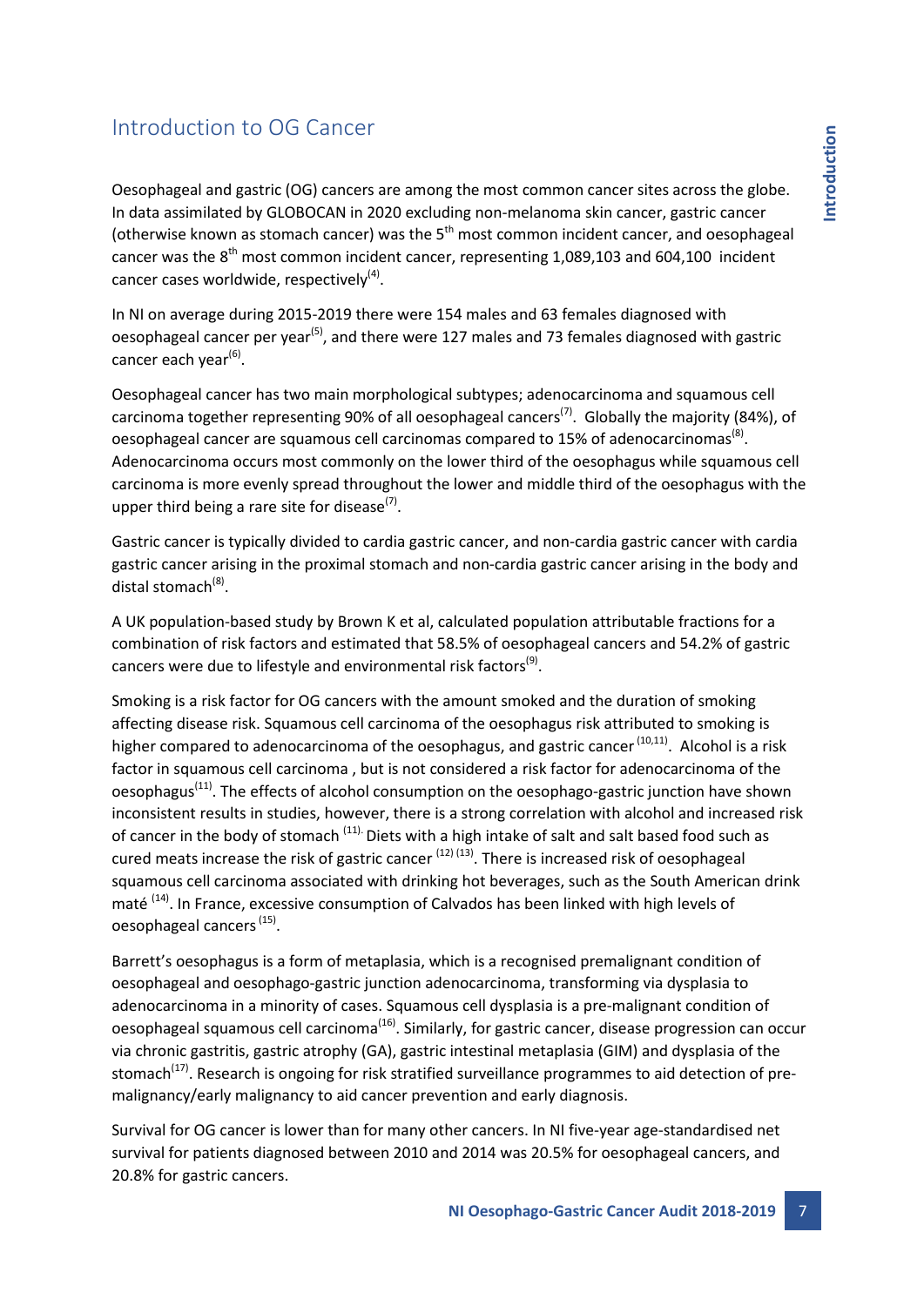## Introduction to OG Cancer

Oesophageal and gastric (OG) cancers are among the most common cancer sites across the globe. In data assimilated by GLOBOCAN in 2020 excluding non-melanoma skin cancer, gastric cancer (otherwise known as stomach cancer) was the 5th most common incident cancer, and oesophageal cancer was the 8th most common incident cancer, representing 1,089,103 and 604,100 incident cancer cases worldwide, respectively[4].

In NI on average during 2015-2019 there were 154 males and 63 females diagnosed with oesophageal cancer per year[5], and there were 127 males and 73 females diagnosed with gastric cancer each year[6].

Oesophageal cancer has two main morphological subtypes; adenocarcinoma and squamous cell carcinoma together representing 90% of all oesophageal cancers[7]. Globally the majority (84%), of oesophageal cancer are squamous cell carcinomas compared to 15% of adenocarcinomas[8]. Adenocarcinoma occurs most commonly on the lower third of the oesophagus while squamous cell carcinoma is more evenly spread throughout the lower and middle third of the oesophagus with the upper third being a rare site for disease[7].

Gastric cancer is typically divided to cardia gastric cancer, and non-cardia gastric cancer with cardia gastric cancer arising in the proximal stomach and non-cardia gastric cancer arising in the body and distal stomach[8].

A UK population-based study by Brown K et al, calculated population attributable fractions for a combination of risk factors and estimated that 58.5% of oesophageal cancers and 54.2% of gastric cancers were due to lifestyle and environmental risk factors[9].

Smoking is a risk factor for OG cancers with the amount smoked and the duration of smoking affecting disease risk. Squamous cell carcinoma of the oesophagus risk attributed to smoking is higher compared to adenocarcinoma of the oesophagus, and gastric cancer [10,11]. Alcohol is a risk factor in squamous cell carcinoma , but is not considered a risk factor for adenocarcinoma of the oesophagus[11]. The effects of alcohol consumption on the oesophago-gastric junction have shown inconsistent results in studies, however, there is a strong correlation with alcohol and increased risk of cancer in the body of stomach [11]. Diets with a high intake of salt and salt based food such as cured meats increase the risk of gastric cancer [12] [13]. There is increased risk of oesophageal squamous cell carcinoma associated with drinking hot beverages, such as the South American drink maté [14]. In France, excessive consumption of Calvados has been linked with high levels of oesophageal cancers [15].

Barrett's oesophagus is a form of metaplasia, which is a recognised premalignant condition of oesophageal and oesophago-gastric junction adenocarcinoma, transforming via dysplasia to adenocarcinoma in a minority of cases. Squamous cell dysplasia is a pre-malignant condition of oesophageal squamous cell carcinoma[16]. Similarly, for gastric cancer, disease progression can occur via chronic gastritis, gastric atrophy (GA), gastric intestinal metaplasia (GIM) and dysplasia of the stomach[17]. Research is ongoing for risk stratified surveillance programmes to aid detection of pre-malignancy/early malignancy to aid cancer prevention and early diagnosis.

Survival for OG cancer is lower than for many other cancers. In NI five-year age-standardised net survival for patients diagnosed between 2010 and 2014 was 20.5% for oesophageal cancers, and 20.8% for gastric cancers.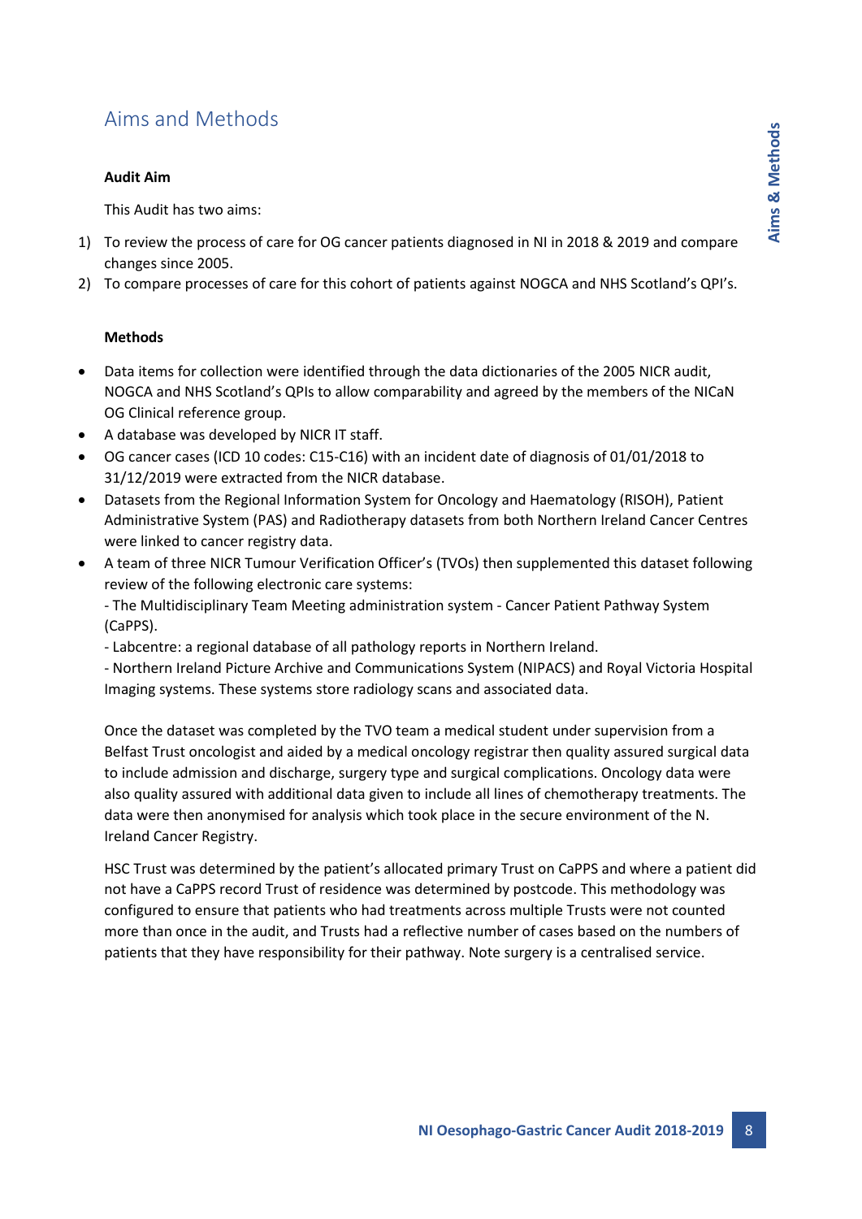## Aims and Methods

**Audit Aim**

This Audit has two aims:

1) To review the process of care for OG cancer patients diagnosed in NI in 2018 & 2019 and compare changes since 2005.
2) To compare processes of care for this cohort of patients against NOGCA and NHS Scotland's QPI's.

**Methods**

- Data items for collection were identified through the data dictionaries of the 2005 NICR audit, NOGCA and NHS Scotland's QPIs to allow comparability and agreed by the members of the NICaN OG Clinical reference group.
- A database was developed by NICR IT staff.
- OG cancer cases (ICD 10 codes: C15-C16) with an incident date of diagnosis of 01/01/2018 to 31/12/2019 were extracted from the NICR database.
- Datasets from the Regional Information System for Oncology and Haematology (RISOH), Patient Administrative System (PAS) and Radiotherapy datasets from both Northern Ireland Cancer Centres were linked to cancer registry data.
- A team of three NICR Tumour Verification Officer's (TVOs) then supplemented this dataset following review of the following electronic care systems:
  - The Multidisciplinary Team Meeting administration system - Cancer Patient Pathway System (CaPPS).
  - Labcentre: a regional database of all pathology reports in Northern Ireland.
  - Northern Ireland Picture Archive and Communications System (NIPACS) and Royal Victoria Hospital Imaging systems. These systems store radiology scans and associated data.

Once the dataset was completed by the TVO team a medical student under supervision from a Belfast Trust oncologist and aided by a medical oncology registrar then quality assured surgical data to include admission and discharge, surgery type and surgical complications. Oncology data were also quality assured with additional data given to include all lines of chemotherapy treatments. The data were then anonymised for analysis which took place in the secure environment of the N. Ireland Cancer Registry.

HSC Trust was determined by the patient's allocated primary Trust on CaPPS and where a patient did not have a CaPPS record Trust of residence was determined by postcode. This methodology was configured to ensure that patients who had treatments across multiple Trusts were not counted more than once in the audit, and Trusts had a reflective number of cases based on the numbers of patients that they have responsibility for their pathway. Note surgery is a centralised service.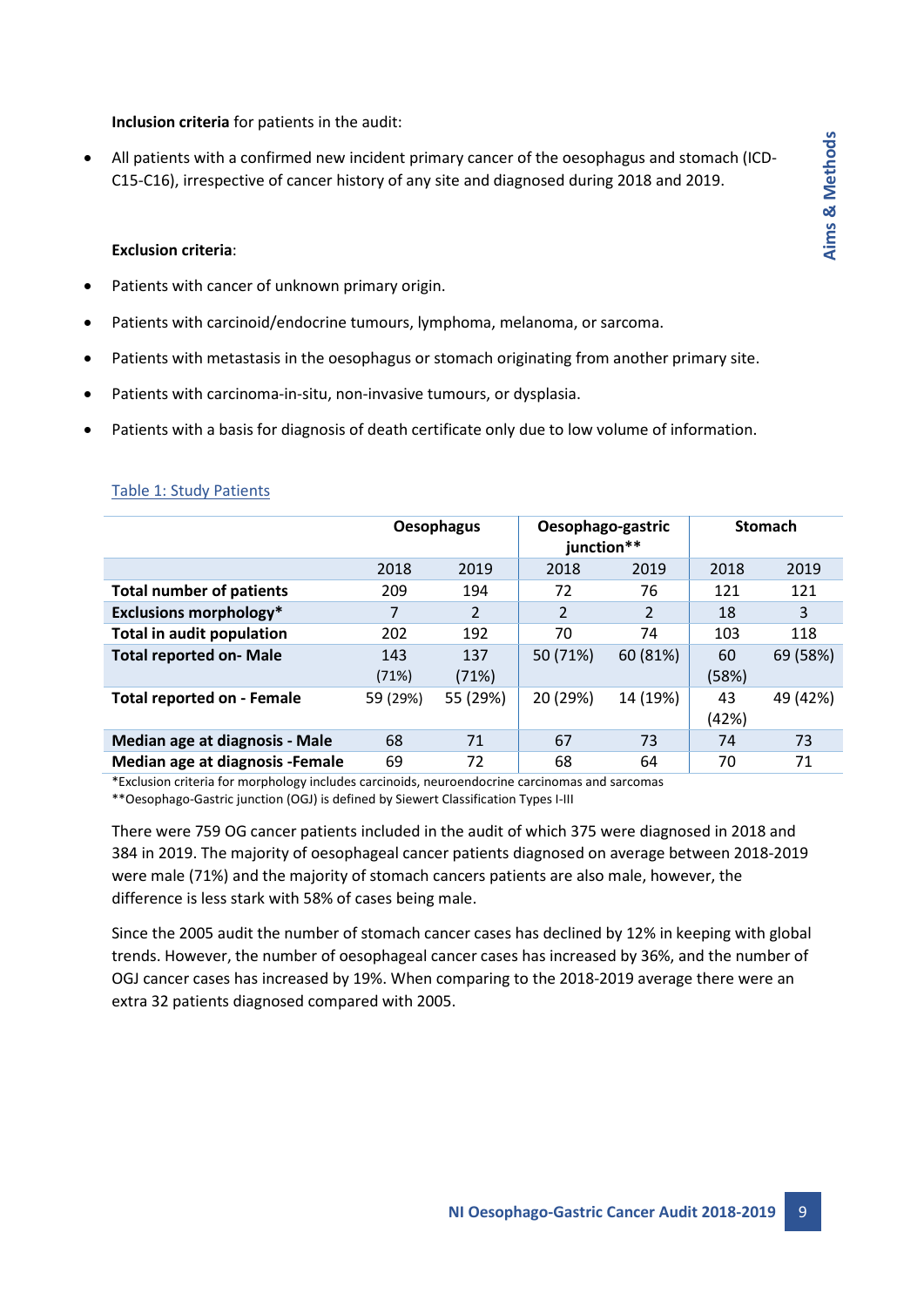**Inclusion criteria** for patients in the audit:

- All patients with a confirmed new incident primary cancer of the oesophagus and stomach (ICD-C15-C16), irrespective of cancer history of any site and diagnosed during 2018 and 2019.

**Exclusion criteria**:

- Patients with cancer of unknown primary origin.
- Patients with carcinoid/endocrine tumours, lymphoma, melanoma, or sarcoma.
- Patients with metastasis in the oesophagus or stomach originating from another primary site.
- Patients with carcinoma-in-situ, non-invasive tumours, or dysplasia.
- Patients with a basis for diagnosis of death certificate only due to low volume of information.

Table 1: Study Patients

| | Oesophagus | | Oesophago-gastric junction** | | Stomach | |
|---|---|---|---|---|---|---|
| | 2018 | 2019 | 2018 | 2019 | 2018 | 2019 |
| **Total number of patients** | 209 | 194 | 72 | 76 | 121 | 121 |
| **Exclusions morphology*** | 7 | 2 | 2 | 2 | 18 | 3 |
| **Total in audit population** | 202 | 192 | 70 | 74 | 103 | 118 |
| **Total reported on- Male** | 143 (71%) | 137 (71%) | 50 (71%) | 60 (81%) | 60 (58%) | 69 (58%) |
| **Total reported on - Female** | 59 (29%) | 55 (29%) | 20 (29%) | 14 (19%) | 43 (42%) | 49 (42%) |
| **Median age at diagnosis - Male** | 68 | 71 | 67 | 73 | 74 | 73 |
| **Median age at diagnosis -Female** | 69 | 72 | 68 | 64 | 70 | 71 |

*Exclusion criteria for morphology includes carcinoids, neuroendocrine carcinomas and sarcomas

**Oesophago-Gastric junction (OGJ) is defined by Siewert Classification Types I-III

There were 759 OG cancer patients included in the audit of which 375 were diagnosed in 2018 and 384 in 2019. The majority of oesophageal cancer patients diagnosed on average between 2018-2019 were male (71%) and the majority of stomach cancers patients are also male, however, the difference is less stark with 58% of cases being male.

Since the 2005 audit the number of stomach cancer cases has declined by 12% in keeping with global trends. However, the number of oesophageal cancer cases has increased by 36%, and the number of OGJ cancer cases has increased by 19%. When comparing to the 2018-2019 average there were an extra 32 patients diagnosed compared with 2005.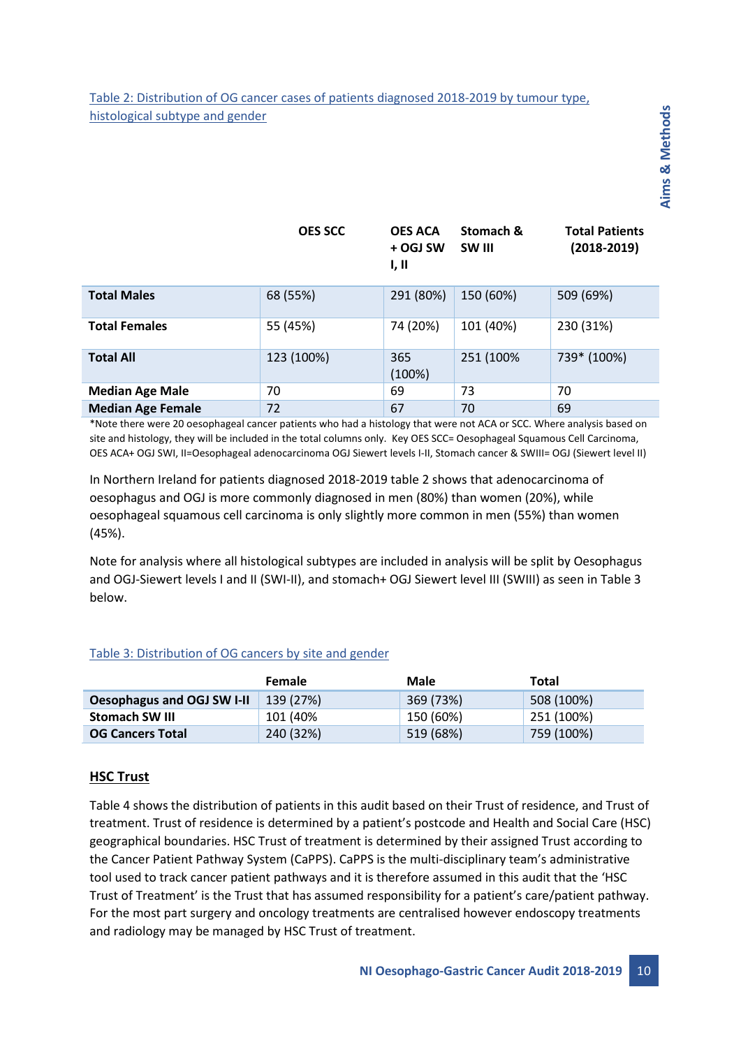Table 2: Distribution of OG cancer cases of patients diagnosed 2018-2019 by tumour type, histological subtype and gender

| | OES SCC | OES ACA + OGJ SW I, II | Stomach & SW III | Total Patients (2018-2019) |
|---|---|---|---|---|
| **Total Males** | 68 (55%) | 291 (80%) | 150 (60%) | 509 (69%) |
| **Total Females** | 55 (45%) | 74 (20%) | 101 (40%) | 230 (31%) |
| **Total All** | 123 (100%) | 365 (100%) | 251 (100% | 739* (100%) |
| **Median Age Male** | 70 | 69 | 73 | 70 |
| **Median Age Female** | 72 | 67 | 70 | 69 |

*Note there were 20 oesophageal cancer patients who had a histology that were not ACA or SCC. Where analysis based on site and histology, they will be included in the total columns only. Key OES SCC= Oesophageal Squamous Cell Carcinoma, OES ACA+ OGJ SWI, II=Oesophageal adenocarcinoma OGJ Siewert levels I-II, Stomach cancer & SWIII= OGJ (Siewert level II)

In Northern Ireland for patients diagnosed 2018-2019 table 2 shows that adenocarcinoma of oesophagus and OGJ is more commonly diagnosed in men (80%) than women (20%), while oesophageal squamous cell carcinoma is only slightly more common in men (55%) than women (45%).

Note for analysis where all histological subtypes are included in analysis will be split by Oesophagus and OGJ-Siewert levels I and II (SWI-II), and stomach+ OGJ Siewert level III (SWIII) as seen in Table 3 below.

Table 3: Distribution of OG cancers by site and gender

| | Female | Male | Total |
|---|---|---|---|
| **Oesophagus and OGJ SW I-II** | 139 (27%) | 369 (73%) | 508 (100%) |
| **Stomach SW III** | 101 (40% | 150 (60%) | 251 (100%) |
| **OG Cancers Total** | 240 (32%) | 519 (68%) | 759 (100%) |

## HSC Trust

Table 4 shows the distribution of patients in this audit based on their Trust of residence, and Trust of treatment. Trust of residence is determined by a patient's postcode and Health and Social Care (HSC) geographical boundaries. HSC Trust of treatment is determined by their assigned Trust according to the Cancer Patient Pathway System (CaPPS). CaPPS is the multi-disciplinary team's administrative tool used to track cancer patient pathways and it is therefore assumed in this audit that the 'HSC Trust of Treatment' is the Trust that has assumed responsibility for a patient's care/patient pathway. For the most part surgery and oncology treatments are centralised however endoscopy treatments and radiology may be managed by HSC Trust of treatment.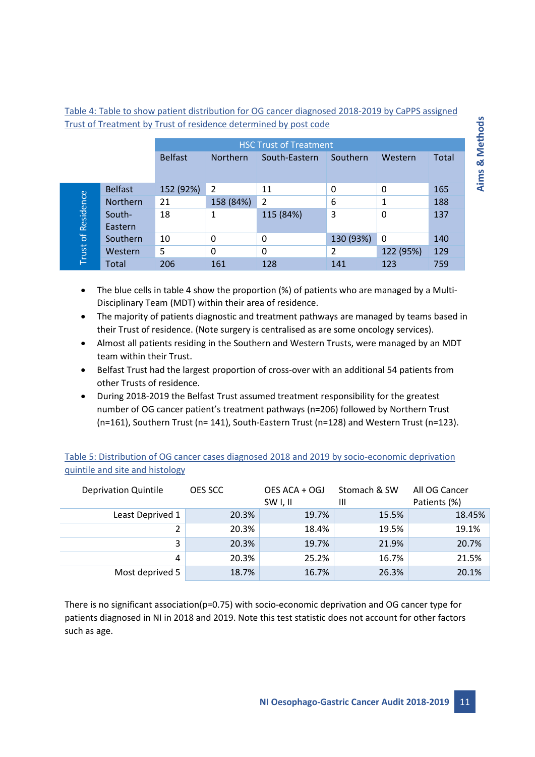Table 4: Table to show patient distribution for OG cancer diagnosed 2018-2019 by CaPPS assigned Trust of Treatment by Trust of residence determined by post code

| | | HSC Trust of Treatment | | | | | |
|---|---|---|---|---|---|---|---|
| | | Belfast | Northern | South-Eastern | Southern | Western | Total |
| Trust of Residence | Belfast | 152 (92%) | 2 | 11 | 0 | 0 | 165 |
| | Northern | 21 | 158 (84%) | 2 | 6 | 1 | 188 |
| | South-Eastern | 18 | 1 | 115 (84%) | 3 | 0 | 137 |
| | Southern | 10 | 0 | 0 | 130 (93%) | 0 | 140 |
| | Western | 5 | 0 | 0 | 2 | 122 (95%) | 129 |
| | Total | 206 | 161 | 128 | 141 | 123 | 759 |

- The blue cells in table 4 show the proportion (%) of patients who are managed by a Multi-Disciplinary Team (MDT) within their area of residence.
- The majority of patients diagnostic and treatment pathways are managed by teams based in their Trust of residence. (Note surgery is centralised as are some oncology services).
- Almost all patients residing in the Southern and Western Trusts, were managed by an MDT team within their Trust.
- Belfast Trust had the largest proportion of cross-over with an additional 54 patients from other Trusts of residence.
- During 2018-2019 the Belfast Trust assumed treatment responsibility for the greatest number of OG cancer patient's treatment pathways (n=206) followed by Northern Trust (n=161), Southern Trust (n= 141), South-Eastern Trust (n=128) and Western Trust (n=123).

Table 5: Distribution of OG cancer cases diagnosed 2018 and 2019 by socio-economic deprivation quintile and site and histology

| Deprivation Quintile | OES SCC | OES ACA + OGJ SW I, II | Stomach & SW III | All OG Cancer Patients (%) |
|---|---|---|---|---|
| Least Deprived 1 | 20.3% | 19.7% | 15.5% | 18.45% |
| 2 | 20.3% | 18.4% | 19.5% | 19.1% |
| 3 | 20.3% | 19.7% | 21.9% | 20.7% |
| 4 | 20.3% | 25.2% | 16.7% | 21.5% |
| Most deprived 5 | 18.7% | 16.7% | 26.3% | 20.1% |

There is no significant association($p=0.75$) with socio-economic deprivation and OG cancer type for patients diagnosed in NI in 2018 and 2019. Note this test statistic does not account for other factors such as age.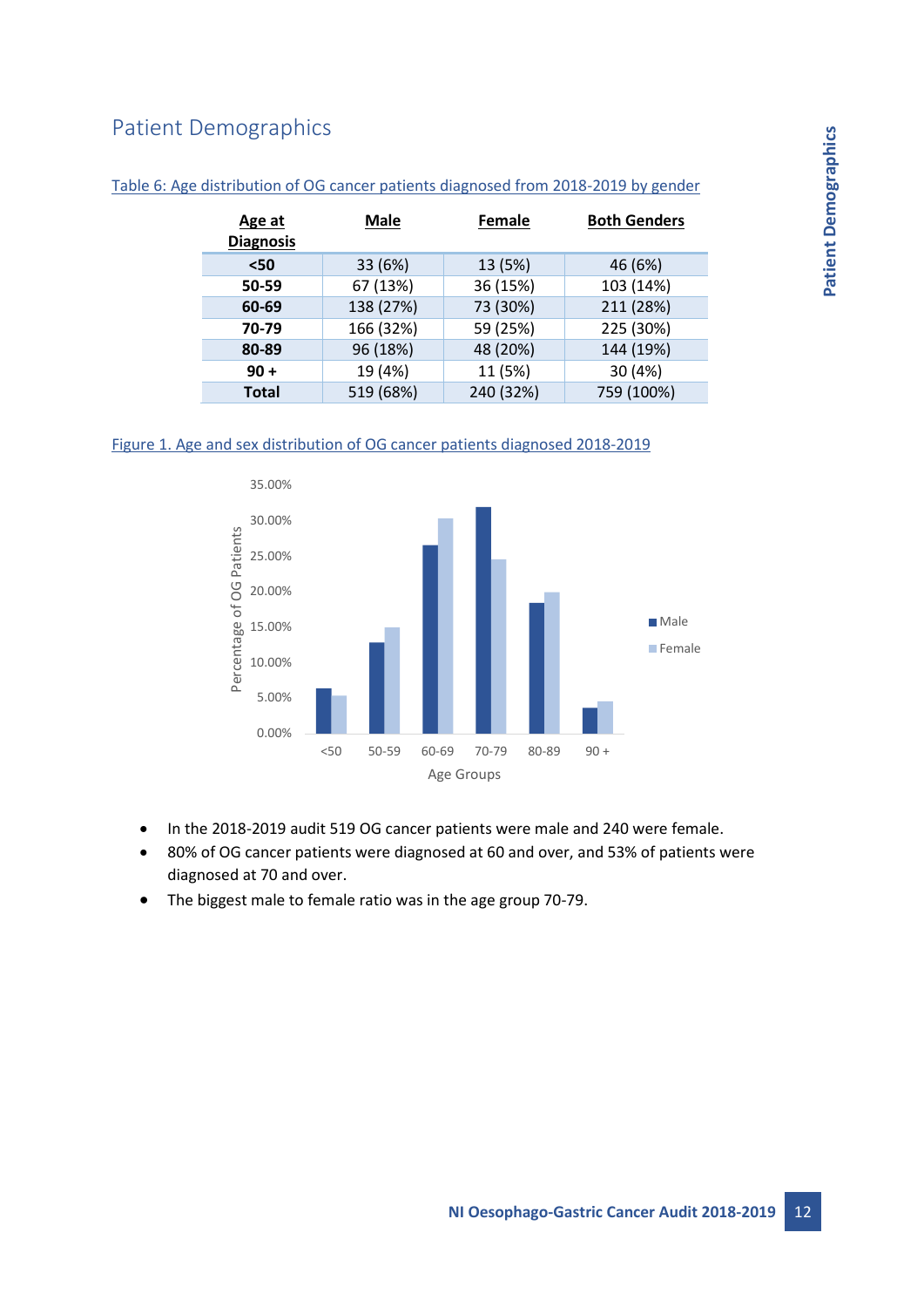## Patient Demographics

Table 6: Age distribution of OG cancer patients diagnosed from 2018-2019 by gender

| Age at Diagnosis | Male | Female | Both Genders |
|---|---|---|---|
| **<50** | 33 (6%) | 13 (5%) | 46 (6%) |
| **50-59** | 67 (13%) | 36 (15%) | 103 (14%) |
| **60-69** | 138 (27%) | 73 (30%) | 211 (28%) |
| **70-79** | 166 (32%) | 59 (25%) | 225 (30%) |
| **80-89** | 96 (18%) | 48 (20%) | 144 (19%) |
| **90 +** | 19 (4%) | 11 (5%) | 30 (4%) |
| **Total** | 519 (68%) | 240 (32%) | 759 (100%) |

Figure 1. Age and sex distribution of OG cancer patients diagnosed 2018-2019

- In the 2018-2019 audit 519 OG cancer patients were male and 240 were female.
- 80% of OG cancer patients were diagnosed at 60 and over, and 53% of patients were diagnosed at 70 and over.
- The biggest male to female ratio was in the age group 70-79.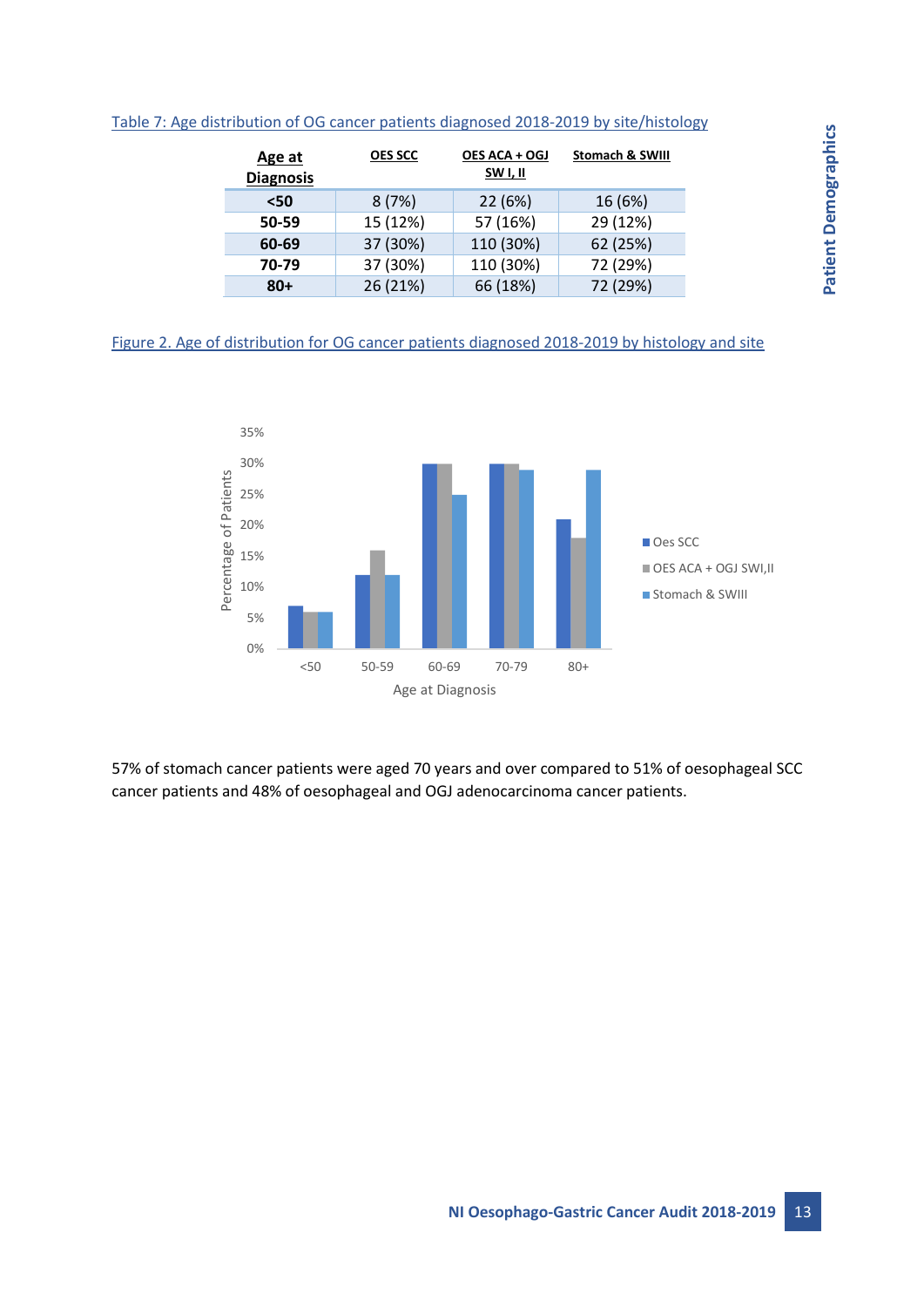Table 7: Age distribution of OG cancer patients diagnosed 2018-2019 by site/histology

| Age at Diagnosis | OES SCC | OES ACA + OGJ SW I, II | Stomach & SWIII |
|---|---|---|---|
| <50 | 8 (7%) | 22 (6%) | 16 (6%) |
| 50-59 | 15 (12%) | 57 (16%) | 29 (12%) |
| 60-69 | 37 (30%) | 110 (30%) | 62 (25%) |
| 70-79 | 37 (30%) | 110 (30%) | 72 (29%) |
| 80+ | 26 (21%) | 66 (18%) | 72 (29%) |

Figure 2. Age of distribution for OG cancer patients diagnosed 2018-2019 by histology and site

57% of stomach cancer patients were aged 70 years and over compared to 51% of oesophageal SCC cancer patients and 48% of oesophageal and OGJ adenocarcinoma cancer patients.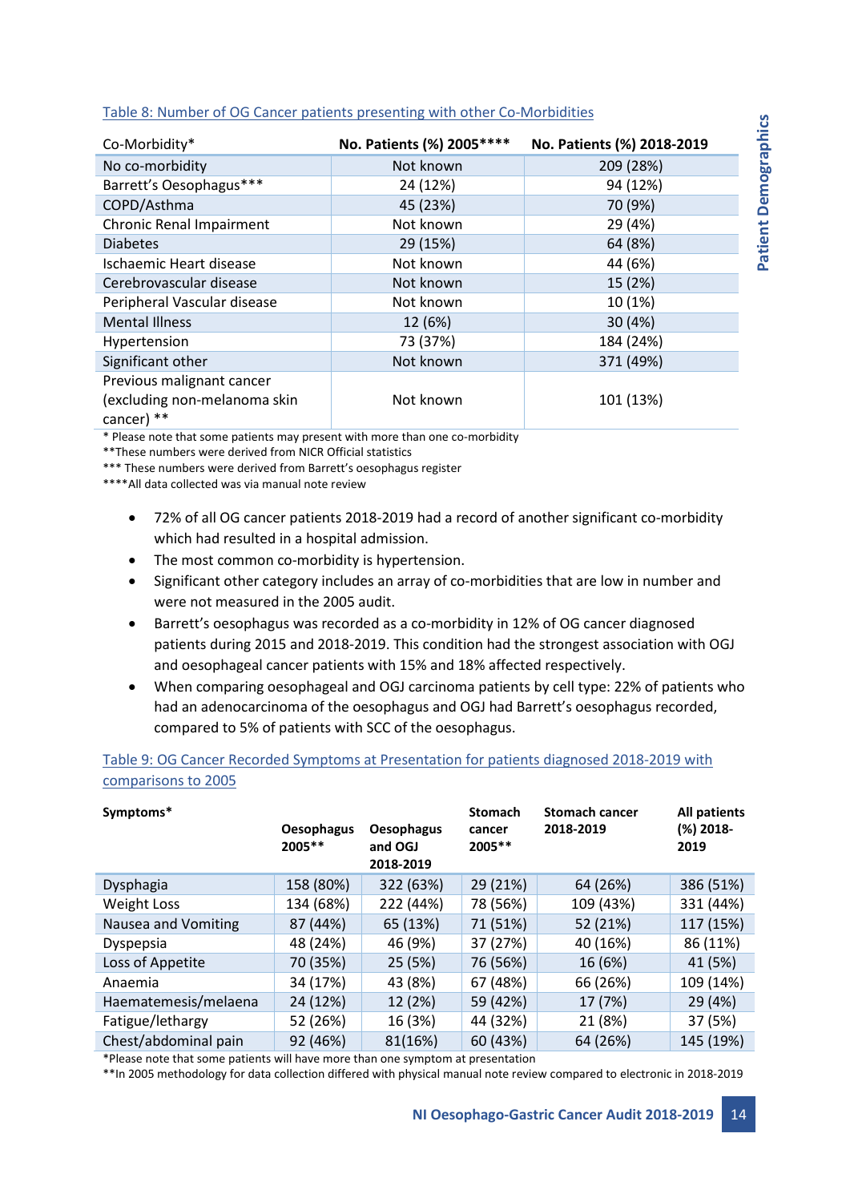Table 8: Number of OG Cancer patients presenting with other Co-Morbidities

| Co-Morbidity* | No. Patients (%) 2005**** | No. Patients (%) 2018-2019 |
|---|---|---|
| No co-morbidity | Not known | 209 (28%) |
| Barrett's Oesophagus*** | 24 (12%) | 94 (12%) |
| COPD/Asthma | 45 (23%) | 70 (9%) |
| Chronic Renal Impairment | Not known | 29 (4%) |
| Diabetes | 29 (15%) | 64 (8%) |
| Ischaemic Heart disease | Not known | 44 (6%) |
| Cerebrovascular disease | Not known | 15 (2%) |
| Peripheral Vascular disease | Not known | 10 (1%) |
| Mental Illness | 12 (6%) | 30 (4%) |
| Hypertension | 73 (37%) | 184 (24%) |
| Significant other | Not known | 371 (49%) |
| Previous malignant cancer (excluding non-melanoma skin cancer) ** | Not known | 101 (13%) |

\* Please note that some patients may present with more than one co-morbidity
\*\*These numbers were derived from NICR Official statistics
\*\*\* These numbers were derived from Barrett's oesophagus register
\*\*\*\*All data collected was via manual note review

- 72% of all OG cancer patients 2018-2019 had a record of another significant co-morbidity which had resulted in a hospital admission.
- The most common co-morbidity is hypertension.
- Significant other category includes an array of co-morbidities that are low in number and were not measured in the 2005 audit.
- Barrett's oesophagus was recorded as a co-morbidity in 12% of OG cancer diagnosed patients during 2015 and 2018-2019. This condition had the strongest association with OGJ and oesophageal cancer patients with 15% and 18% affected respectively.
- When comparing oesophageal and OGJ carcinoma patients by cell type: 22% of patients who had an adenocarcinoma of the oesophagus and OGJ had Barrett's oesophagus recorded, compared to 5% of patients with SCC of the oesophagus.

Table 9: OG Cancer Recorded Symptoms at Presentation for patients diagnosed 2018-2019 with comparisons to 2005

| Symptoms* | Oesophagus 2005** | Oesophagus and OGJ 2018-2019 | Stomach cancer 2005** | Stomach cancer 2018-2019 | All patients (%) 2018-2019 |
|---|---|---|---|---|---|
| Dysphagia | 158 (80%) | 322 (63%) | 29 (21%) | 64 (26%) | 386 (51%) |
| Weight Loss | 134 (68%) | 222 (44%) | 78 (56%) | 109 (43%) | 331 (44%) |
| Nausea and Vomiting | 87 (44%) | 65 (13%) | 71 (51%) | 52 (21%) | 117 (15%) |
| Dyspepsia | 48 (24%) | 46 (9%) | 37 (27%) | 40 (16%) | 86 (11%) |
| Loss of Appetite | 70 (35%) | 25 (5%) | 76 (56%) | 16 (6%) | 41 (5%) |
| Anaemia | 34 (17%) | 43 (8%) | 67 (48%) | 66 (26%) | 109 (14%) |
| Haematemesis/melaena | 24 (12%) | 12 (2%) | 59 (42%) | 17 (7%) | 29 (4%) |
| Fatigue/lethargy | 52 (26%) | 16 (3%) | 44 (32%) | 21 (8%) | 37 (5%) |
| Chest/abdominal pain | 92 (46%) | 81(16%) | 60 (43%) | 64 (26%) | 145 (19%) |

\*Please note that some patients will have more than one symptom at presentation
\*\*In 2005 methodology for data collection differed with physical manual note review compared to electronic in 2018-2019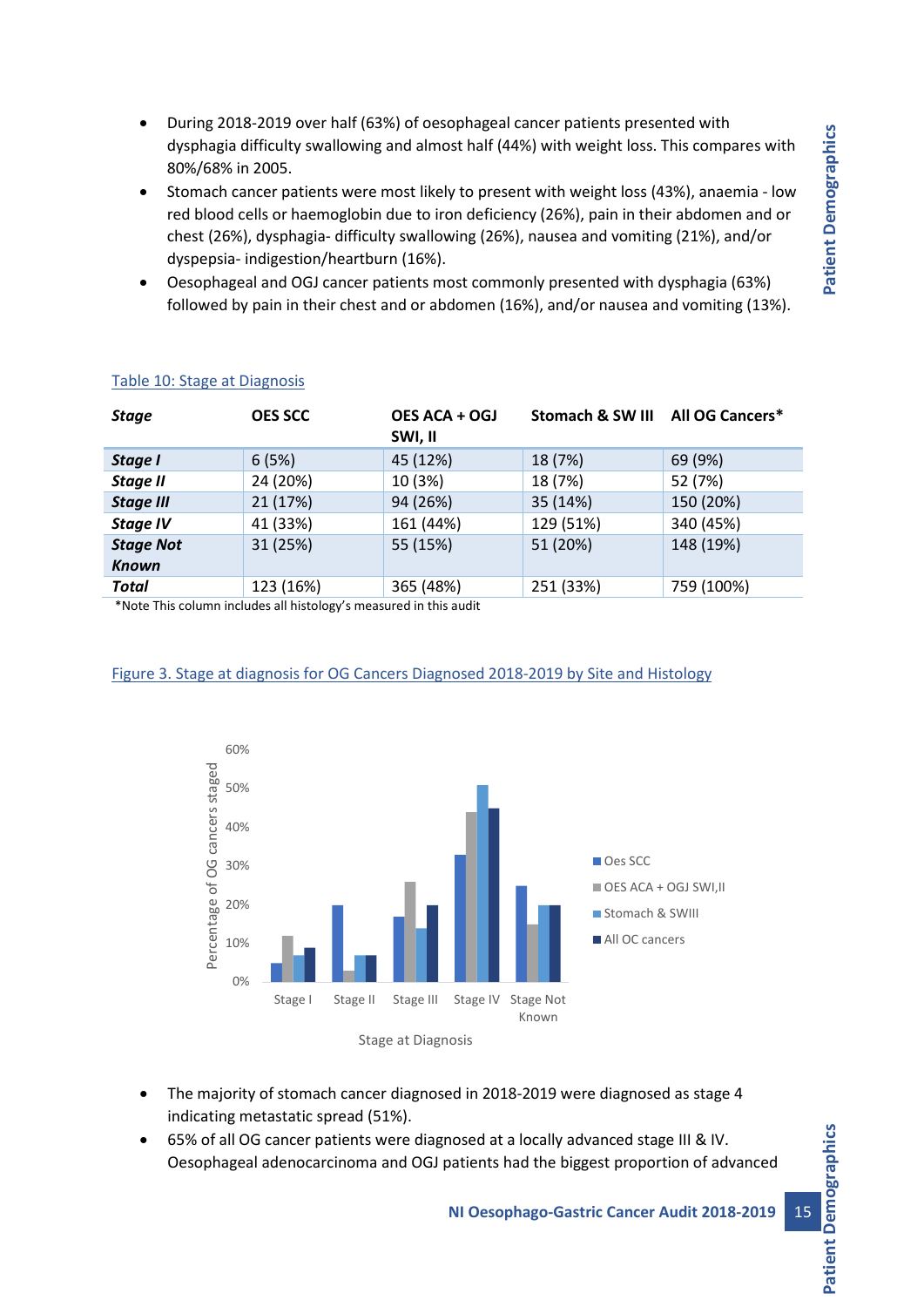- During 2018-2019 over half (63%) of oesophageal cancer patients presented with dysphagia difficulty swallowing and almost half (44%) with weight loss. This compares with 80%/68% in 2005.
- Stomach cancer patients were most likely to present with weight loss (43%), anaemia - low red blood cells or haemoglobin due to iron deficiency (26%), pain in their abdomen and or chest (26%), dysphagia- difficulty swallowing (26%), nausea and vomiting (21%), and/or dyspepsia- indigestion/heartburn (16%).
- Oesophageal and OGJ cancer patients most commonly presented with dysphagia (63%) followed by pain in their chest and or abdomen (16%), and/or nausea and vomiting (13%).

Table 10: Stage at Diagnosis

| *Stage* | OES SCC | OES ACA + OGJ SWI, II | Stomach & SW III | All OG Cancers* |
|---|---|---|---|---|
| *Stage I* | 6 (5%) | 45 (12%) | 18 (7%) | 69 (9%) |
| *Stage II* | 24 (20%) | 10 (3%) | 18 (7%) | 52 (7%) |
| *Stage III* | 21 (17%) | 94 (26%) | 35 (14%) | 150 (20%) |
| *Stage IV* | 41 (33%) | 161 (44%) | 129 (51%) | 340 (45%) |
| *Stage Not Known* | 31 (25%) | 55 (15%) | 51 (20%) | 148 (19%) |
| *Total* | 123 (16%) | 365 (48%) | 251 (33%) | 759 (100%) |

*Note This column includes all histology's measured in this audit

Figure 3. Stage at diagnosis for OG Cancers Diagnosed 2018-2019 by Site and Histology

- The majority of stomach cancer diagnosed in 2018-2019 were diagnosed as stage 4 indicating metastatic spread (51%).
- 65% of all OG cancer patients were diagnosed at a locally advanced stage III & IV. Oesophageal adenocarcinoma and OGJ patients had the biggest proportion of advanced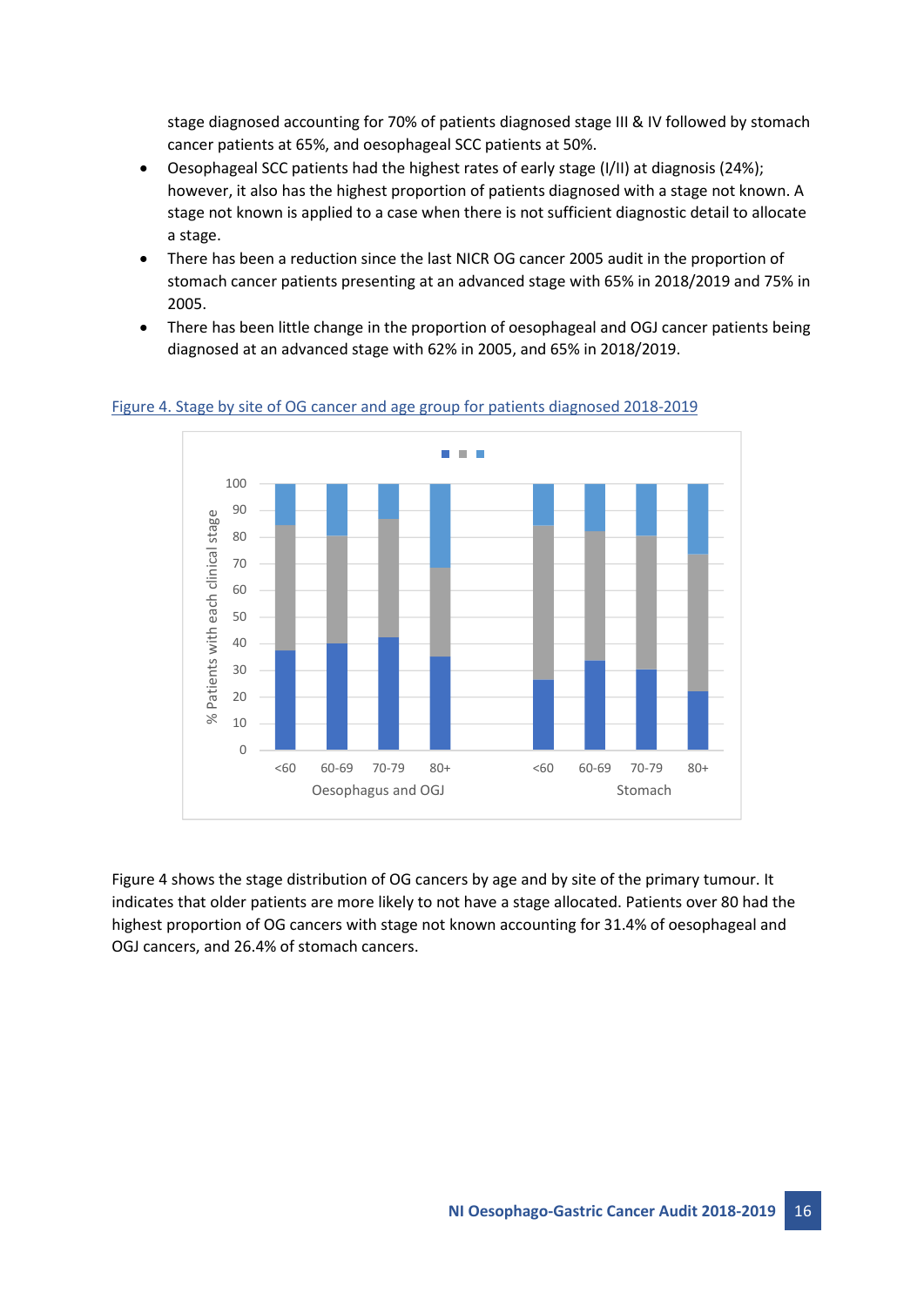stage diagnosed accounting for 70% of patients diagnosed stage III & IV followed by stomach cancer patients at 65%, and oesophageal SCC patients at 50%.

- Oesophageal SCC patients had the highest rates of early stage (I/II) at diagnosis (24%); however, it also has the highest proportion of patients diagnosed with a stage not known. A stage not known is applied to a case when there is not sufficient diagnostic detail to allocate a stage.
- There has been a reduction since the last NICR OG cancer 2005 audit in the proportion of stomach cancer patients presenting at an advanced stage with 65% in 2018/2019 and 75% in 2005.
- There has been little change in the proportion of oesophageal and OGJ cancer patients being diagnosed at an advanced stage with 62% in 2005, and 65% in 2018/2019.

Figure 4. Stage by site of OG cancer and age group for patients diagnosed 2018-2019

Figure 4 shows the stage distribution of OG cancers by age and by site of the primary tumour. It indicates that older patients are more likely to not have a stage allocated. Patients over 80 had the highest proportion of OG cancers with stage not known accounting for 31.4% of oesophageal and OGJ cancers, and 26.4% of stomach cancers.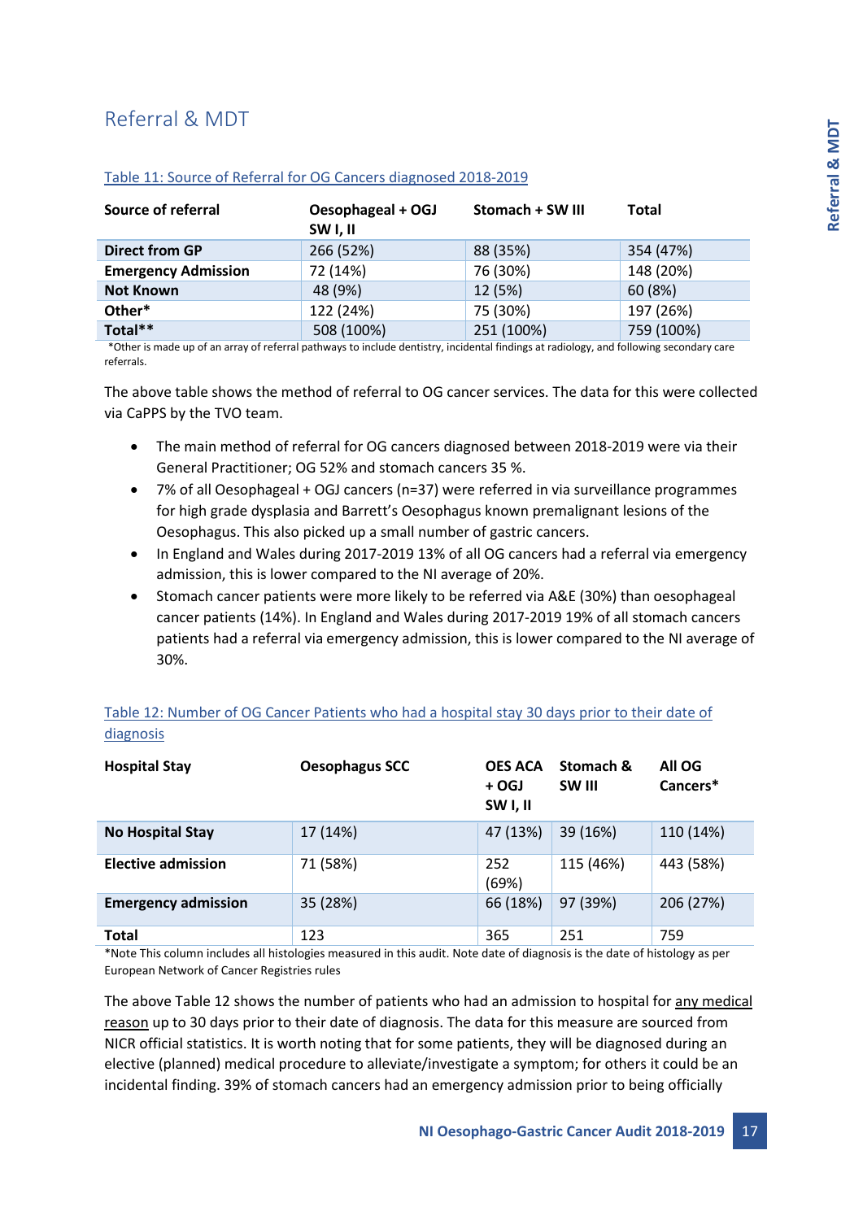## Referral & MDT

Table 11: Source of Referral for OG Cancers diagnosed 2018-2019

| Source of referral | Oesophageal + OGJ SW I, II | Stomach + SW III | Total |
|---|---|---|---|
| **Direct from GP** | 266 (52%) | 88 (35%) | 354 (47%) |
| **Emergency Admission** | 72 (14%) | 76 (30%) | 148 (20%) |
| **Not Known** | 48 (9%) | 12 (5%) | 60 (8%) |
| **Other*** | 122 (24%) | 75 (30%) | 197 (26%) |
| **Total**** | 508 (100%) | 251 (100%) | 759 (100%) |

*Other is made up of an array of referral pathways to include dentistry, incidental findings at radiology, and following secondary care referrals.

The above table shows the method of referral to OG cancer services. The data for this were collected via CaPPS by the TVO team.

- The main method of referral for OG cancers diagnosed between 2018-2019 were via their General Practitioner; OG 52% and stomach cancers 35 %.
- 7% of all Oesophageal + OGJ cancers (n=37) were referred in via surveillance programmes for high grade dysplasia and Barrett's Oesophagus known premalignant lesions of the Oesophagus. This also picked up a small number of gastric cancers.
- In England and Wales during 2017-2019 13% of all OG cancers had a referral via emergency admission, this is lower compared to the NI average of 20%.
- Stomach cancer patients were more likely to be referred via A&E (30%) than oesophageal cancer patients (14%). In England and Wales during 2017-2019 19% of all stomach cancers patients had a referral via emergency admission, this is lower compared to the NI average of 30%.

Table 12: Number of OG Cancer Patients who had a hospital stay 30 days prior to their date of diagnosis

| Hospital Stay | Oesophagus SCC | OES ACA + OGJ SW I, II | Stomach & SW III | All OG Cancers* |
|---|---|---|---|---|
| **No Hospital Stay** | 17 (14%) | 47 (13%) | 39 (16%) | 110 (14%) |
| **Elective admission** | 71 (58%) | 252 (69%) | 115 (46%) | 443 (58%) |
| **Emergency admission** | 35 (28%) | 66 (18%) | 97 (39%) | 206 (27%) |
| **Total** | 123 | 365 | 251 | 759 |

*Note This column includes all histologies measured in this audit. Note date of diagnosis is the date of histology as per European Network of Cancer Registries rules

The above Table 12 shows the number of patients who had an admission to hospital for any medical reason up to 30 days prior to their date of diagnosis. The data for this measure are sourced from NICR official statistics. It is worth noting that for some patients, they will be diagnosed during an elective (planned) medical procedure to alleviate/investigate a symptom; for others it could be an incidental finding. 39% of stomach cancers had an emergency admission prior to being officially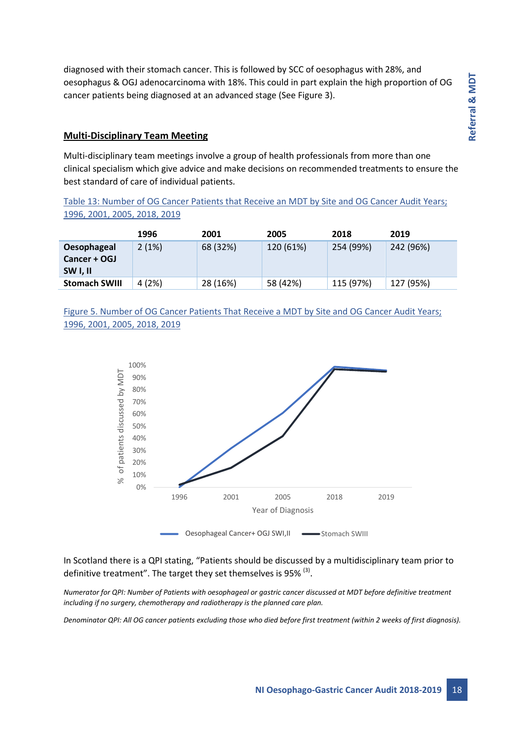diagnosed with their stomach cancer. This is followed by SCC of oesophagus with 28%, and oesophagus & OGJ adenocarcinoma with 18%. This could in part explain the high proportion of OG cancer patients being diagnosed at an advanced stage (See Figure 3).

## Multi-Disciplinary Team Meeting

Multi-disciplinary team meetings involve a group of health professionals from more than one clinical specialism which give advice and make decisions on recommended treatments to ensure the best standard of care of individual patients.

Table 13: Number of OG Cancer Patients that Receive an MDT by Site and OG Cancer Audit Years; 1996, 2001, 2005, 2018, 2019

| | 1996 | 2001 | 2005 | 2018 | 2019 |
|---|---|---|---|---|---|
| **Oesophageal Cancer + OGJ SW I, II** | 2 (1%) | 68 (32%) | 120 (61%) | 254 (99%) | 242 (96%) |
| **Stomach SWIII** | 4 (2%) | 28 (16%) | 58 (42%) | 115 (97%) | 127 (95%) |

Figure 5. Number of OG Cancer Patients That Receive a MDT by Site and OG Cancer Audit Years; 1996, 2001, 2005, 2018, 2019

In Scotland there is a QPI stating, "Patients should be discussed by a multidisciplinary team prior to definitive treatment". The target they set themselves is 95% [3].

*Numerator for QPI: Number of Patients with oesophageal or gastric cancer discussed at MDT before definitive treatment including if no surgery, chemotherapy and radiotherapy is the planned care plan.*

*Denominator QPI: All OG cancer patients excluding those who died before first treatment (within 2 weeks of first diagnosis).*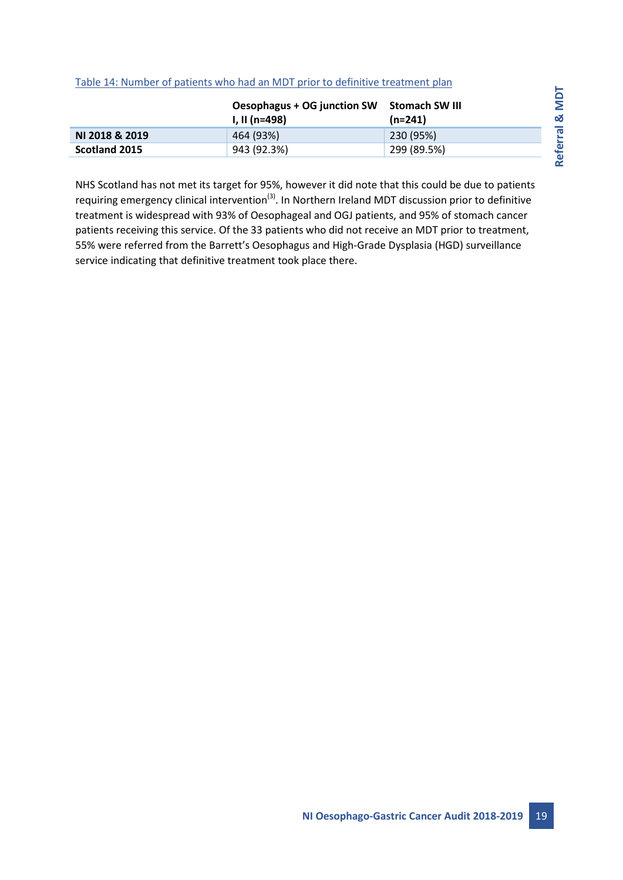Table 14: Number of patients who had an MDT prior to definitive treatment plan

| | Oesophagus + OG junction SW I, II (n=498) | Stomach SW III (n=241) |
|---|---|---|
| **NI 2018 & 2019** | 464 (93%) | 230 (95%) |
| **Scotland 2015** | 943 (92.3%) | 299 (89.5%) |

NHS Scotland has not met its target for 95%, however it did note that this could be due to patients requiring emergency clinical intervention[3]. In Northern Ireland MDT discussion prior to definitive treatment is widespread with 93% of Oesophageal and OGJ patients, and 95% of stomach cancer patients receiving this service. Of the 33 patients who did not receive an MDT prior to treatment, 55% were referred from the Barrett's Oesophagus and High-Grade Dysplasia (HGD) surveillance service indicating that definitive treatment took place there.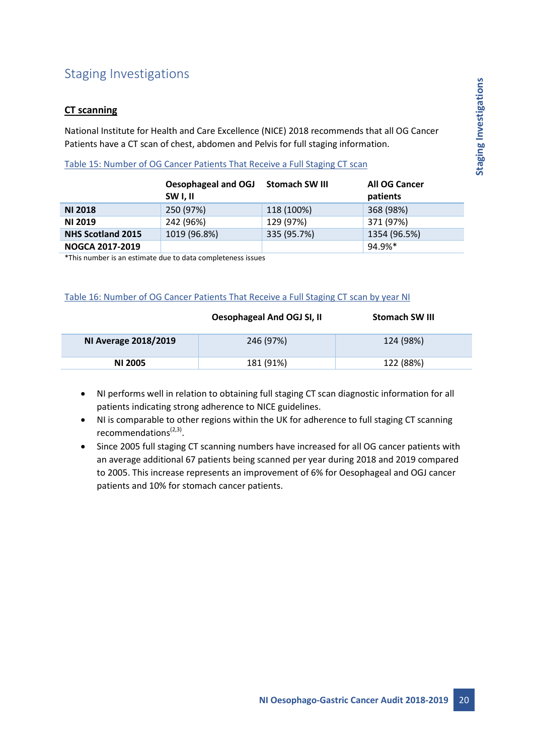## Staging Investigations

### CT scanning

National Institute for Health and Care Excellence (NICE) 2018 recommends that all OG Cancer Patients have a CT scan of chest, abdomen and Pelvis for full staging information.

Table 15: Number of OG Cancer Patients That Receive a Full Staging CT scan

| | Oesophageal and OGJ SW I, II | Stomach SW III | All OG Cancer patients |
|---|---|---|---|
| **NI 2018** | 250 (97%) | 118 (100%) | 368 (98%) |
| **NI 2019** | 242 (96%) | 129 (97%) | 371 (97%) |
| **NHS Scotland 2015** | 1019 (96.8%) | 335 (95.7%) | 1354 (96.5%) |
| **NOGCA 2017-2019** | | | 94.9%* |

*This number is an estimate due to data completeness issues

Table 16: Number of OG Cancer Patients That Receive a Full Staging CT scan by year NI

| | Oesophageal And OGJ SI, II | Stomach SW III |
|---|---|---|
| **NI Average 2018/2019** | 246 (97%) | 124 (98%) |
| **NI 2005** | 181 (91%) | 122 (88%) |

- NI performs well in relation to obtaining full staging CT scan diagnostic information for all patients indicating strong adherence to NICE guidelines.
- NI is comparable to other regions within the UK for adherence to full staging CT scanning recommendations[2,3].
- Since 2005 full staging CT scanning numbers have increased for all OG cancer patients with an average additional 67 patients being scanned per year during 2018 and 2019 compared to 2005. This increase represents an improvement of 6% for Oesophageal and OGJ cancer patients and 10% for stomach cancer patients.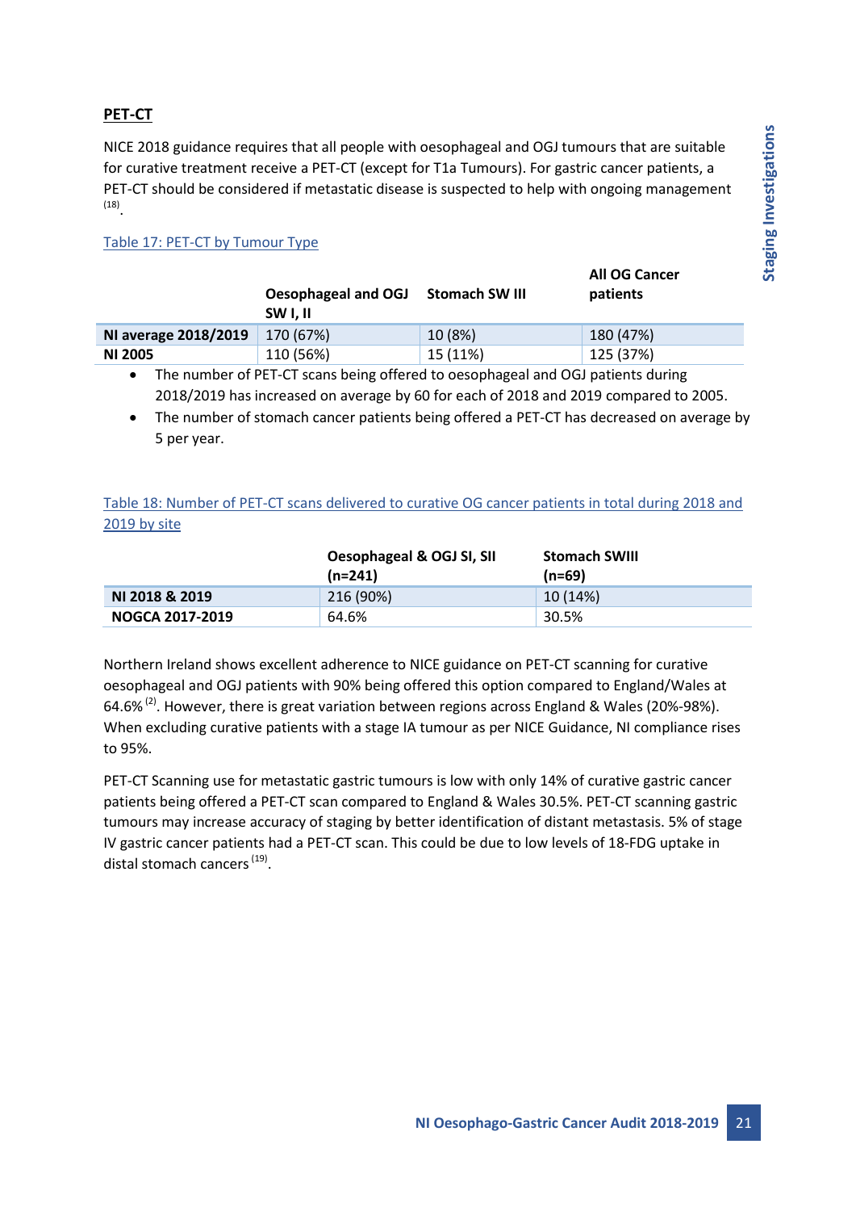## PET-CT

NICE 2018 guidance requires that all people with oesophageal and OGJ tumours that are suitable for curative treatment receive a PET-CT (except for T1a Tumours). For gastric cancer patients, a PET-CT should be considered if metastatic disease is suspected to help with ongoing management [18].

Table 17: PET-CT by Tumour Type

| | Oesophageal and OGJ SW I, II | Stomach SW III | All OG Cancer patients |
|---|---|---|---|
| **NI average 2018/2019** | 170 (67%) | 10 (8%) | 180 (47%) |
| **NI 2005** | 110 (56%) | 15 (11%) | 125 (37%) |

- The number of PET-CT scans being offered to oesophageal and OGJ patients during 2018/2019 has increased on average by 60 for each of 2018 and 2019 compared to 2005.
- The number of stomach cancer patients being offered a PET-CT has decreased on average by 5 per year.

Table 18: Number of PET-CT scans delivered to curative OG cancer patients in total during 2018 and 2019 by site

| | Oesophageal & OGJ SI, SII (n=241) | Stomach SWIII (n=69) |
|---|---|---|
| **NI 2018 & 2019** | 216 (90%) | 10 (14%) |
| **NOGCA 2017-2019** | 64.6% | 30.5% |

Northern Ireland shows excellent adherence to NICE guidance on PET-CT scanning for curative oesophageal and OGJ patients with 90% being offered this option compared to England/Wales at 64.6% [2]. However, there is great variation between regions across England & Wales (20%-98%). When excluding curative patients with a stage IA tumour as per NICE Guidance, NI compliance rises to 95%.

PET-CT Scanning use for metastatic gastric tumours is low with only 14% of curative gastric cancer patients being offered a PET-CT scan compared to England & Wales 30.5%. PET-CT scanning gastric tumours may increase accuracy of staging by better identification of distant metastasis. 5% of stage IV gastric cancer patients had a PET-CT scan. This could be due to low levels of 18-FDG uptake in distal stomach cancers [19].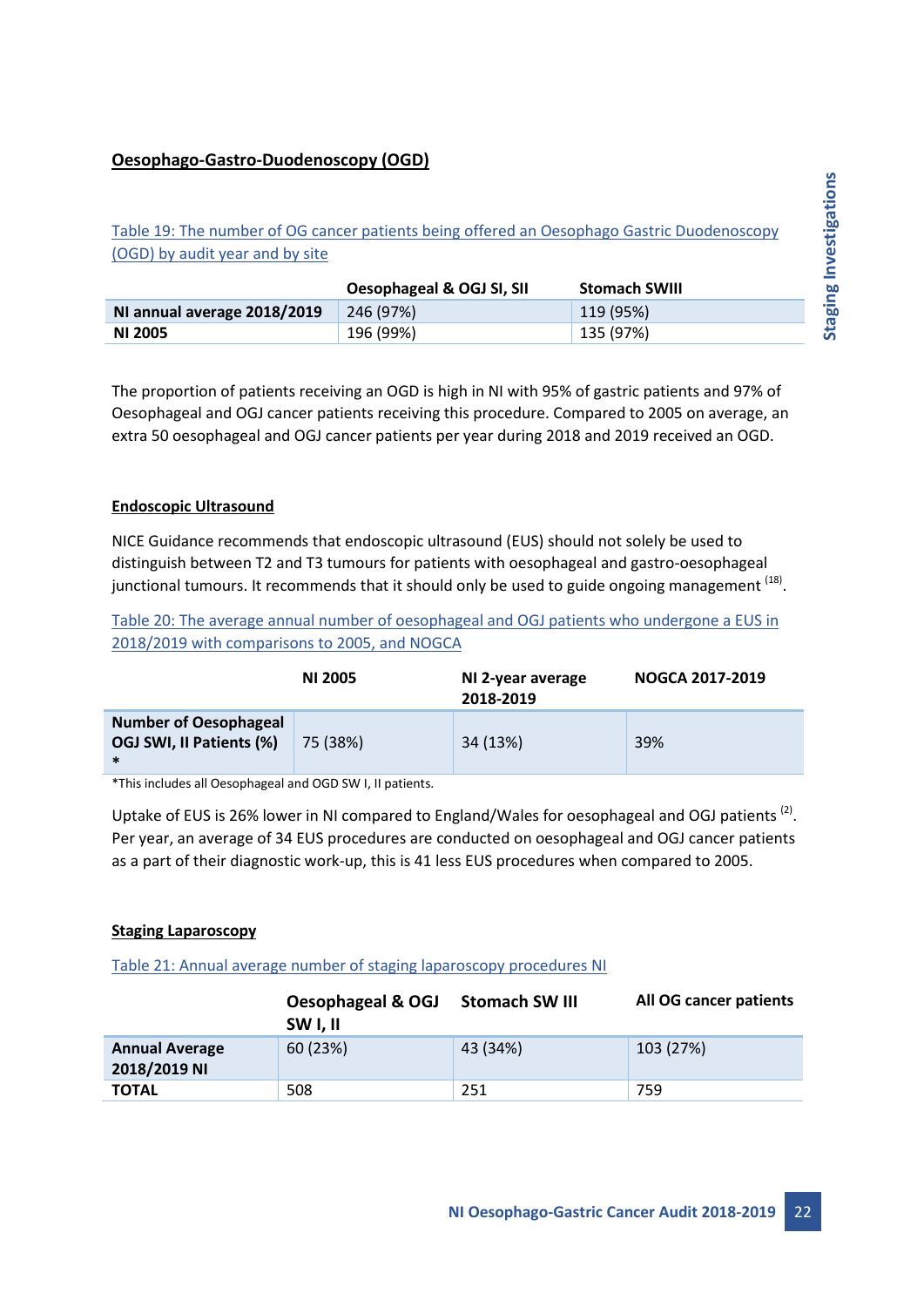## Oesophago-Gastro-Duodenoscopy (OGD)

Table 19: The number of OG cancer patients being offered an Oesophago Gastric Duodenoscopy (OGD) by audit year and by site

| | Oesophageal & OGJ SI, SII | Stomach SWIII |
|---|---|---|
| **NI annual average 2018/2019** | 246 (97%) | 119 (95%) |
| **NI 2005** | 196 (99%) | 135 (97%) |

The proportion of patients receiving an OGD is high in NI with 95% of gastric patients and 97% of Oesophageal and OGJ cancer patients receiving this procedure. Compared to 2005 on average, an extra 50 oesophageal and OGJ cancer patients per year during 2018 and 2019 received an OGD.

## Endoscopic Ultrasound

NICE Guidance recommends that endoscopic ultrasound (EUS) should not solely be used to distinguish between T2 and T3 tumours for patients with oesophageal and gastro-oesophageal junctional tumours. It recommends that it should only be used to guide ongoing management [18].

Table 20: The average annual number of oesophageal and OGJ patients who undergone a EUS in 2018/2019 with comparisons to 2005, and NOGCA

| | NI 2005 | NI 2-year average 2018-2019 | NOGCA 2017-2019 |
|---|---|---|---|
| **Number of Oesophageal OGJ SWI, II Patients (%) *** | 75 (38%) | 34 (13%) | 39% |

*This includes all Oesophageal and OGD SW I, II patients.

Uptake of EUS is 26% lower in NI compared to England/Wales for oesophageal and OGJ patients [2]. Per year, an average of 34 EUS procedures are conducted on oesophageal and OGJ cancer patients as a part of their diagnostic work-up, this is 41 less EUS procedures when compared to 2005.

## Staging Laparoscopy

Table 21: Annual average number of staging laparoscopy procedures NI

| | Oesophageal & OGJ SW I, II | Stomach SW III | All OG cancer patients |
|---|---|---|---|
| **Annual Average 2018/2019 NI** | 60 (23%) | 43 (34%) | 103 (27%) |
| **TOTAL** | 508 | 251 | 759 |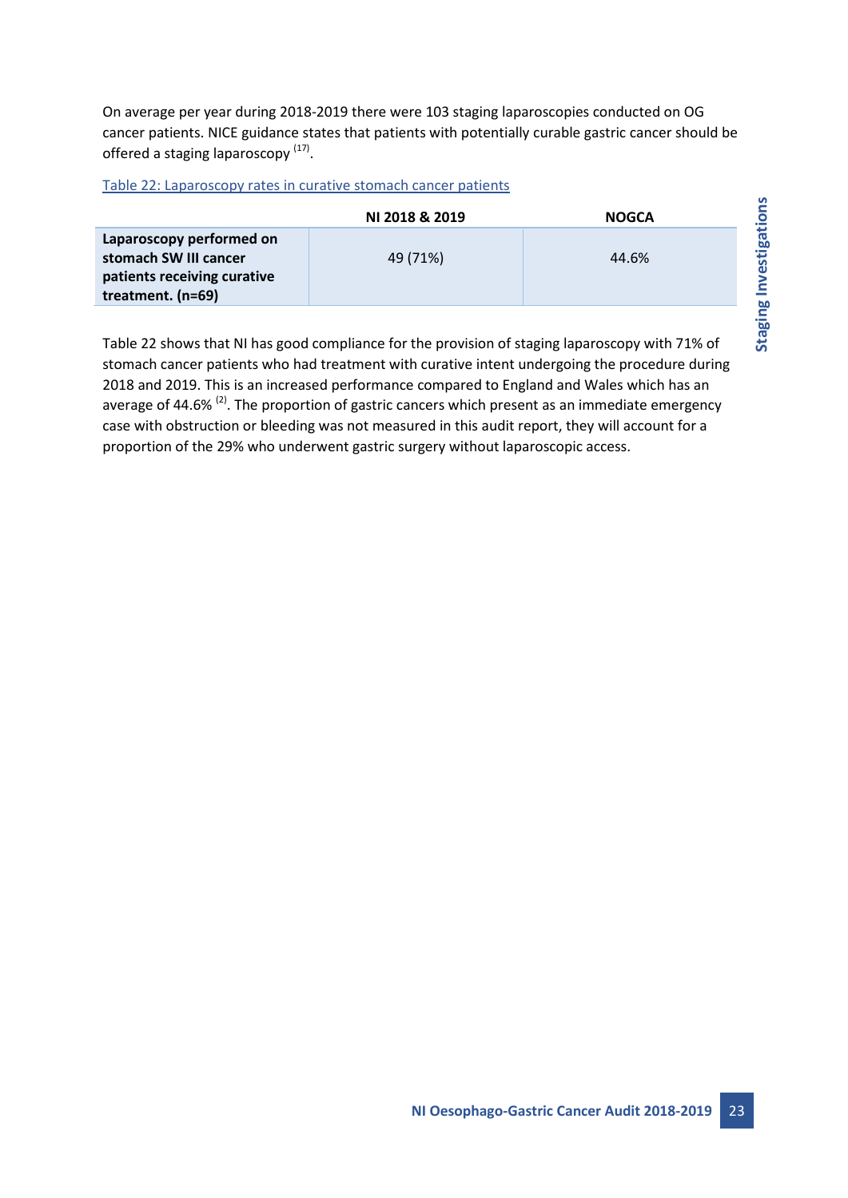On average per year during 2018-2019 there were 103 staging laparoscopies conducted on OG cancer patients. NICE guidance states that patients with potentially curable gastric cancer should be offered a staging laparoscopy [17].

Table 22: Laparoscopy rates in curative stomach cancer patients

| | NI 2018 & 2019 | NOGCA |
|---|---|---|
| **Laparoscopy performed on stomach SW III cancer patients receiving curative treatment. (n=69)** | 49 (71%) | 44.6% |

Table 22 shows that NI has good compliance for the provision of staging laparoscopy with 71% of stomach cancer patients who had treatment with curative intent undergoing the procedure during 2018 and 2019. This is an increased performance compared to England and Wales which has an average of 44.6% [2]. The proportion of gastric cancers which present as an immediate emergency case with obstruction or bleeding was not measured in this audit report, they will account for a proportion of the 29% who underwent gastric surgery without laparoscopic access.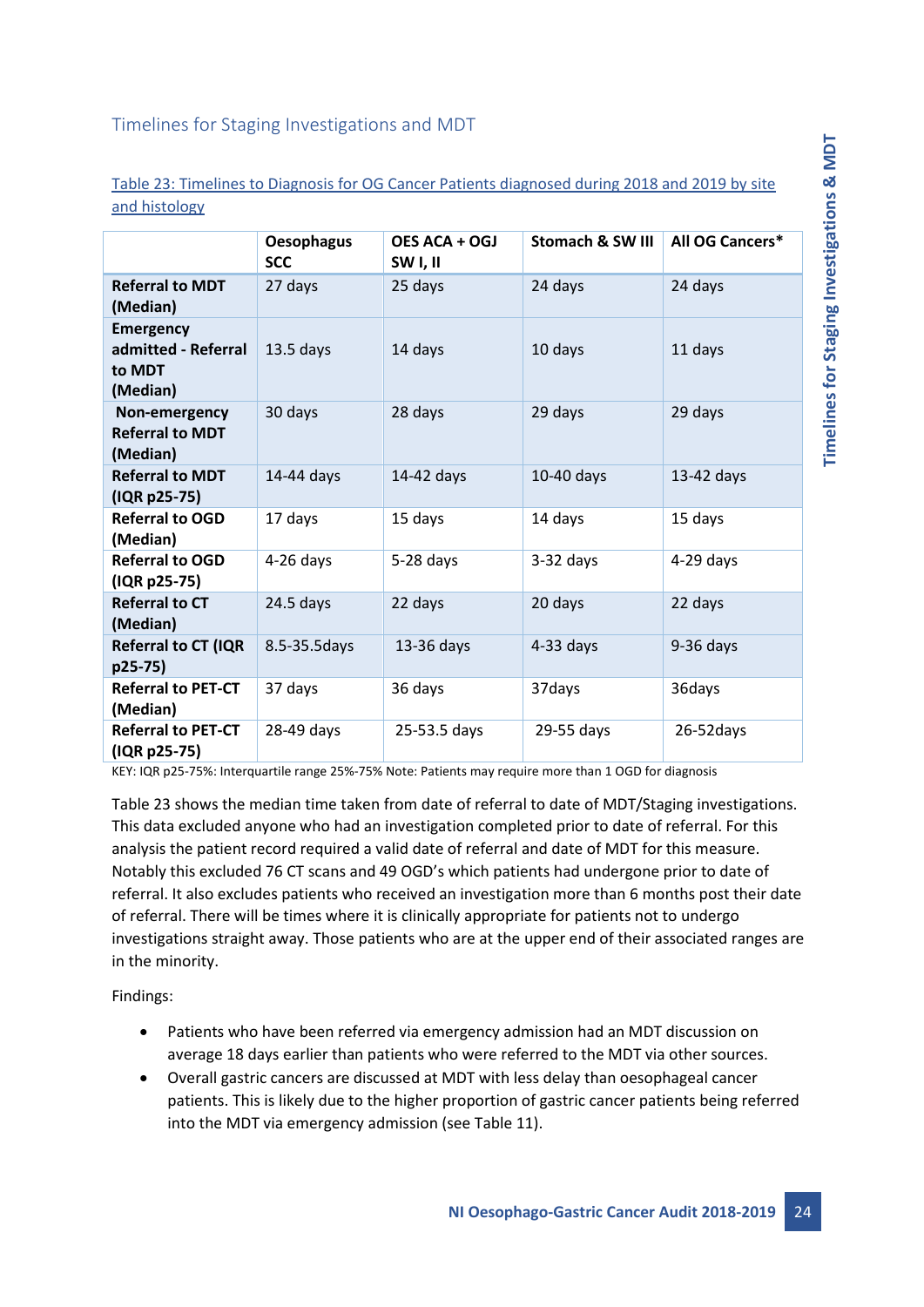## Timelines for Staging Investigations and MDT

Table 23: Timelines to Diagnosis for OG Cancer Patients diagnosed during 2018 and 2019 by site and histology

| | Oesophagus SCC | OES ACA + OGJ SW I, II | Stomach & SW III | All OG Cancers* |
|---|---|---|---|---|
| **Referral to MDT (Median)** | 27 days | 25 days | 24 days | 24 days |
| **Emergency admitted - Referral to MDT (Median)** | 13.5 days | 14 days | 10 days | 11 days |
| **Non-emergency Referral to MDT (Median)** | 30 days | 28 days | 29 days | 29 days |
| **Referral to MDT (IQR p25-75)** | 14-44 days | 14-42 days | 10-40 days | 13-42 days |
| **Referral to OGD (Median)** | 17 days | 15 days | 14 days | 15 days |
| **Referral to OGD (IQR p25-75)** | 4-26 days | 5-28 days | 3-32 days | 4-29 days |
| **Referral to CT (Median)** | 24.5 days | 22 days | 20 days | 22 days |
| **Referral to CT (IQR p25-75)** | 8.5-35.5days | 13-36 days | 4-33 days | 9-36 days |
| **Referral to PET-CT (Median)** | 37 days | 36 days | 37days | 36days |
| **Referral to PET-CT (IQR p25-75)** | 28-49 days | 25-53.5 days | 29-55 days | 26-52days |

KEY: IQR p25-75%: Interquartile range 25%-75% Note: Patients may require more than 1 OGD for diagnosis

Table 23 shows the median time taken from date of referral to date of MDT/Staging investigations. This data excluded anyone who had an investigation completed prior to date of referral. For this analysis the patient record required a valid date of referral and date of MDT for this measure. Notably this excluded 76 CT scans and 49 OGD's which patients had undergone prior to date of referral. It also excludes patients who received an investigation more than 6 months post their date of referral. There will be times where it is clinically appropriate for patients not to undergo investigations straight away. Those patients who are at the upper end of their associated ranges are in the minority.

Findings:

- Patients who have been referred via emergency admission had an MDT discussion on average 18 days earlier than patients who were referred to the MDT via other sources.
- Overall gastric cancers are discussed at MDT with less delay than oesophageal cancer patients. This is likely due to the higher proportion of gastric cancer patients being referred into the MDT via emergency admission (see Table 11).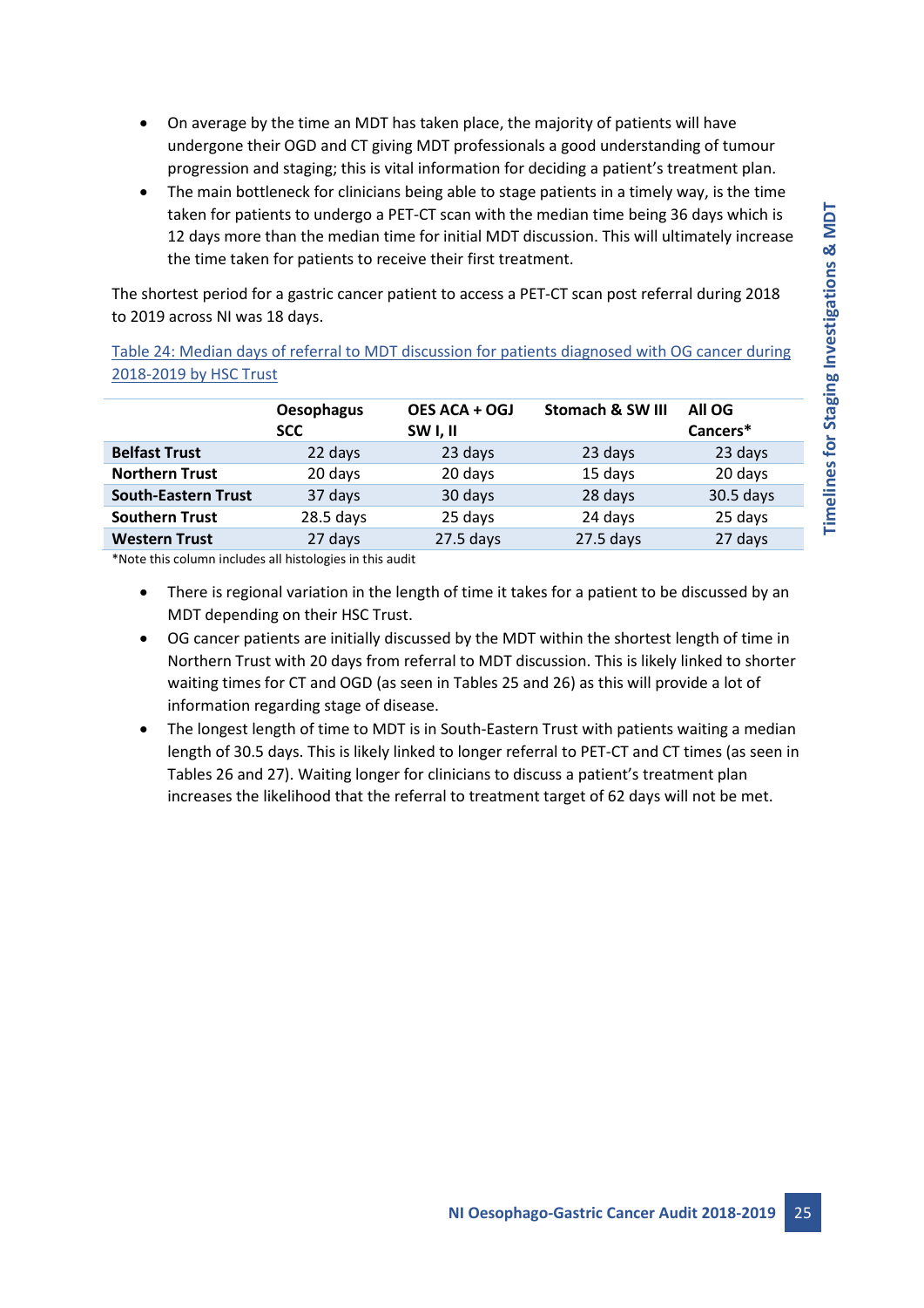- On average by the time an MDT has taken place, the majority of patients will have undergone their OGD and CT giving MDT professionals a good understanding of tumour progression and staging; this is vital information for deciding a patient's treatment plan.
- The main bottleneck for clinicians being able to stage patients in a timely way, is the time taken for patients to undergo a PET-CT scan with the median time being 36 days which is 12 days more than the median time for initial MDT discussion. This will ultimately increase the time taken for patients to receive their first treatment.

The shortest period for a gastric cancer patient to access a PET-CT scan post referral during 2018 to 2019 across NI was 18 days.

Table 24: Median days of referral to MDT discussion for patients diagnosed with OG cancer during 2018-2019 by HSC Trust

| | Oesophagus SCC | OES ACA + OGJ SW I, II | Stomach & SW III | All OG Cancers* |
|---|---|---|---|---|
| **Belfast Trust** | 22 days | 23 days | 23 days | 23 days |
| **Northern Trust** | 20 days | 20 days | 15 days | 20 days |
| **South-Eastern Trust** | 37 days | 30 days | 28 days | 30.5 days |
| **Southern Trust** | 28.5 days | 25 days | 24 days | 25 days |
| **Western Trust** | 27 days | 27.5 days | 27.5 days | 27 days |

*Note this column includes all histologies in this audit

- There is regional variation in the length of time it takes for a patient to be discussed by an MDT depending on their HSC Trust.
- OG cancer patients are initially discussed by the MDT within the shortest length of time in Northern Trust with 20 days from referral to MDT discussion. This is likely linked to shorter waiting times for CT and OGD (as seen in Tables 25 and 26) as this will provide a lot of information regarding stage of disease.
- The longest length of time to MDT is in South-Eastern Trust with patients waiting a median length of 30.5 days. This is likely linked to longer referral to PET-CT and CT times (as seen in Tables 26 and 27). Waiting longer for clinicians to discuss a patient's treatment plan increases the likelihood that the referral to treatment target of 62 days will not be met.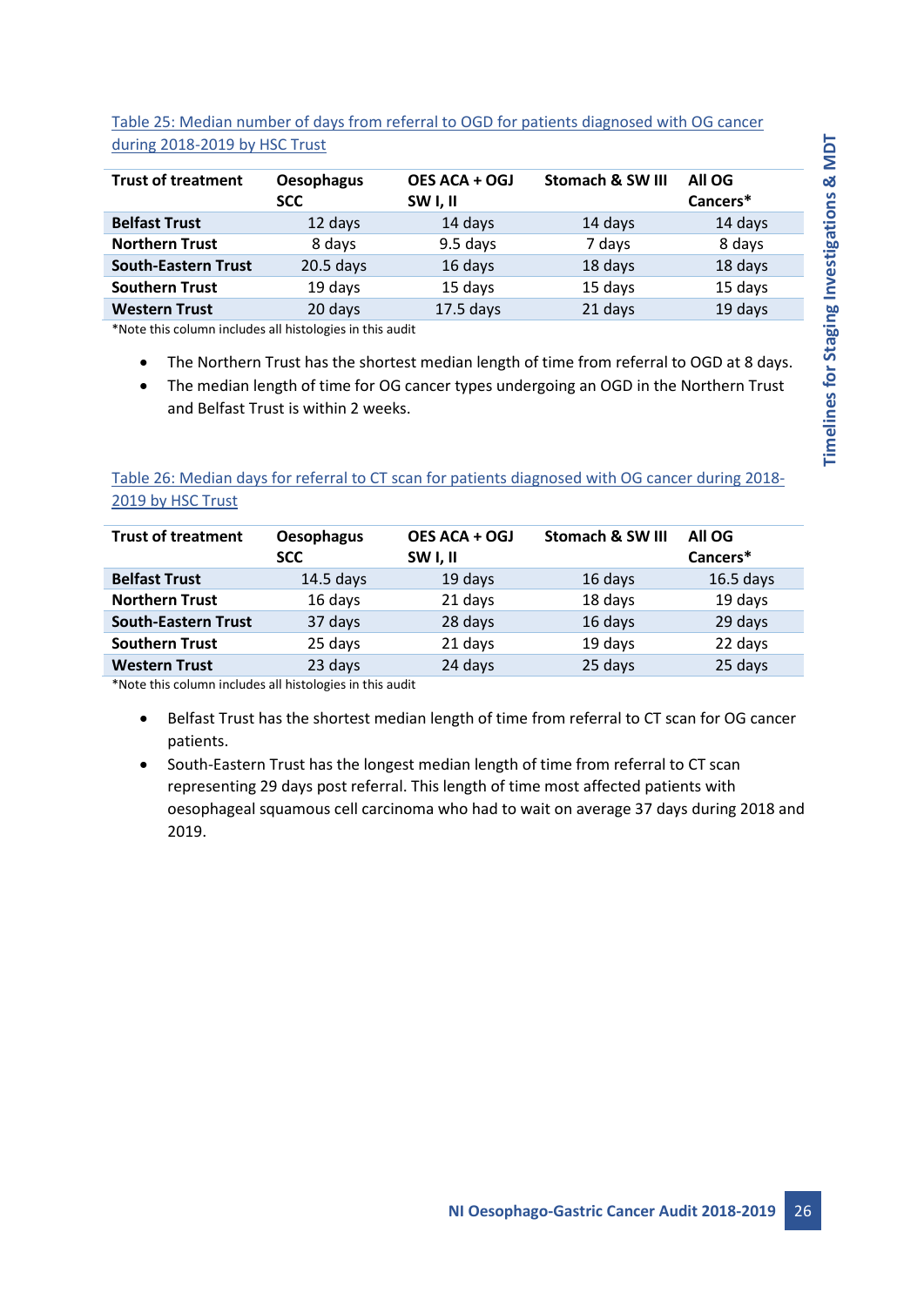Table 25: Median number of days from referral to OGD for patients diagnosed with OG cancer during 2018-2019 by HSC Trust

| Trust of treatment | Oesophagus SCC | OES ACA + OGJ SW I, II | Stomach & SW III | All OG Cancers* |
|---|---|---|---|---|
| **Belfast Trust** | 12 days | 14 days | 14 days | 14 days |
| **Northern Trust** | 8 days | 9.5 days | 7 days | 8 days |
| **South-Eastern Trust** | 20.5 days | 16 days | 18 days | 18 days |
| **Southern Trust** | 19 days | 15 days | 15 days | 15 days |
| **Western Trust** | 20 days | 17.5 days | 21 days | 19 days |

*Note this column includes all histologies in this audit

- The Northern Trust has the shortest median length of time from referral to OGD at 8 days.
- The median length of time for OG cancer types undergoing an OGD in the Northern Trust and Belfast Trust is within 2 weeks.

Table 26: Median days for referral to CT scan for patients diagnosed with OG cancer during 2018-2019 by HSC Trust

| Trust of treatment | Oesophagus SCC | OES ACA + OGJ SW I, II | Stomach & SW III | All OG Cancers* |
|---|---|---|---|---|
| **Belfast Trust** | 14.5 days | 19 days | 16 days | 16.5 days |
| **Northern Trust** | 16 days | 21 days | 18 days | 19 days |
| **South-Eastern Trust** | 37 days | 28 days | 16 days | 29 days |
| **Southern Trust** | 25 days | 21 days | 19 days | 22 days |
| **Western Trust** | 23 days | 24 days | 25 days | 25 days |

*Note this column includes all histologies in this audit

- Belfast Trust has the shortest median length of time from referral to CT scan for OG cancer patients.
- South-Eastern Trust has the longest median length of time from referral to CT scan representing 29 days post referral. This length of time most affected patients with oesophageal squamous cell carcinoma who had to wait on average 37 days during 2018 and 2019.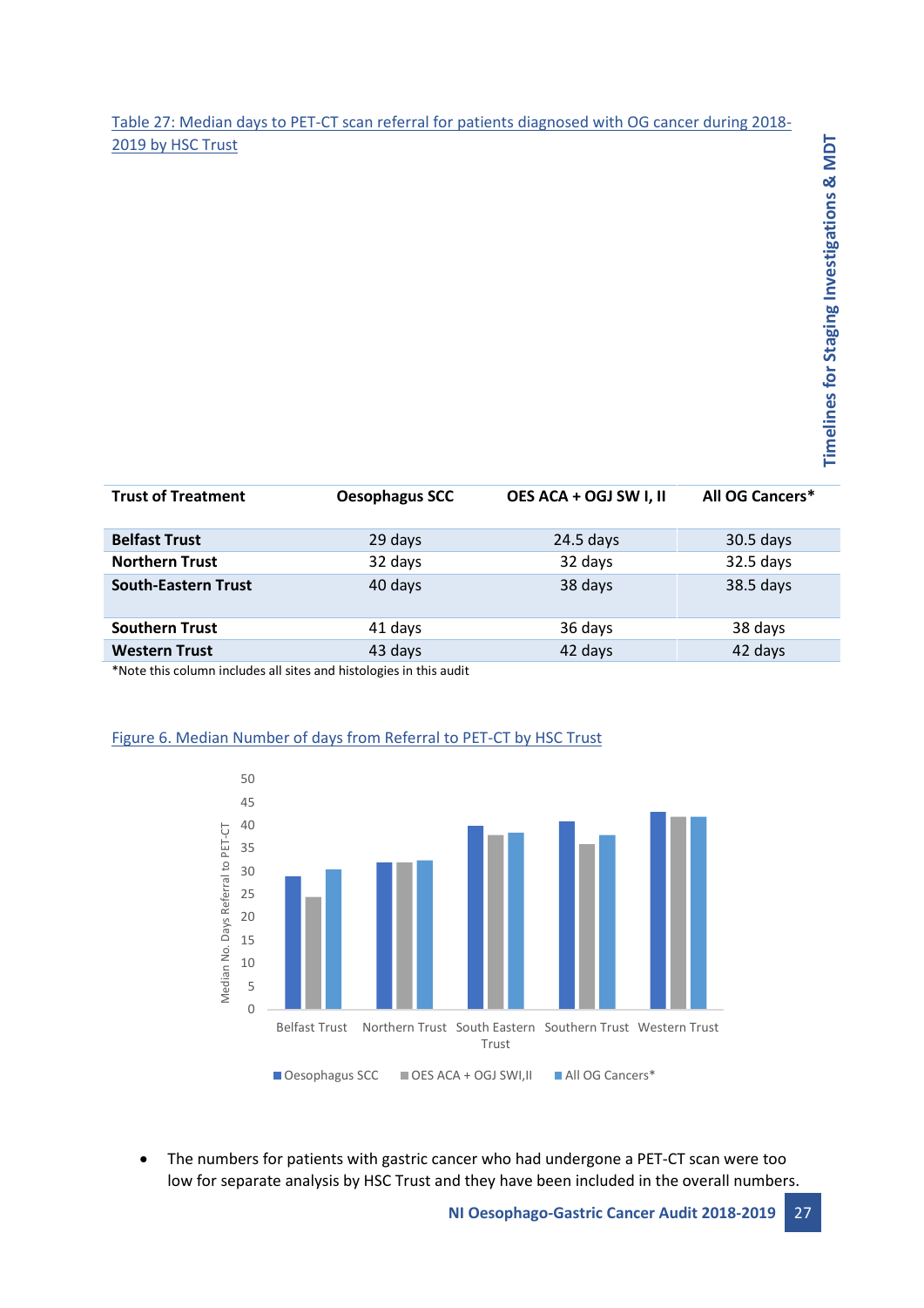Table 27: Median days to PET-CT scan referral for patients diagnosed with OG cancer during 2018-2019 by HSC Trust

| Trust of Treatment | Oesophagus SCC | OES ACA + OGJ SW I, II | All OG Cancers* |
|---|---|---|---|
| **Belfast Trust** | 29 days | 24.5 days | 30.5 days |
| **Northern Trust** | 32 days | 32 days | 32.5 days |
| **South-Eastern Trust** | 40 days | 38 days | 38.5 days |
| **Southern Trust** | 41 days | 36 days | 38 days |
| **Western Trust** | 43 days | 42 days | 42 days |

*Note this column includes all sites and histologies in this audit

Figure 6. Median Number of days from Referral to PET-CT by HSC Trust

- The numbers for patients with gastric cancer who had undergone a PET-CT scan were too low for separate analysis by HSC Trust and they have been included in the overall numbers.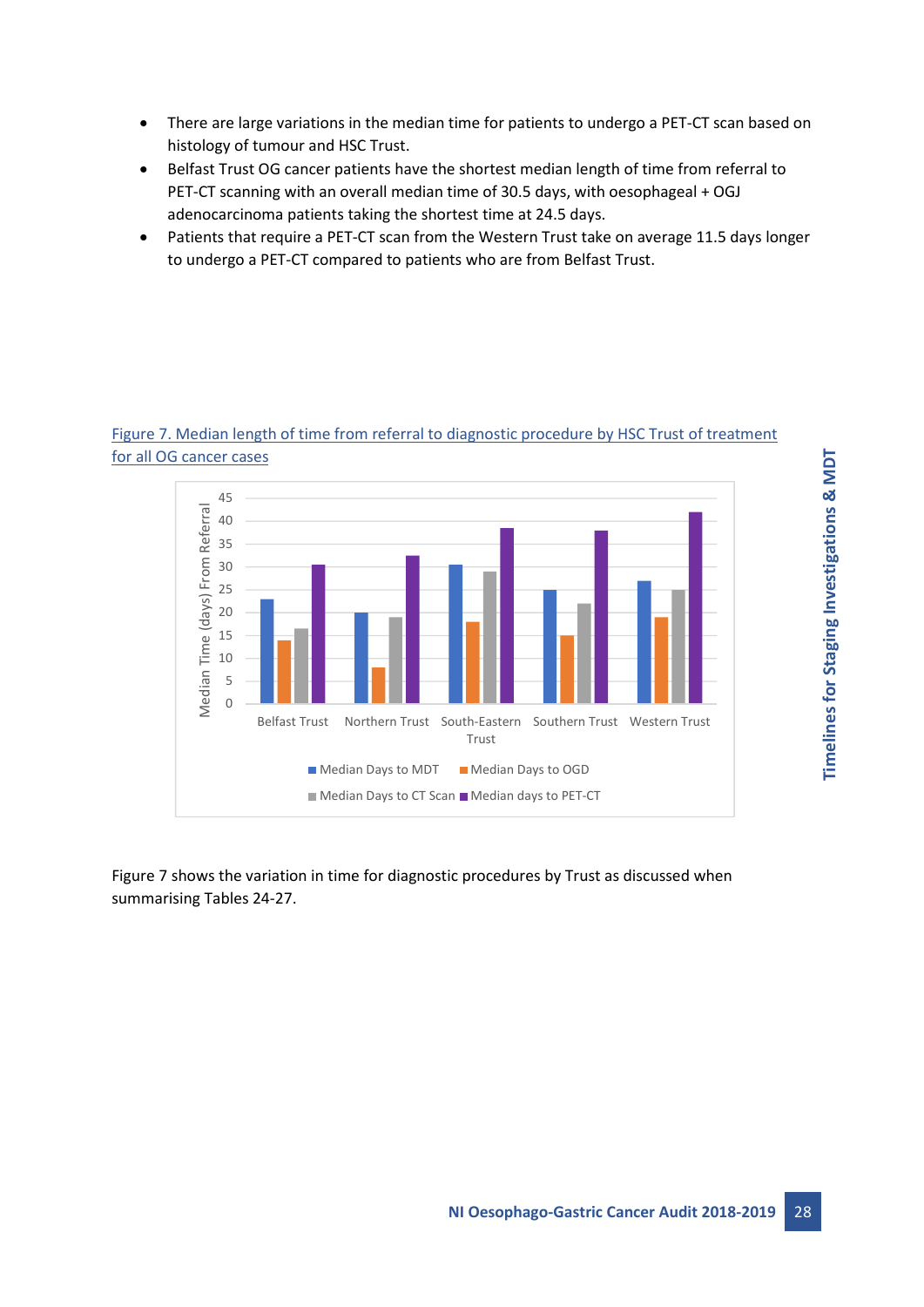- There are large variations in the median time for patients to undergo a PET-CT scan based on histology of tumour and HSC Trust.
- Belfast Trust OG cancer patients have the shortest median length of time from referral to PET-CT scanning with an overall median time of 30.5 days, with oesophageal + OGJ adenocarcinoma patients taking the shortest time at 24.5 days.
- Patients that require a PET-CT scan from the Western Trust take on average 11.5 days longer to undergo a PET-CT compared to patients who are from Belfast Trust.

Figure 7. Median length of time from referral to diagnostic procedure by HSC Trust of treatment for all OG cancer cases

Figure 7 shows the variation in time for diagnostic procedures by Trust as discussed when summarising Tables 24-27.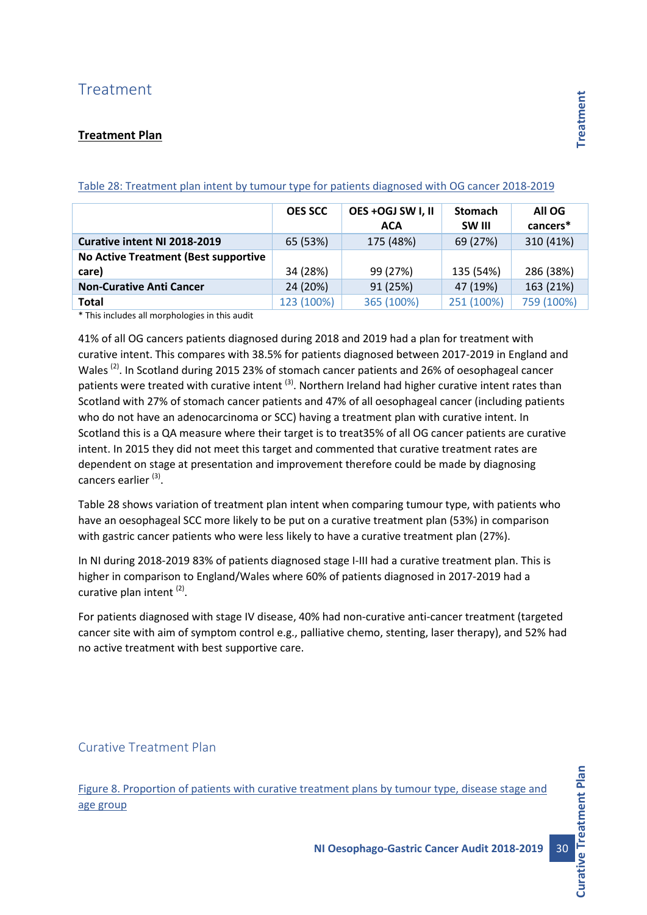# Treatment

## Treatment Plan

Table 28: Treatment plan intent by tumour type for patients diagnosed with OG cancer 2018-2019

| | OES SCC | OES +OGJ SW I, II ACA | Stomach SW III | All OG cancers* |
|---|---|---|---|---|
| **Curative intent NI 2018-2019** | 65 (53%) | 175 (48%) | 69 (27%) | 310 (41%) |
| **No Active Treatment (Best supportive care)** | 34 (28%) | 99 (27%) | 135 (54%) | 286 (38%) |
| **Non-Curative Anti Cancer** | 24 (20%) | 91 (25%) | 47 (19%) | 163 (21%) |
| **Total** | 123 (100%) | 365 (100%) | 251 (100%) | 759 (100%) |

* This includes all morphologies in this audit

41% of all OG cancers patients diagnosed during 2018 and 2019 had a plan for treatment with curative intent. This compares with 38.5% for patients diagnosed between 2017-2019 in England and Wales [2]. In Scotland during 2015 23% of stomach cancer patients and 26% of oesophageal cancer patients were treated with curative intent [3]. Northern Ireland had higher curative intent rates than Scotland with 27% of stomach cancer patients and 47% of all oesophageal cancer (including patients who do not have an adenocarcinoma or SCC) having a treatment plan with curative intent. In Scotland this is a QA measure where their target is to treat35% of all OG cancer patients are curative intent. In 2015 they did not meet this target and commented that curative treatment rates are dependent on stage at presentation and improvement therefore could be made by diagnosing cancers earlier [3].

Table 28 shows variation of treatment plan intent when comparing tumour type, with patients who have an oesophageal SCC more likely to be put on a curative treatment plan (53%) in comparison with gastric cancer patients who were less likely to have a curative treatment plan (27%).

In NI during 2018-2019 83% of patients diagnosed stage I-III had a curative treatment plan. This is higher in comparison to England/Wales where 60% of patients diagnosed in 2017-2019 had a curative plan intent [2].

For patients diagnosed with stage IV disease, 40% had non-curative anti-cancer treatment (targeted cancer site with aim of symptom control e.g., palliative chemo, stenting, laser therapy), and 52% had no active treatment with best supportive care.

## Curative Treatment Plan

Figure 8. Proportion of patients with curative treatment plans by tumour type, disease stage and age group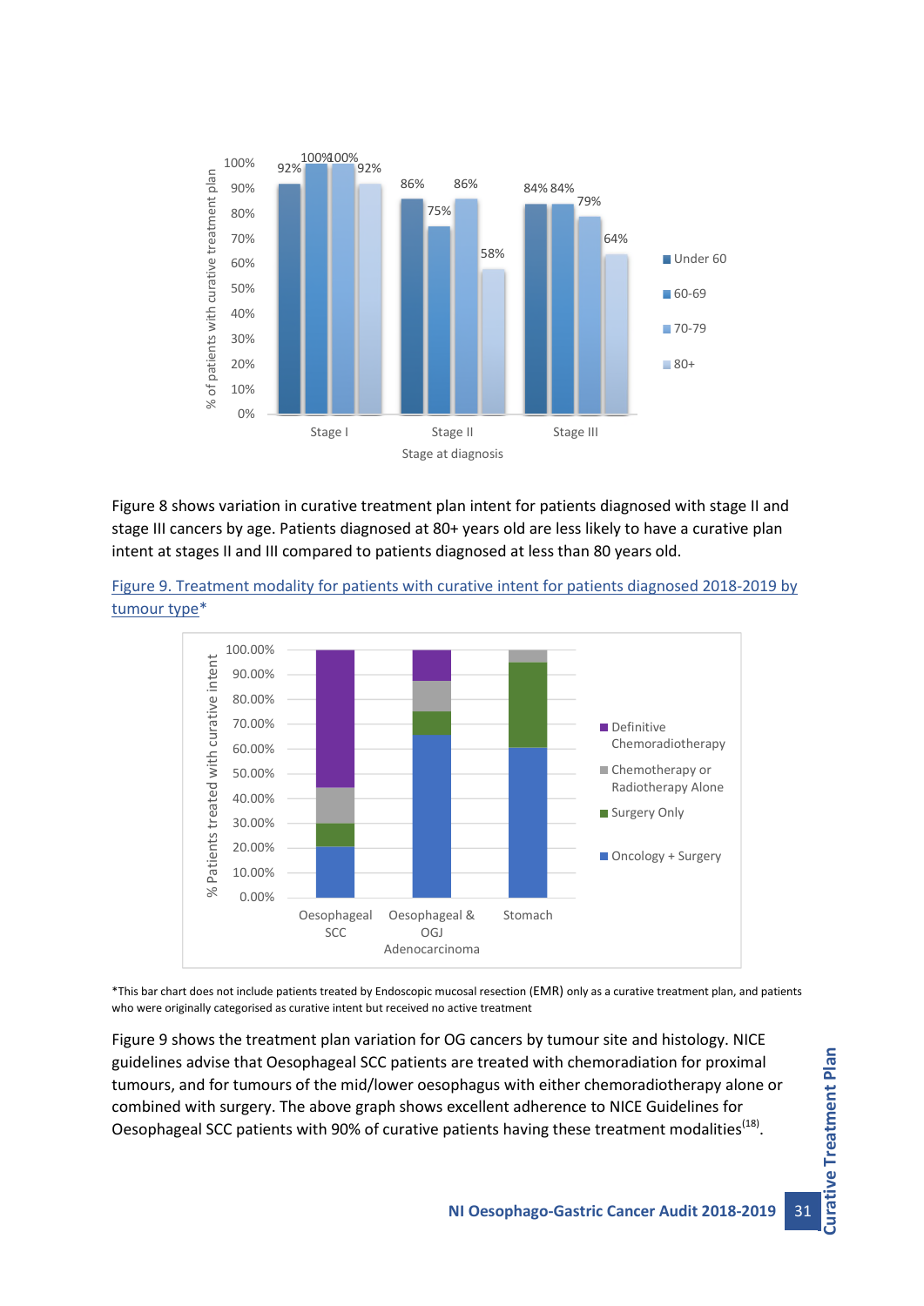Figure 8 shows variation in curative treatment plan intent for patients diagnosed with stage II and stage III cancers by age. Patients diagnosed at 80+ years old are less likely to have a curative plan intent at stages II and III compared to patients diagnosed at less than 80 years old.

Figure 9. Treatment modality for patients with curative intent for patients diagnosed 2018-2019 by tumour type*

*This bar chart does not include patients treated by Endoscopic mucosal resection (EMR) only as a curative treatment plan, and patients who were originally categorised as curative intent but received no active treatment

Figure 9 shows the treatment plan variation for OG cancers by tumour site and histology. NICE guidelines advise that Oesophageal SCC patients are treated with chemoradiation for proximal tumours, and for tumours of the mid/lower oesophagus with either chemoradiotherapy alone or combined with surgery. The above graph shows excellent adherence to NICE Guidelines for Oesophageal SCC patients with 90% of curative patients having these treatment modalities[18].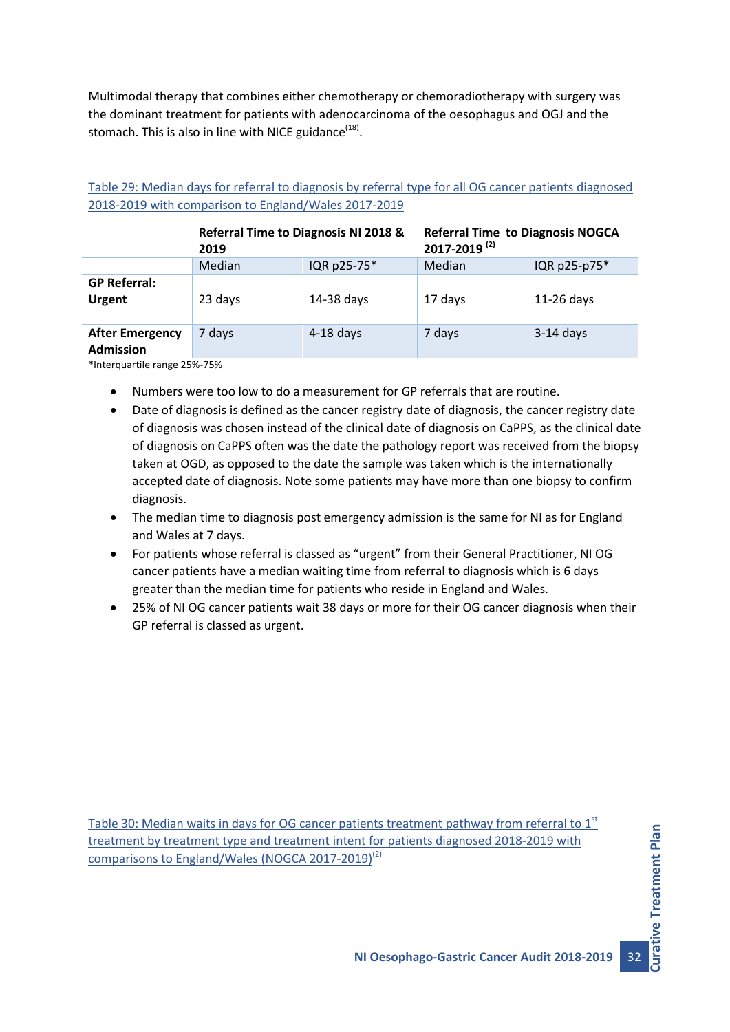Multimodal therapy that combines either chemotherapy or chemoradiotherapy with surgery was the dominant treatment for patients with adenocarcinoma of the oesophagus and OGJ and the stomach. This is also in line with NICE guidance[18].

Table 29: Median days for referral to diagnosis by referral type for all OG cancer patients diagnosed 2018-2019 with comparison to England/Wales 2017-2019

| | Referral Time to Diagnosis NI 2018 & 2019 | | Referral Time to Diagnosis NOGCA 2017-2019 [2] | |
|---|---|---|---|---|
| | Median | IQR p25-75* | Median | IQR p25-p75* |
| **GP Referral: Urgent** | 23 days | 14-38 days | 17 days | 11-26 days |
| **After Emergency Admission** | 7 days | 4-18 days | 7 days | 3-14 days |

*Interquartile range 25%-75%

- Numbers were too low to do a measurement for GP referrals that are routine.
- Date of diagnosis is defined as the cancer registry date of diagnosis, the cancer registry date of diagnosis was chosen instead of the clinical date of diagnosis on CaPPS, as the clinical date of diagnosis on CaPPS often was the date the pathology report was received from the biopsy taken at OGD, as opposed to the date the sample was taken which is the internationally accepted date of diagnosis. Note some patients may have more than one biopsy to confirm diagnosis.
- The median time to diagnosis post emergency admission is the same for NI as for England and Wales at 7 days.
- For patients whose referral is classed as "urgent" from their General Practitioner, NI OG cancer patients have a median waiting time from referral to diagnosis which is 6 days greater than the median time for patients who reside in England and Wales.
- 25% of NI OG cancer patients wait 38 days or more for their OG cancer diagnosis when their GP referral is classed as urgent.

Table 30: Median waits in days for OG cancer patients treatment pathway from referral to 1st treatment by treatment type and treatment intent for patients diagnosed 2018-2019 with comparisons to England/Wales (NOGCA 2017-2019)[2]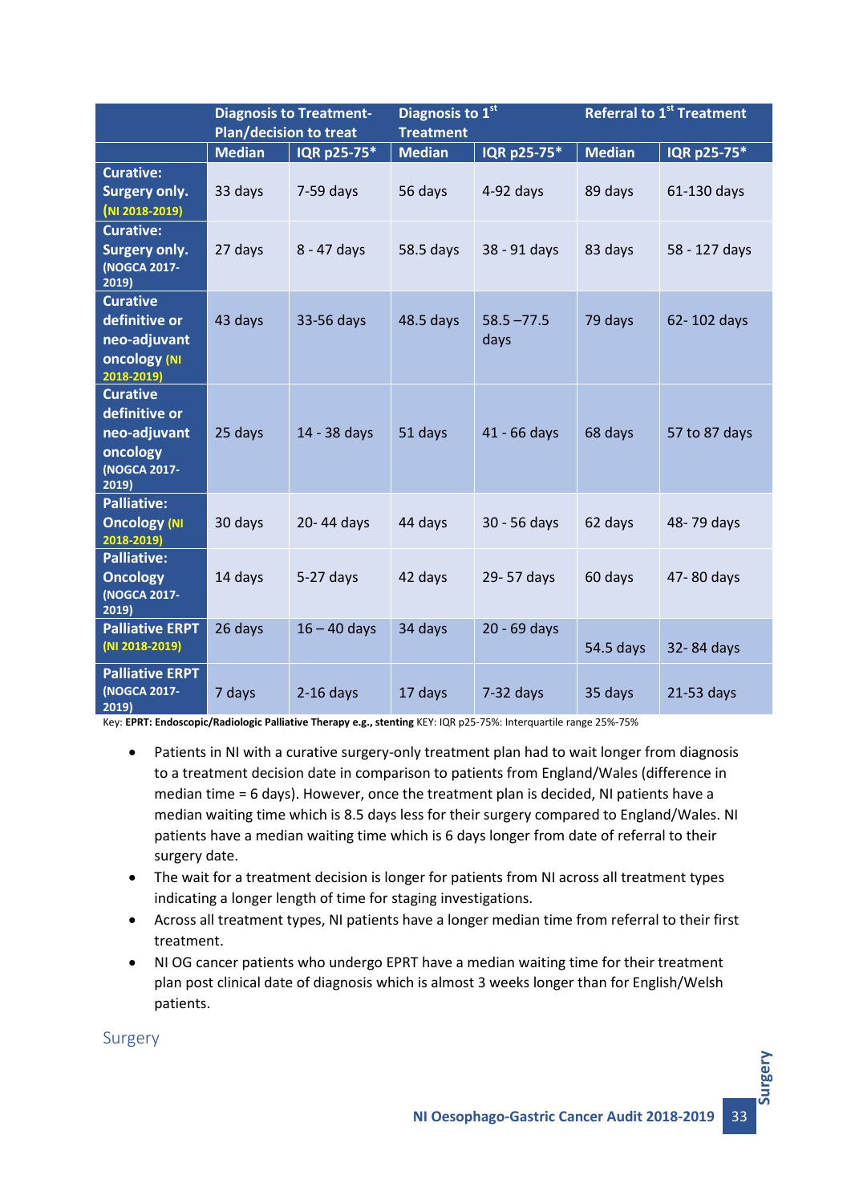| | Diagnosis to Treatment-Plan/decision to treat | | Diagnosis to 1st Treatment | | Referral to 1st Treatment | |
|---|---|---|---|---|---|---|
| | Median | IQR p25-75* | Median | IQR p25-75* | Median | IQR p25-75* |
| **Curative: Surgery only.** (NI 2018-2019) | 33 days | 7-59 days | 56 days | 4-92 days | 89 days | 61-130 days |
| **Curative: Surgery only.** (NOGCA 2017-2019) | 27 days | 8 - 47 days | 58.5 days | 38 - 91 days | 83 days | 58 - 127 days |
| **Curative definitive or neo-adjuvant oncology** (NI 2018-2019) | 43 days | 33-56 days | 48.5 days | 58.5 –77.5 days | 79 days | 62- 102 days |
| **Curative definitive or neo-adjuvant oncology** (NOGCA 2017-2019) | 25 days | 14 - 38 days | 51 days | 41 - 66 days | 68 days | 57 to 87 days |
| **Palliative: Oncology** (NI 2018-2019) | 30 days | 20- 44 days | 44 days | 30 - 56 days | 62 days | 48- 79 days |
| **Palliative: Oncology** (NOGCA 2017-2019) | 14 days | 5-27 days | 42 days | 29- 57 days | 60 days | 47- 80 days |
| **Palliative ERPT** (NI 2018-2019) | 26 days | 16 – 40 days | 34 days | 20 - 69 days | 54.5 days | 32- 84 days |
| **Palliative ERPT** (NOGCA 2017-2019) | 7 days | 2-16 days | 17 days | 7-32 days | 35 days | 21-53 days |

Key: **EPRT: Endoscopic/Radiologic Palliative Therapy e.g., stenting** KEY: IQR p25-75%: Interquartile range 25%-75%

- Patients in NI with a curative surgery-only treatment plan had to wait longer from diagnosis to a treatment decision date in comparison to patients from England/Wales (difference in median time = 6 days). However, once the treatment plan is decided, NI patients have a median waiting time which is 8.5 days less for their surgery compared to England/Wales. NI patients have a median waiting time which is 6 days longer from date of referral to their surgery date.
- The wait for a treatment decision is longer for patients from NI across all treatment types indicating a longer length of time for staging investigations.
- Across all treatment types, NI patients have a longer median time from referral to their first treatment.
- NI OG cancer patients who undergo EPRT have a median waiting time for their treatment plan post clinical date of diagnosis which is almost 3 weeks longer than for English/Welsh patients.

## Surgery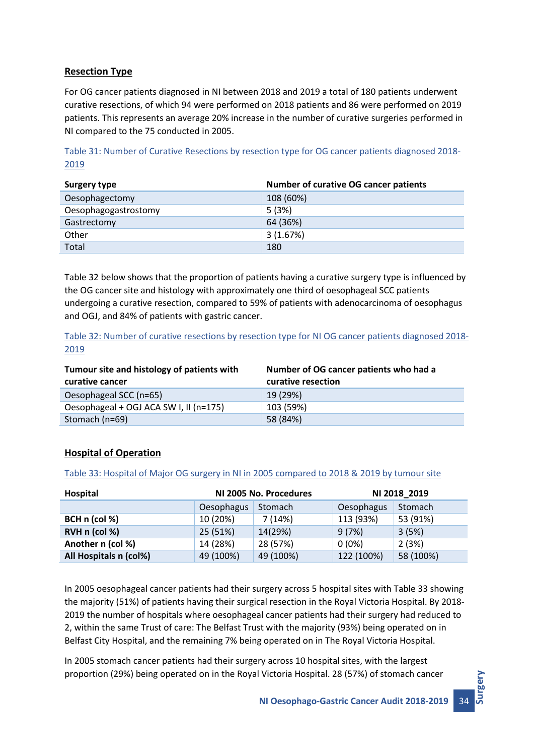## Resection Type

For OG cancer patients diagnosed in NI between 2018 and 2019 a total of 180 patients underwent curative resections, of which 94 were performed on 2018 patients and 86 were performed on 2019 patients. This represents an average 20% increase in the number of curative surgeries performed in NI compared to the 75 conducted in 2005.

Table 31: Number of Curative Resections by resection type for OG cancer patients diagnosed 2018-2019

| Surgery type | Number of curative OG cancer patients |
|---|---|
| Oesophagectomy | 108 (60%) |
| Oesophagogastrostomy | 5 (3%) |
| Gastrectomy | 64 (36%) |
| Other | 3 (1.67%) |
| Total | 180 |

Table 32 below shows that the proportion of patients having a curative surgery type is influenced by the OG cancer site and histology with approximately one third of oesophageal SCC patients undergoing a curative resection, compared to 59% of patients with adenocarcinoma of oesophagus and OGJ, and 84% of patients with gastric cancer.

Table 32: Number of curative resections by resection type for NI OG cancer patients diagnosed 2018-2019

| Tumour site and histology of patients with curative cancer | Number of OG cancer patients who had a curative resection |
|---|---|
| Oesophageal SCC (n=65) | 19 (29%) |
| Oesophageal + OGJ ACA SW I, II (n=175) | 103 (59%) |
| Stomach (n=69) | 58 (84%) |

## Hospital of Operation

Table 33: Hospital of Major OG surgery in NI in 2005 compared to 2018 & 2019 by tumour site

| Hospital | NI 2005 No. Procedures | | NI 2018_2019 | |
|---|---|---|---|---|
| | Oesophagus | Stomach | Oesophagus | Stomach |
| **BCH n (col %)** | 10 (20%) | 7 (14%) | 113 (93%) | 53 (91%) |
| **RVH n (col %)** | 25 (51%) | 14(29%) | 9 (7%) | 3 (5%) |
| **Another n (col %)** | 14 (28%) | 28 (57%) | 0 (0%) | 2 (3%) |
| **All Hospitals n (col%)** | 49 (100%) | 49 (100%) | 122 (100%) | 58 (100%) |

In 2005 oesophageal cancer patients had their surgery across 5 hospital sites with Table 33 showing the majority (51%) of patients having their surgical resection in the Royal Victoria Hospital. By 2018-2019 the number of hospitals where oesophageal cancer patients had their surgery had reduced to 2, within the same Trust of care: The Belfast Trust with the majority (93%) being operated on in Belfast City Hospital, and the remaining 7% being operated on in The Royal Victoria Hospital.

In 2005 stomach cancer patients had their surgery across 10 hospital sites, with the largest proportion (29%) being operated on in the Royal Victoria Hospital. 28 (57%) of stomach cancer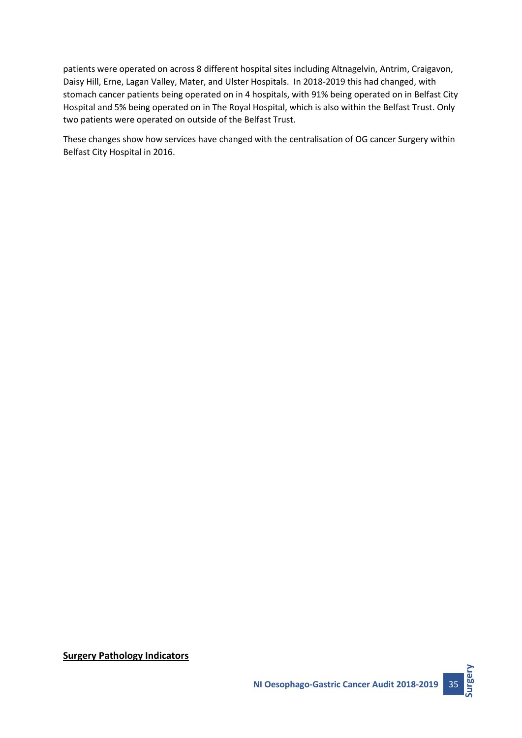patients were operated on across 8 different hospital sites including Altnagelvin, Antrim, Craigavon, Daisy Hill, Erne, Lagan Valley, Mater, and Ulster Hospitals. In 2018-2019 this had changed, with stomach cancer patients being operated on in 4 hospitals, with 91% being operated on in Belfast City Hospital and 5% being operated on in The Royal Hospital, which is also within the Belfast Trust. Only two patients were operated on outside of the Belfast Trust.

These changes show how services have changed with the centralisation of OG cancer Surgery within Belfast City Hospital in 2016.

## **Surgery Pathology Indicators**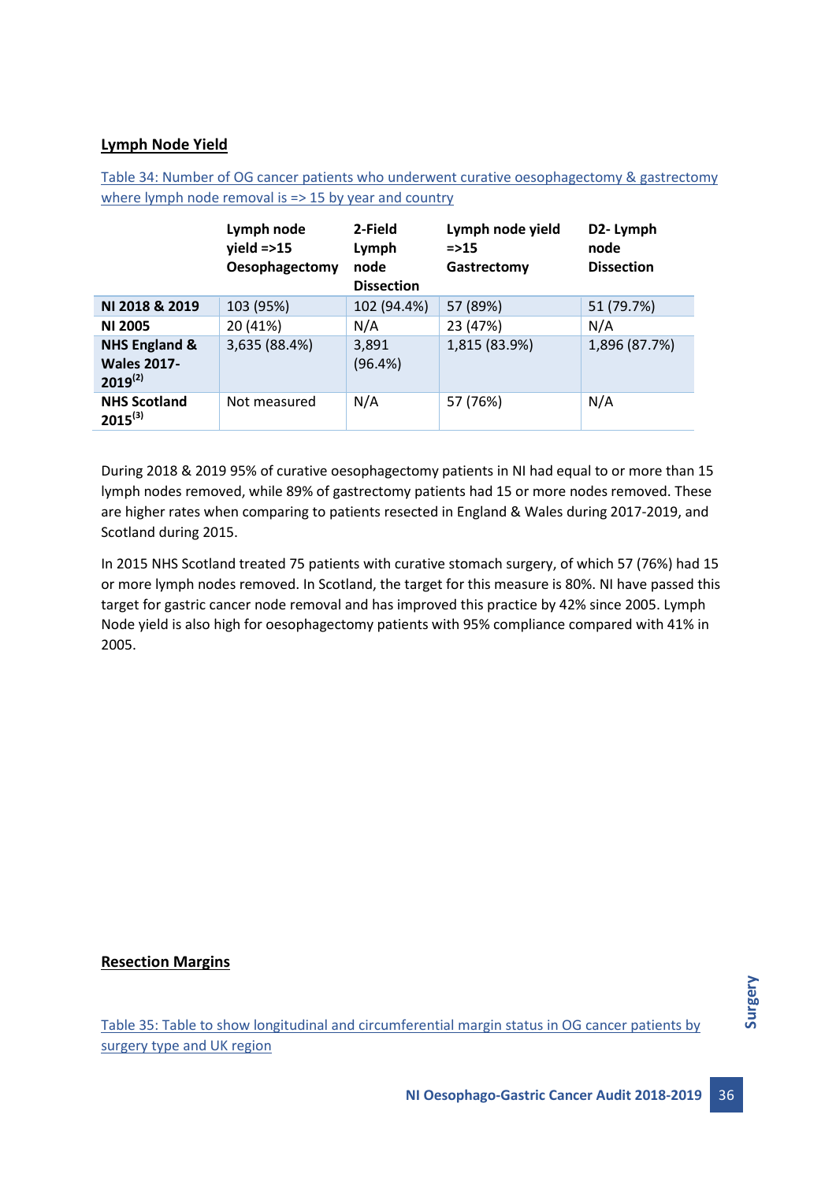## Lymph Node Yield

Table 34: Number of OG cancer patients who underwent curative oesophagectomy & gastrectomy where lymph node removal is => 15 by year and country

| | Lymph node yield =>15 Oesophagectomy | 2-Field Lymph node Dissection | Lymph node yield =>15 Gastrectomy | D2- Lymph node Dissection |
|---|---|---|---|---|
| **NI 2018 & 2019** | 103 (95%) | 102 (94.4%) | 57 (89%) | 51 (79.7%) |
| **NI 2005** | 20 (41%) | N/A | 23 (47%) | N/A |
| **NHS England & Wales 2017-2019**[2] | 3,635 (88.4%) | 3,891 (96.4%) | 1,815 (83.9%) | 1,896 (87.7%) |
| **NHS Scotland 2015**[3] | Not measured | N/A | 57 (76%) | N/A |

During 2018 & 2019 95% of curative oesophagectomy patients in NI had equal to or more than 15 lymph nodes removed, while 89% of gastrectomy patients had 15 or more nodes removed. These are higher rates when comparing to patients resected in England & Wales during 2017-2019, and Scotland during 2015.

In 2015 NHS Scotland treated 75 patients with curative stomach surgery, of which 57 (76%) had 15 or more lymph nodes removed. In Scotland, the target for this measure is 80%. NI have passed this target for gastric cancer node removal and has improved this practice by 42% since 2005. Lymph Node yield is also high for oesophagectomy patients with 95% compliance compared with 41% in 2005.

## Resection Margins

Table 35: Table to show longitudinal and circumferential margin status in OG cancer patients by surgery type and UK region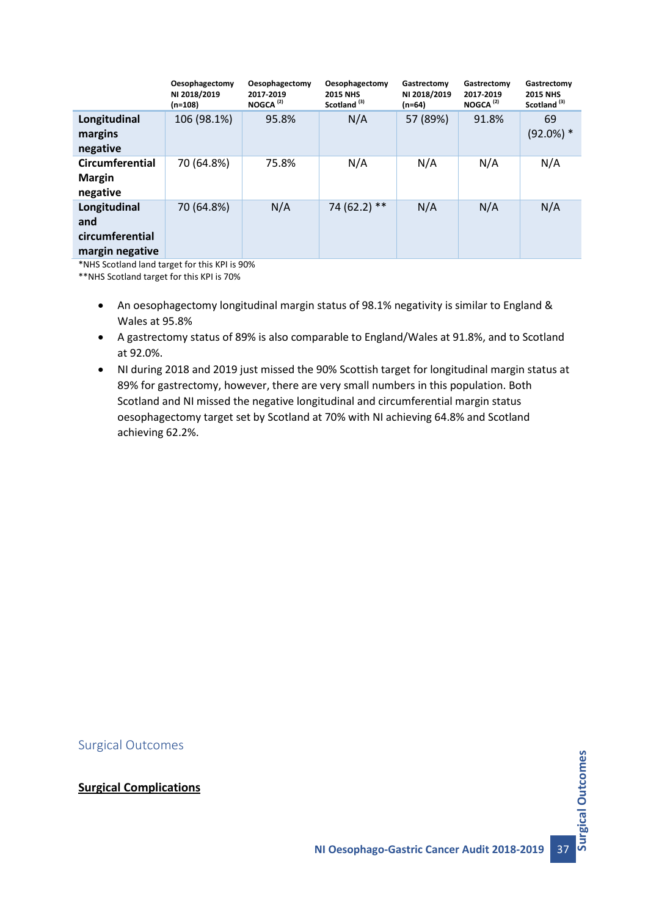| | Oesophagectomy NI 2018/2019 (n=108) | Oesophagectomy 2017-2019 NOGCA [2] | Oesophagectomy 2015 NHS Scotland [3] | Gastrectomy NI 2018/2019 (n=64) | Gastrectomy 2017-2019 NOGCA [2] | Gastrectomy 2015 NHS Scotland [3] |
|---|---|---|---|---|---|---|
| **Longitudinal margins negative** | 106 (98.1%) | 95.8% | N/A | 57 (89%) | 91.8% | 69 (92.0%) * |
| **Circumferential Margin negative** | 70 (64.8%) | 75.8% | N/A | N/A | N/A | N/A |
| **Longitudinal and circumferential margin negative** | 70 (64.8%) | N/A | 74 (62.2) ** | N/A | N/A | N/A |

*NHS Scotland land target for this KPI is 90%
**NHS Scotland target for this KPI is 70%

- An oesophagectomy longitudinal margin status of 98.1% negativity is similar to England & Wales at 95.8%
- A gastrectomy status of 89% is also comparable to England/Wales at 91.8%, and to Scotland at 92.0%.
- NI during 2018 and 2019 just missed the 90% Scottish target for longitudinal margin status at 89% for gastrectomy, however, there are very small numbers in this population. Both Scotland and NI missed the negative longitudinal and circumferential margin status oesophagectomy target set by Scotland at 70% with NI achieving 64.8% and Scotland achieving 62.2%.

## Surgical Outcomes

### Surgical Complications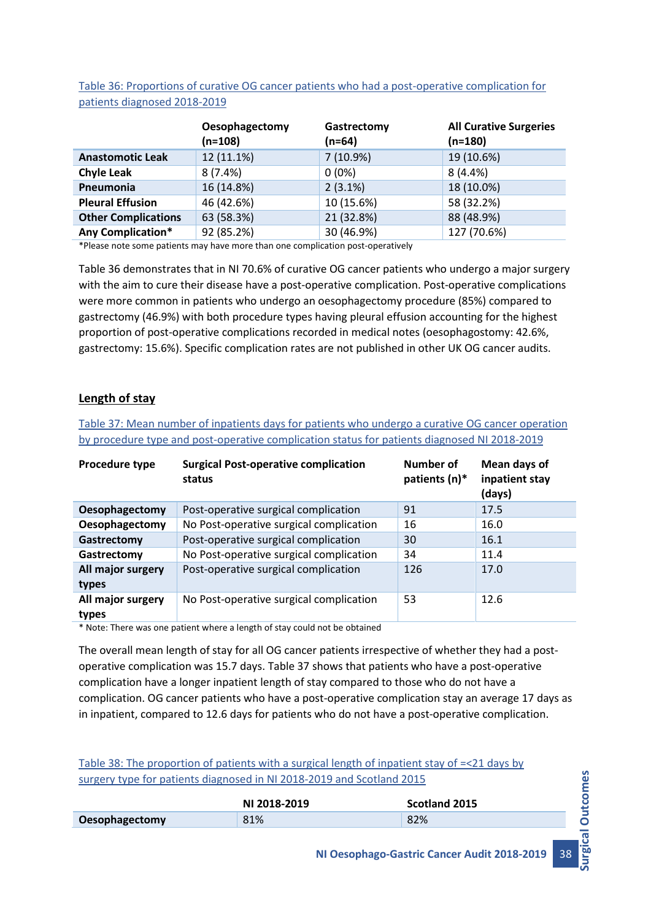Table 36: Proportions of curative OG cancer patients who had a post-operative complication for patients diagnosed 2018-2019

| | Oesophagectomy (n=108) | Gastrectomy (n=64) | All Curative Surgeries (n=180) |
|---|---|---|---|
| **Anastomotic Leak** | 12 (11.1%) | 7 (10.9%) | 19 (10.6%) |
| **Chyle Leak** | 8 (7.4%) | 0 (0%) | 8 (4.4%) |
| **Pneumonia** | 16 (14.8%) | 2 (3.1%) | 18 (10.0%) |
| **Pleural Effusion** | 46 (42.6%) | 10 (15.6%) | 58 (32.2%) |
| **Other Complications** | 63 (58.3%) | 21 (32.8%) | 88 (48.9%) |
| **Any Complication*** | 92 (85.2%) | 30 (46.9%) | 127 (70.6%) |

*Please note some patients may have more than one complication post-operatively

Table 36 demonstrates that in NI 70.6% of curative OG cancer patients who undergo a major surgery with the aim to cure their disease have a post-operative complication. Post-operative complications were more common in patients who undergo an oesophagectomy procedure (85%) compared to gastrectomy (46.9%) with both procedure types having pleural effusion accounting for the highest proportion of post-operative complications recorded in medical notes (oesophagostomy: 42.6%, gastrectomy: 15.6%). Specific complication rates are not published in other UK OG cancer audits.

## Length of stay

Table 37: Mean number of inpatients days for patients who undergo a curative OG cancer operation by procedure type and post-operative complication status for patients diagnosed NI 2018-2019

| Procedure type | Surgical Post-operative complication status | Number of patients (n)* | Mean days of inpatient stay (days) |
|---|---|---|---|
| **Oesophagectomy** | Post-operative surgical complication | 91 | 17.5 |
| **Oesophagectomy** | No Post-operative surgical complication | 16 | 16.0 |
| **Gastrectomy** | Post-operative surgical complication | 30 | 16.1 |
| **Gastrectomy** | No Post-operative surgical complication | 34 | 11.4 |
| **All major surgery types** | Post-operative surgical complication | 126 | 17.0 |
| **All major surgery types** | No Post-operative surgical complication | 53 | 12.6 |

* Note: There was one patient where a length of stay could not be obtained

The overall mean length of stay for all OG cancer patients irrespective of whether they had a post-operative complication was 15.7 days. Table 37 shows that patients who have a post-operative complication have a longer inpatient length of stay compared to those who do not have a complication. OG cancer patients who have a post-operative complication stay an average 17 days as in inpatient, compared to 12.6 days for patients who do not have a post-operative complication.

Table 38: The proportion of patients with a surgical length of inpatient stay of =<21 days by surgery type for patients diagnosed in NI 2018-2019 and Scotland 2015

| | NI 2018-2019 | Scotland 2015 |
|---|---|---|
| **Oesophagectomy** | 81% | 82% |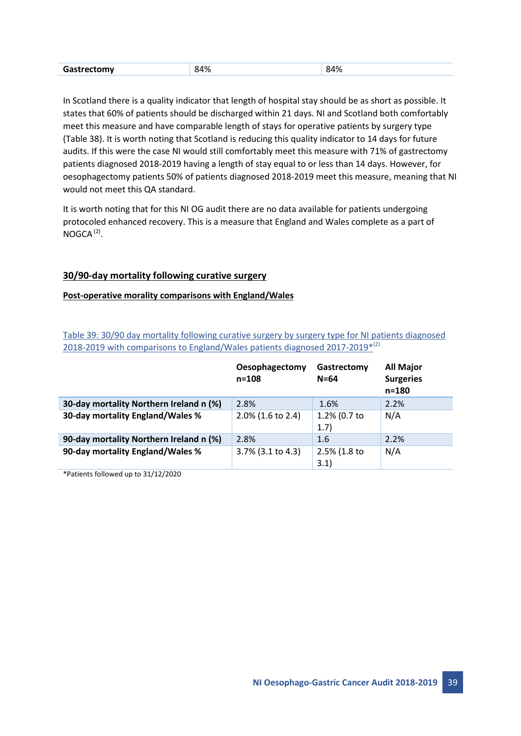| Gastrectomy | 84% | 84% |
|---|---|---|

In Scotland there is a quality indicator that length of hospital stay should be as short as possible. It states that 60% of patients should be discharged within 21 days. NI and Scotland both comfortably meet this measure and have comparable length of stays for operative patients by surgery type (Table 38). It is worth noting that Scotland is reducing this quality indicator to 14 days for future audits. If this were the case NI would still comfortably meet this measure with 71% of gastrectomy patients diagnosed 2018-2019 having a length of stay equal to or less than 14 days. However, for oesophagectomy patients 50% of patients diagnosed 2018-2019 meet this measure, meaning that NI would not meet this QA standard.

It is worth noting that for this NI OG audit there are no data available for patients undergoing protocoled enhanced recovery. This is a measure that England and Wales complete as a part of NOGCA [2].

## 30/90-day mortality following curative surgery

### Post-operative morality comparisons with England/Wales

Table 39: 30/90 day mortality following curative surgery by surgery type for NI patients diagnosed 2018-2019 with comparisons to England/Wales patients diagnosed 2017-2019*[2]

| | Oesophagectomy n=108 | Gastrectomy N=64 | All Major Surgeries n=180 |
|---|---|---|---|
| **30-day mortality Northern Ireland n (%)** | 2.8% | 1.6% | 2.2% |
| **30-day mortality England/Wales %** | 2.0% (1.6 to 2.4) | 1.2% (0.7 to 1.7) | N/A |
| **90-day mortality Northern Ireland n (%)** | 2.8% | 1.6 | 2.2% |
| **90-day mortality England/Wales %** | 3.7% (3.1 to 4.3) | 2.5% (1.8 to 3.1) | N/A |

*Patients followed up to 31/12/2020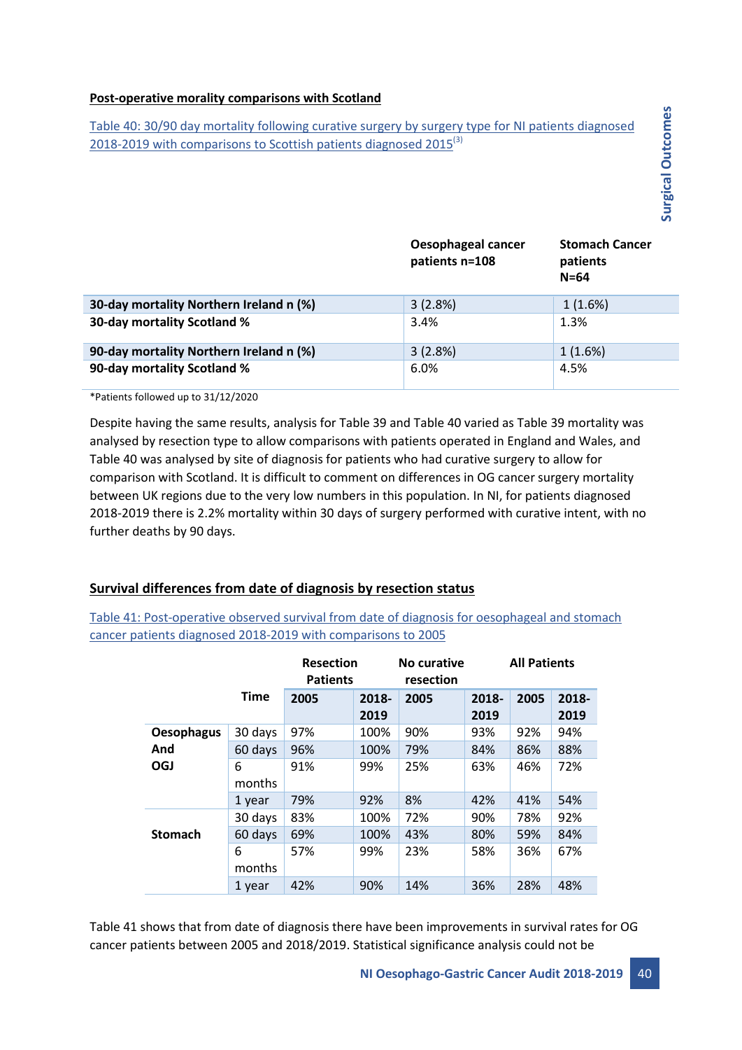**Post-operative morality comparisons with Scotland**

Table 40: 30/90 day mortality following curative surgery by surgery type for NI patients diagnosed 2018-2019 with comparisons to Scottish patients diagnosed 2015[3]

| | Oesophageal cancer patients n=108 | Stomach Cancer patients N=64 |
|---|---|---|
| **30-day mortality Northern Ireland n (%)** | 3 (2.8%) | 1 (1.6%) |
| **30-day mortality Scotland %** | 3.4% | 1.3% |
| **90-day mortality Northern Ireland n (%)** | 3 (2.8%) | 1 (1.6%) |
| **90-day mortality Scotland %** | 6.0% | 4.5% |

*Patients followed up to 31/12/2020

Despite having the same results, analysis for Table 39 and Table 40 varied as Table 39 mortality was analysed by resection type to allow comparisons with patients operated in England and Wales, and Table 40 was analysed by site of diagnosis for patients who had curative surgery to allow for comparison with Scotland. It is difficult to comment on differences in OG cancer surgery mortality between UK regions due to the very low numbers in this population. In NI, for patients diagnosed 2018-2019 there is 2.2% mortality within 30 days of surgery performed with curative intent, with no further deaths by 90 days.

**Survival differences from date of diagnosis by resection status**

Table 41: Post-operative observed survival from date of diagnosis for oesophageal and stomach cancer patients diagnosed 2018-2019 with comparisons to 2005

| | | Resection Patients | | No curative resection | | All Patients | |
|---|---|---|---|---|---|---|---|
| | **Time** | **2005** | **2018-2019** | **2005** | **2018-2019** | **2005** | **2018-2019** |
| **Oesophagus And OGJ** | 30 days | 97% | 100% | 90% | 93% | 92% | 94% |
| | 60 days | 96% | 100% | 79% | 84% | 86% | 88% |
| | 6 months | 91% | 99% | 25% | 63% | 46% | 72% |
| | 1 year | 79% | 92% | 8% | 42% | 41% | 54% |
| **Stomach** | 30 days | 83% | 100% | 72% | 90% | 78% | 92% |
| | 60 days | 69% | 100% | 43% | 80% | 59% | 84% |
| | 6 months | 57% | 99% | 23% | 58% | 36% | 67% |
| | 1 year | 42% | 90% | 14% | 36% | 28% | 48% |

Table 41 shows that from date of diagnosis there have been improvements in survival rates for OG cancer patients between 2005 and 2018/2019. Statistical significance analysis could not be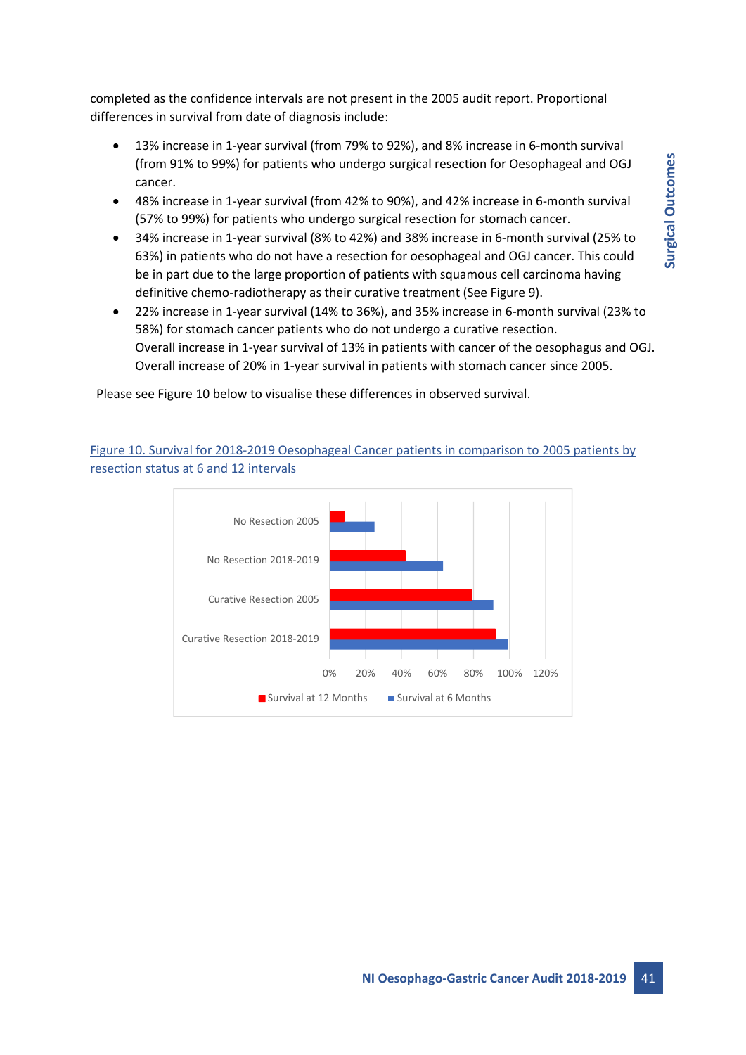completed as the confidence intervals are not present in the 2005 audit report. Proportional differences in survival from date of diagnosis include:

- 13% increase in 1-year survival (from 79% to 92%), and 8% increase in 6-month survival (from 91% to 99%) for patients who undergo surgical resection for Oesophageal and OGJ cancer.
- 48% increase in 1-year survival (from 42% to 90%), and 42% increase in 6-month survival (57% to 99%) for patients who undergo surgical resection for stomach cancer.
- 34% increase in 1-year survival (8% to 42%) and 38% increase in 6-month survival (25% to 63%) in patients who do not have a resection for oesophageal and OGJ cancer. This could be in part due to the large proportion of patients with squamous cell carcinoma having definitive chemo-radiotherapy as their curative treatment (See Figure 9).
- 22% increase in 1-year survival (14% to 36%), and 35% increase in 6-month survival (23% to 58%) for stomach cancer patients who do not undergo a curative resection.
  Overall increase in 1-year survival of 13% in patients with cancer of the oesophagus and OGJ.
  Overall increase of 20% in 1-year survival in patients with stomach cancer since 2005.

Please see Figure 10 below to visualise these differences in observed survival.

Figure 10. Survival for 2018-2019 Oesophageal Cancer patients in comparison to 2005 patients by resection status at 6 and 12 intervals

No Resection 2005
No Resection 2018-2019
Curative Resection 2005
Curative Resection 2018-2019

0% 20% 40% 60% 80% 100% 120%

Survival at 12 Months Survival at 6 Months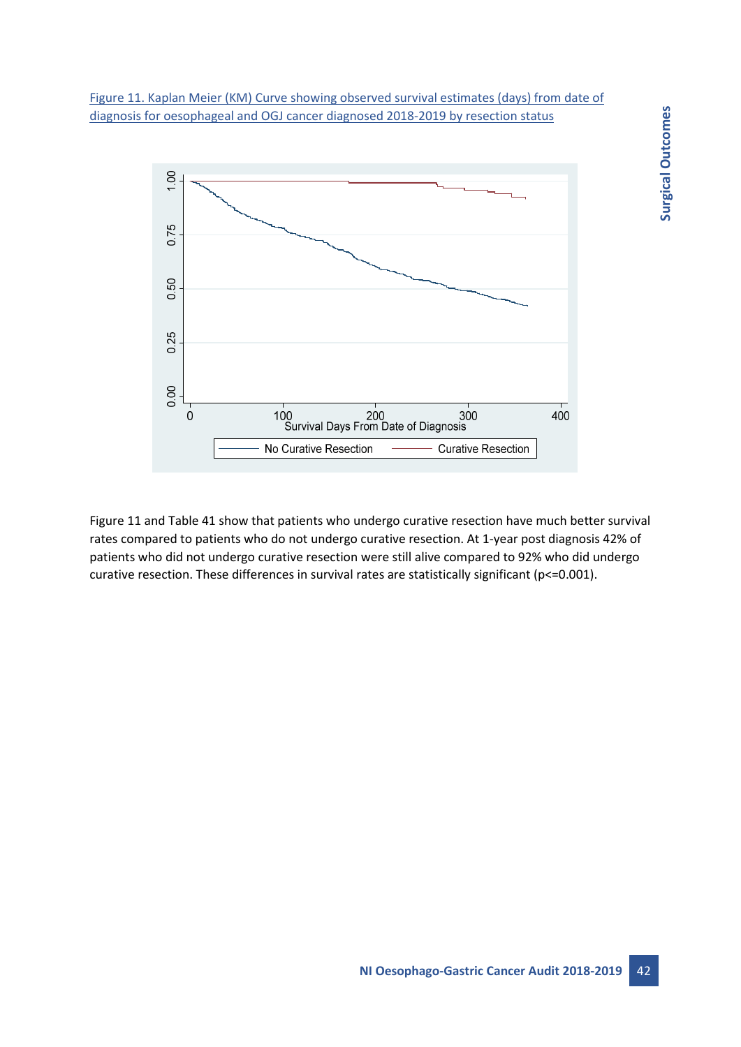Figure 11. Kaplan Meier (KM) Curve showing observed survival estimates (days) from date of diagnosis for oesophageal and OGJ cancer diagnosed 2018-2019 by resection status

Figure 11 and Table 41 show that patients who undergo curative resection have much better survival rates compared to patients who do not undergo curative resection. At 1-year post diagnosis 42% of patients who did not undergo curative resection were still alive compared to 92% who did undergo curative resection. These differences in survival rates are statistically significant (p<=0.001).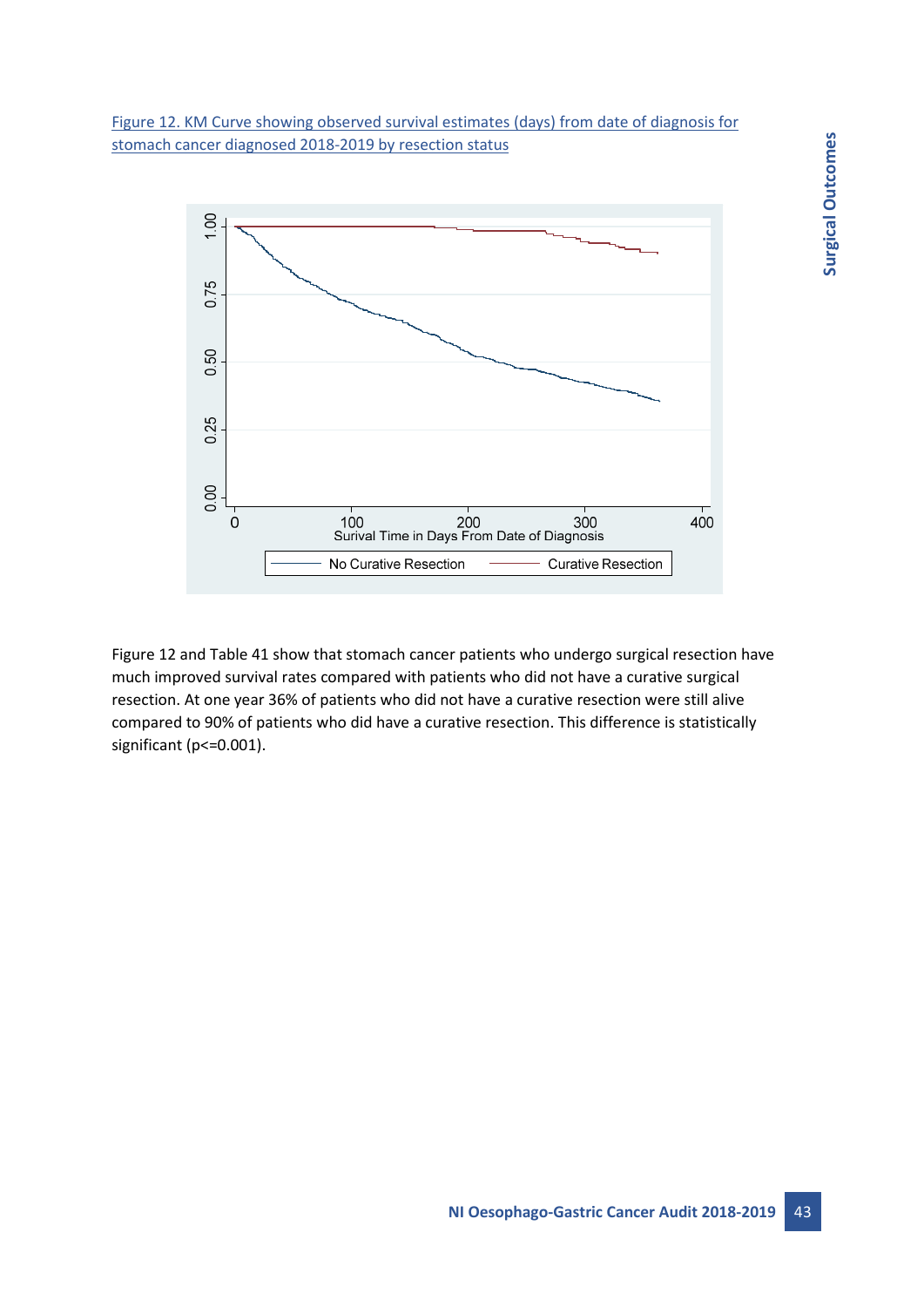Figure 12. KM Curve showing observed survival estimates (days) from date of diagnosis for stomach cancer diagnosed 2018-2019 by resection status

Figure 12 and Table 41 show that stomach cancer patients who undergo surgical resection have much improved survival rates compared with patients who did not have a curative surgical resection. At one year 36% of patients who did not have a curative resection were still alive compared to 90% of patients who did have a curative resection. This difference is statistically significant (p<=0.001).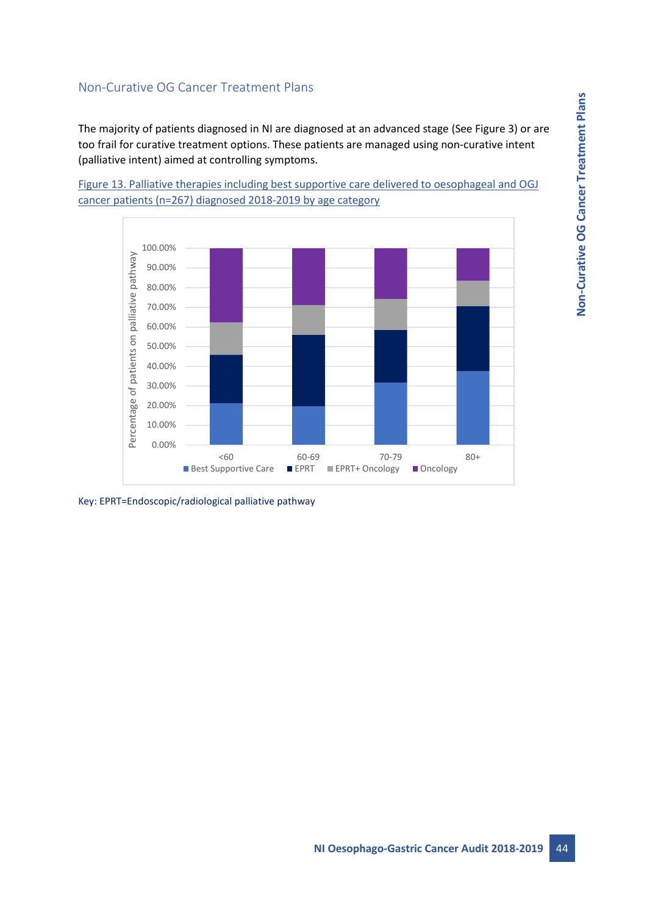## Non-Curative OG Cancer Treatment Plans

The majority of patients diagnosed in NI are diagnosed at an advanced stage (See Figure 3) or are too frail for curative treatment options. These patients are managed using non-curative intent (palliative intent) aimed at controlling symptoms.

Figure 13. Palliative therapies including best supportive care delivered to oesophageal and OGJ cancer patients (n=267) diagnosed 2018-2019 by age category

Key: EPRT=Endoscopic/radiological palliative pathway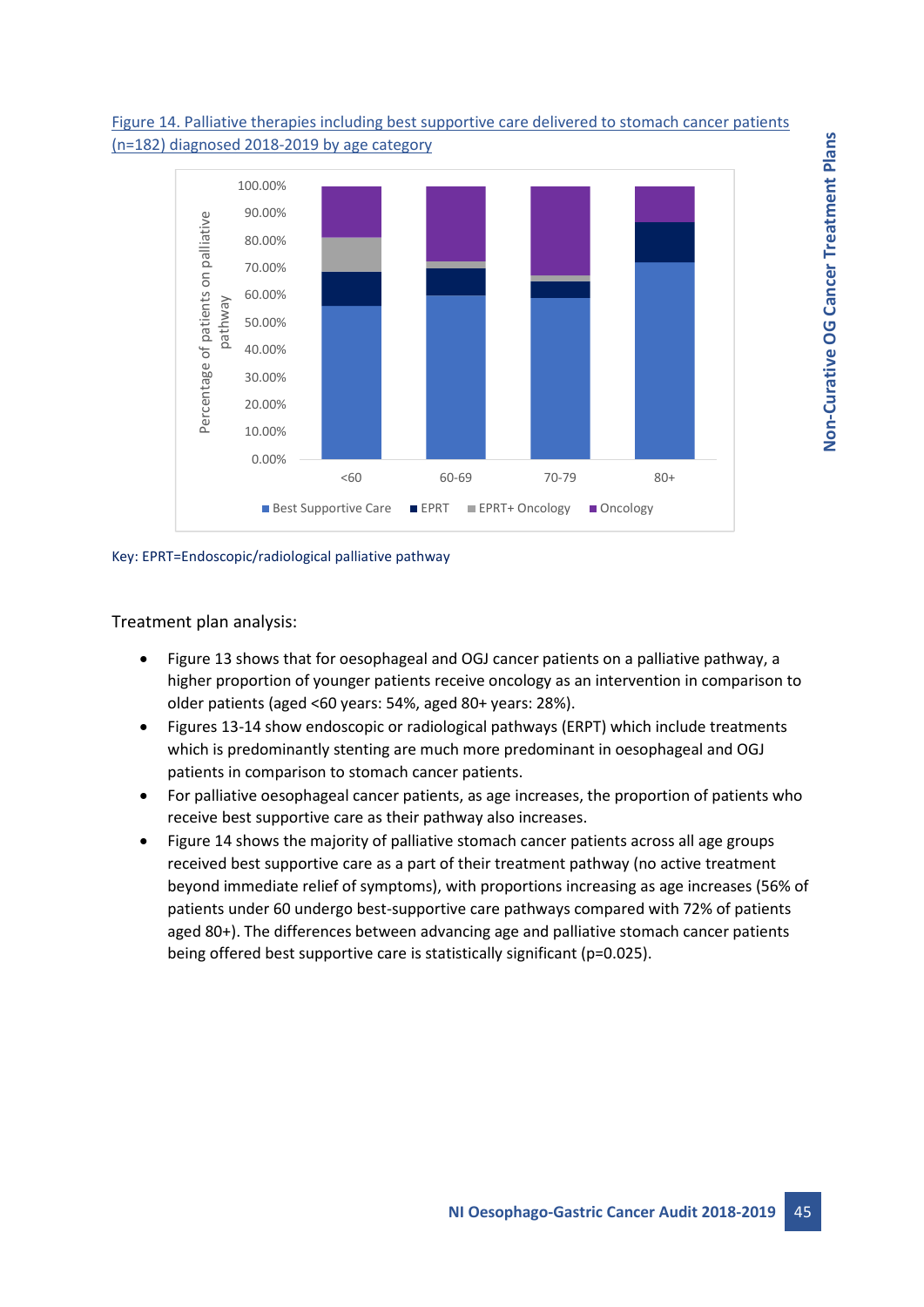Figure 14. Palliative therapies including best supportive care delivered to stomach cancer patients (n=182) diagnosed 2018-2019 by age category

Key: EPRT=Endoscopic/radiological palliative pathway

Treatment plan analysis:

- Figure 13 shows that for oesophageal and OGJ cancer patients on a palliative pathway, a higher proportion of younger patients receive oncology as an intervention in comparison to older patients (aged <60 years: 54%, aged 80+ years: 28%).
- Figures 13-14 show endoscopic or radiological pathways (ERPT) which include treatments which is predominantly stenting are much more predominant in oesophageal and OGJ patients in comparison to stomach cancer patients.
- For palliative oesophageal cancer patients, as age increases, the proportion of patients who receive best supportive care as their pathway also increases.
- Figure 14 shows the majority of palliative stomach cancer patients across all age groups received best supportive care as a part of their treatment pathway (no active treatment beyond immediate relief of symptoms), with proportions increasing as age increases (56% of patients under 60 undergo best-supportive care pathways compared with 72% of patients aged 80+). The differences between advancing age and palliative stomach cancer patients being offered best supportive care is statistically significant ($p=0.025$).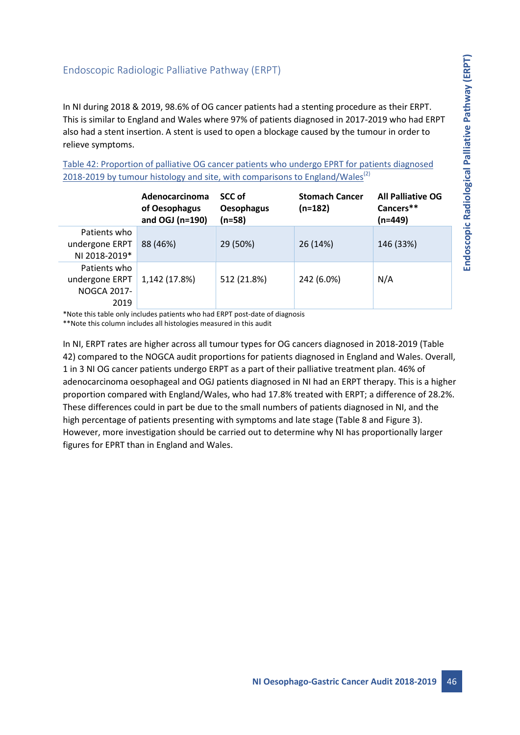## Endoscopic Radiologic Palliative Pathway (ERPT)

In NI during 2018 & 2019, 98.6% of OG cancer patients had a stenting procedure as their ERPT. This is similar to England and Wales where 97% of patients diagnosed in 2017-2019 who had ERPT also had a stent insertion. A stent is used to open a blockage caused by the tumour in order to relieve symptoms.

Table 42: Proportion of palliative OG cancer patients who undergo EPRT for patients diagnosed 2018-2019 by tumour histology and site, with comparisons to England/Wales[2]

| | Adenocarcinoma of Oesophagus and OGJ (n=190) | SCC of Oesophagus (n=58) | Stomach Cancer (n=182) | All Palliative OG Cancers** (n=449) |
|---|---|---|---|---|
| Patients who undergone ERPT NI 2018-2019* | 88 (46%) | 29 (50%) | 26 (14%) | 146 (33%) |
| Patients who undergone ERPT NOGCA 2017-2019 | 1,142 (17.8%) | 512 (21.8%) | 242 (6.0%) | N/A |

*Note this table only includes patients who had ERPT post-date of diagnosis
**Note this column includes all histologies measured in this audit

In NI, ERPT rates are higher across all tumour types for OG cancers diagnosed in 2018-2019 (Table 42) compared to the NOGCA audit proportions for patients diagnosed in England and Wales. Overall, 1 in 3 NI OG cancer patients undergo ERPT as a part of their palliative treatment plan. 46% of adenocarcinoma oesophageal and OGJ patients diagnosed in NI had an ERPT therapy. This is a higher proportion compared with England/Wales, who had 17.8% treated with ERPT; a difference of 28.2%. These differences could in part be due to the small numbers of patients diagnosed in NI, and the high percentage of patients presenting with symptoms and late stage (Table 8 and Figure 3). However, more investigation should be carried out to determine why NI has proportionally larger figures for EPRT than in England and Wales.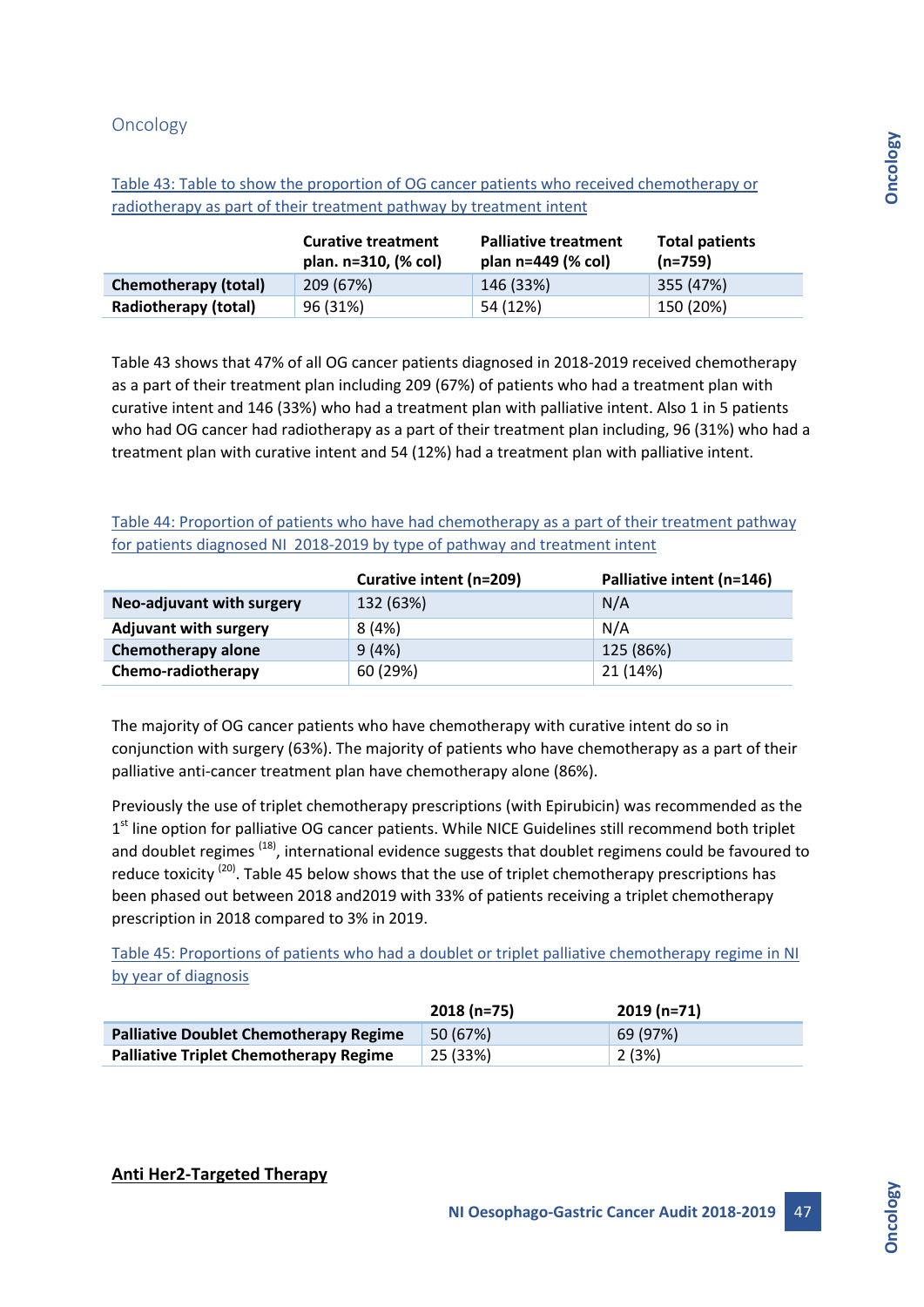## Oncology

Table 43: Table to show the proportion of OG cancer patients who received chemotherapy or radiotherapy as part of their treatment pathway by treatment intent

| | Curative treatment plan. n=310, (% col) | Palliative treatment plan n=449 (% col) | Total patients (n=759) |
|---|---|---|---|
| **Chemotherapy (total)** | 209 (67%) | 146 (33%) | 355 (47%) |
| **Radiotherapy (total)** | 96 (31%) | 54 (12%) | 150 (20%) |

Table 43 shows that 47% of all OG cancer patients diagnosed in 2018-2019 received chemotherapy as a part of their treatment plan including 209 (67%) of patients who had a treatment plan with curative intent and 146 (33%) who had a treatment plan with palliative intent. Also 1 in 5 patients who had OG cancer had radiotherapy as a part of their treatment plan including, 96 (31%) who had a treatment plan with curative intent and 54 (12%) had a treatment plan with palliative intent.

Table 44: Proportion of patients who have had chemotherapy as a part of their treatment pathway for patients diagnosed NI 2018-2019 by type of pathway and treatment intent

| | Curative intent (n=209) | Palliative intent (n=146) |
|---|---|---|
| **Neo-adjuvant with surgery** | 132 (63%) | N/A |
| **Adjuvant with surgery** | 8 (4%) | N/A |
| **Chemotherapy alone** | 9 (4%) | 125 (86%) |
| **Chemo-radiotherapy** | 60 (29%) | 21 (14%) |

The majority of OG cancer patients who have chemotherapy with curative intent do so in conjunction with surgery (63%). The majority of patients who have chemotherapy as a part of their palliative anti-cancer treatment plan have chemotherapy alone (86%).

Previously the use of triplet chemotherapy prescriptions (with Epirubicin) was recommended as the 1st line option for palliative OG cancer patients. While NICE Guidelines still recommend both triplet and doublet regimes [18], international evidence suggests that doublet regimens could be favoured to reduce toxicity [20]. Table 45 below shows that the use of triplet chemotherapy prescriptions has been phased out between 2018 and2019 with 33% of patients receiving a triplet chemotherapy prescription in 2018 compared to 3% in 2019.

Table 45: Proportions of patients who had a doublet or triplet palliative chemotherapy regime in NI by year of diagnosis

| | 2018 (n=75) | 2019 (n=71) |
|---|---|---|
| **Palliative Doublet Chemotherapy Regime** | 50 (67%) | 69 (97%) |
| **Palliative Triplet Chemotherapy Regime** | 25 (33%) | 2 (3%) |

**Anti Her2-Targeted Therapy**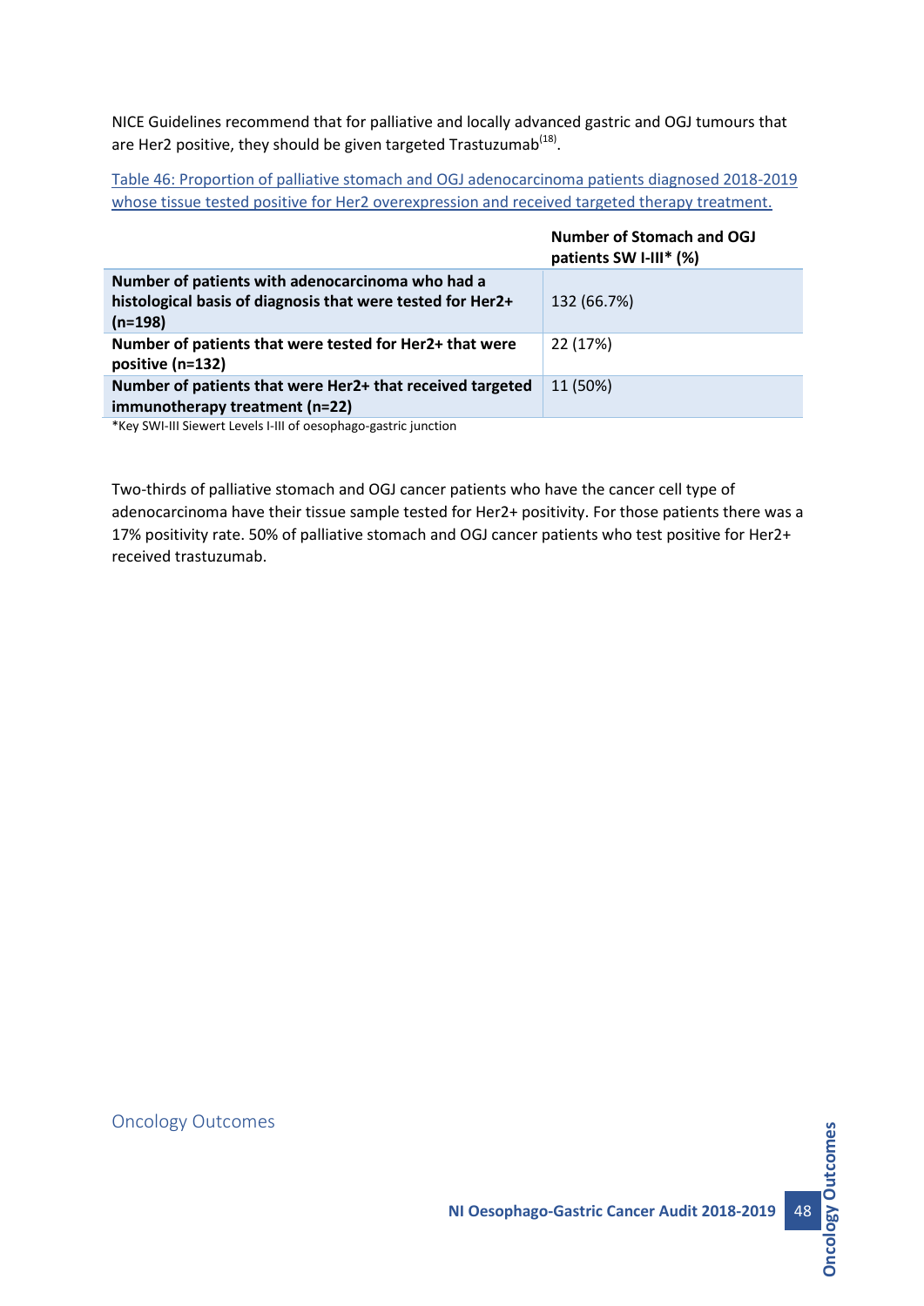NICE Guidelines recommend that for palliative and locally advanced gastric and OGJ tumours that are Her2 positive, they should be given targeted Trastuzumab[18].

Table 46: Proportion of palliative stomach and OGJ adenocarcinoma patients diagnosed 2018-2019 whose tissue tested positive for Her2 overexpression and received targeted therapy treatment.

| | Number of Stomach and OGJ patients SW I-III* (%) |
|---|---|
| **Number of patients with adenocarcinoma who had a histological basis of diagnosis that were tested for Her2+ (n=198)** | 132 (66.7%) |
| **Number of patients that were tested for Her2+ that were positive (n=132)** | 22 (17%) |
| **Number of patients that were Her2+ that received targeted immunotherapy treatment (n=22)** | 11 (50%) |

*Key SWI-III Siewert Levels I-III of oesophago-gastric junction

Two-thirds of palliative stomach and OGJ cancer patients who have the cancer cell type of adenocarcinoma have their tissue sample tested for Her2+ positivity. For those patients there was a 17% positivity rate. 50% of palliative stomach and OGJ cancer patients who test positive for Her2+ received trastuzumab.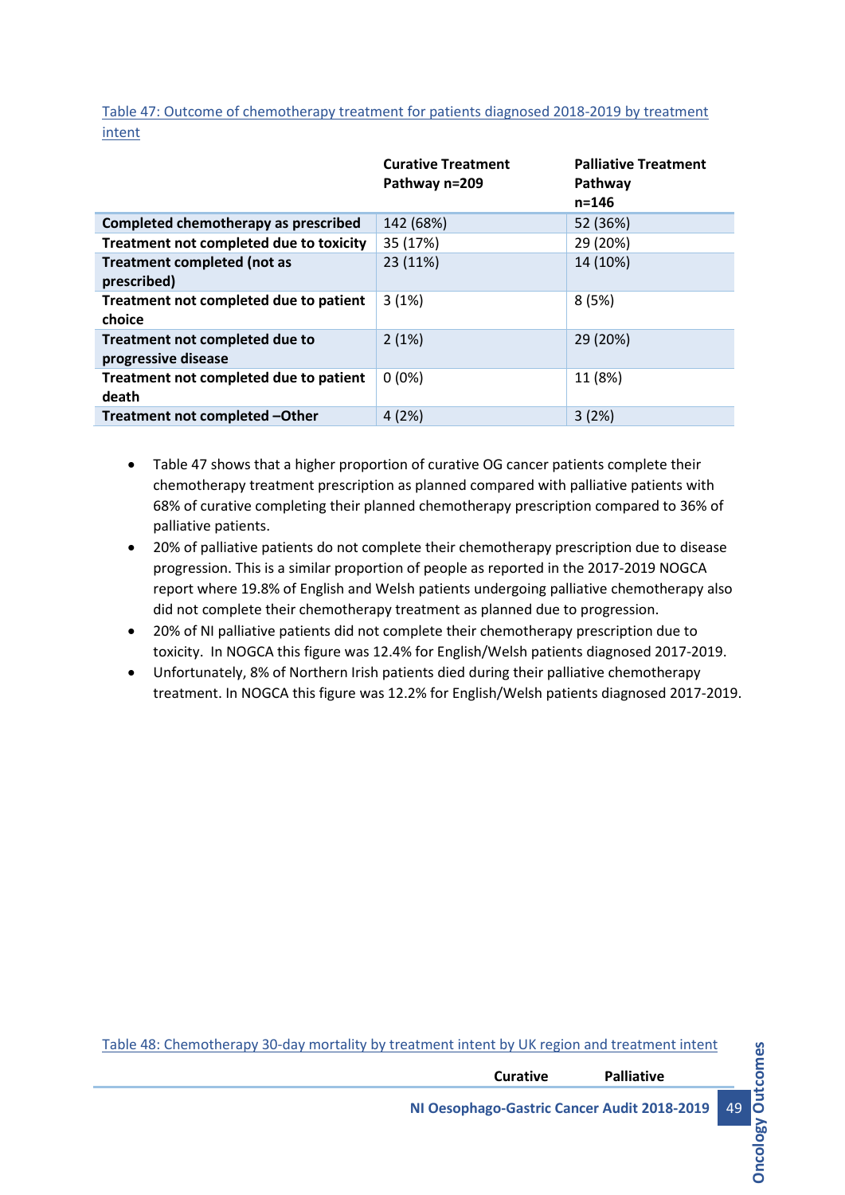Table 47: Outcome of chemotherapy treatment for patients diagnosed 2018-2019 by treatment intent

| | Curative Treatment Pathway n=209 | Palliative Treatment Pathway n=146 |
|---|---|---|
| **Completed chemotherapy as prescribed** | 142 (68%) | 52 (36%) |
| **Treatment not completed due to toxicity** | 35 (17%) | 29 (20%) |
| **Treatment completed (not as prescribed)** | 23 (11%) | 14 (10%) |
| **Treatment not completed due to patient choice** | 3 (1%) | 8 (5%) |
| **Treatment not completed due to progressive disease** | 2 (1%) | 29 (20%) |
| **Treatment not completed due to patient death** | 0 (0%) | 11 (8%) |
| **Treatment not completed –Other** | 4 (2%) | 3 (2%) |

- Table 47 shows that a higher proportion of curative OG cancer patients complete their chemotherapy treatment prescription as planned compared with palliative patients with 68% of curative completing their planned chemotherapy prescription compared to 36% of palliative patients.
- 20% of palliative patients do not complete their chemotherapy prescription due to disease progression. This is a similar proportion of people as reported in the 2017-2019 NOGCA report where 19.8% of English and Welsh patients undergoing palliative chemotherapy also did not complete their chemotherapy treatment as planned due to progression.
- 20% of NI palliative patients did not complete their chemotherapy prescription due to toxicity. In NOGCA this figure was 12.4% for English/Welsh patients diagnosed 2017-2019.
- Unfortunately, 8% of Northern Irish patients died during their palliative chemotherapy treatment. In NOGCA this figure was 12.2% for English/Welsh patients diagnosed 2017-2019.

Table 48: Chemotherapy 30-day mortality by treatment intent by UK region and treatment intent

| | Curative | Palliative |
|---|---|---|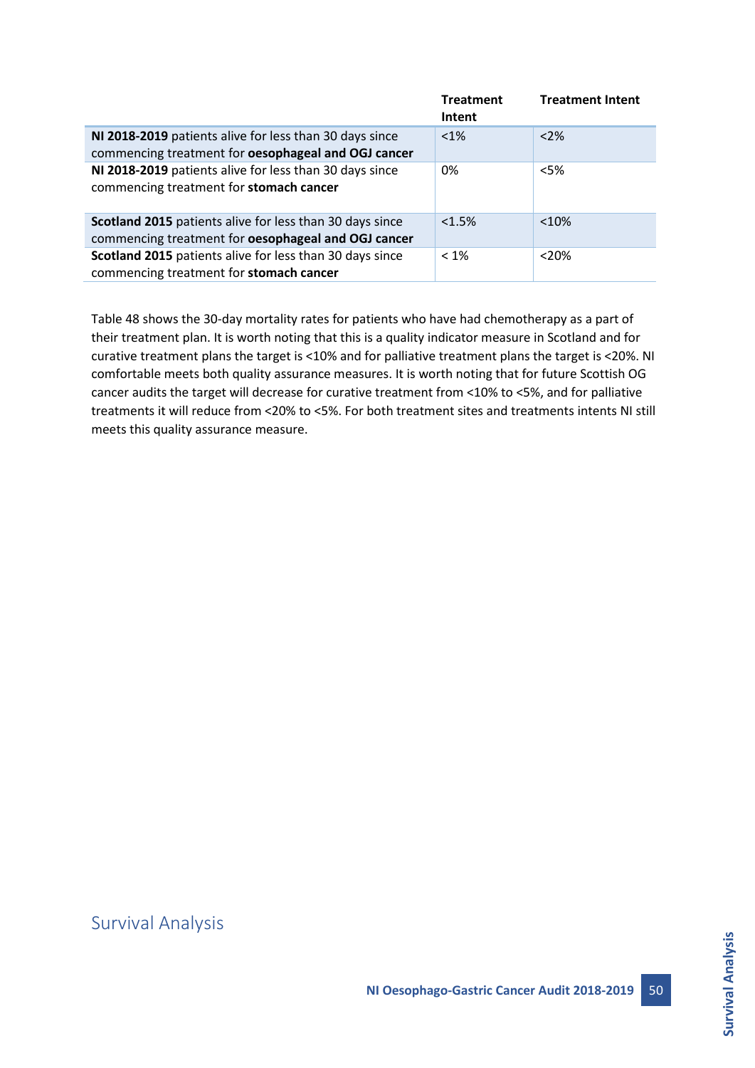| | Treatment Intent | Treatment Intent |
|---|---|---|
| **NI 2018-2019** patients alive for less than 30 days since commencing treatment for **oesophageal and OGJ cancer** | <1% | <2% |
| **NI 2018-2019** patients alive for less than 30 days since commencing treatment for **stomach cancer** | 0% | <5% |
| **Scotland 2015** patients alive for less than 30 days since commencing treatment for **oesophageal and OGJ cancer** | <1.5% | <10% |
| **Scotland 2015** patients alive for less than 30 days since commencing treatment for **stomach cancer** | < 1% | <20% |

Table 48 shows the 30-day mortality rates for patients who have had chemotherapy as a part of their treatment plan. It is worth noting that this is a quality indicator measure in Scotland and for curative treatment plans the target is <10% and for palliative treatment plans the target is <20%. NI comfortable meets both quality assurance measures. It is worth noting that for future Scottish OG cancer audits the target will decrease for curative treatment from <10% to <5%, and for palliative treatments it will reduce from <20% to <5%. For both treatment sites and treatments intents NI still meets this quality assurance measure.

## Survival Analysis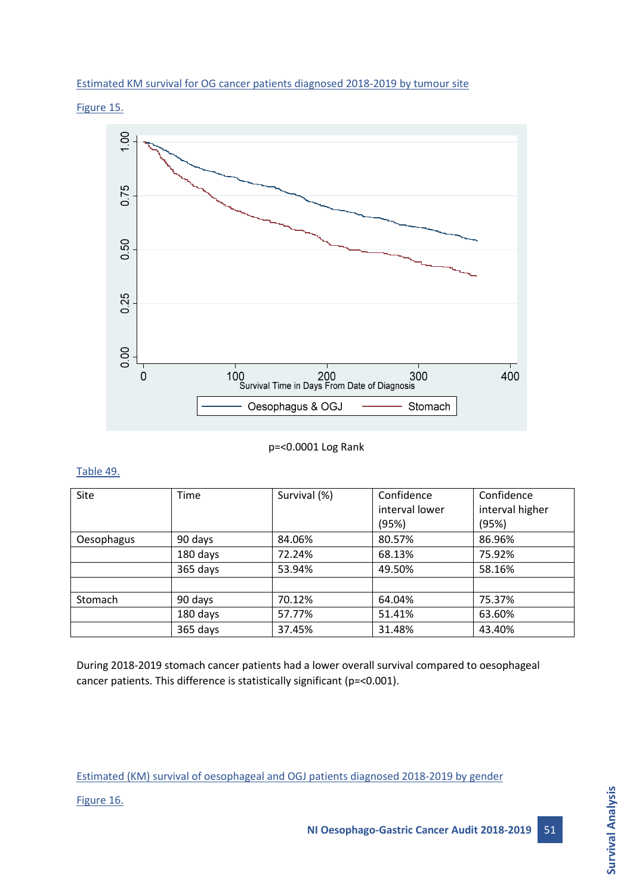Estimated KM survival for OG cancer patients diagnosed 2018-2019 by tumour site

Figure 15.

p=<0.0001 Log Rank

Table 49.

| Site | Time | Survival (%) | Confidence interval lower (95%) | Confidence interval higher (95%) |
|---|---|---|---|---|
| Oesophagus | 90 days | 84.06% | 80.57% | 86.96% |
| | 180 days | 72.24% | 68.13% | 75.92% |
| | 365 days | 53.94% | 49.50% | 58.16% |
| | | | | |
| Stomach | 90 days | 70.12% | 64.04% | 75.37% |
| | 180 days | 57.77% | 51.41% | 63.60% |
| | 365 days | 37.45% | 31.48% | 43.40% |

During 2018-2019 stomach cancer patients had a lower overall survival compared to oesophageal cancer patients. This difference is statistically significant (p=<0.001).

Estimated (KM) survival of oesophageal and OGJ patients diagnosed 2018-2019 by gender

Figure 16.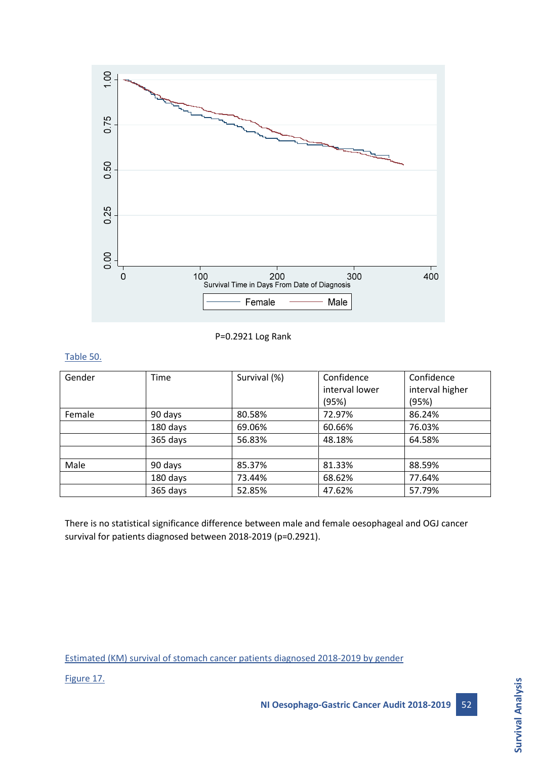P=0.2921 Log Rank

Table 50.

| Gender | Time | Survival (%) | Confidence interval lower (95%) | Confidence interval higher (95%) |
|---|---|---|---|---|
| Female | 90 days | 80.58% | 72.97% | 86.24% |
| | 180 days | 69.06% | 60.66% | 76.03% |
| | 365 days | 56.83% | 48.18% | 64.58% |
| | | | | |
| Male | 90 days | 85.37% | 81.33% | 88.59% |
| | 180 days | 73.44% | 68.62% | 77.64% |
| | 365 days | 52.85% | 47.62% | 57.79% |

There is no statistical significance difference between male and female oesophageal and OGJ cancer survival for patients diagnosed between 2018-2019 (p=0.2921).

Estimated (KM) survival of stomach cancer patients diagnosed 2018-2019 by gender

Figure 17.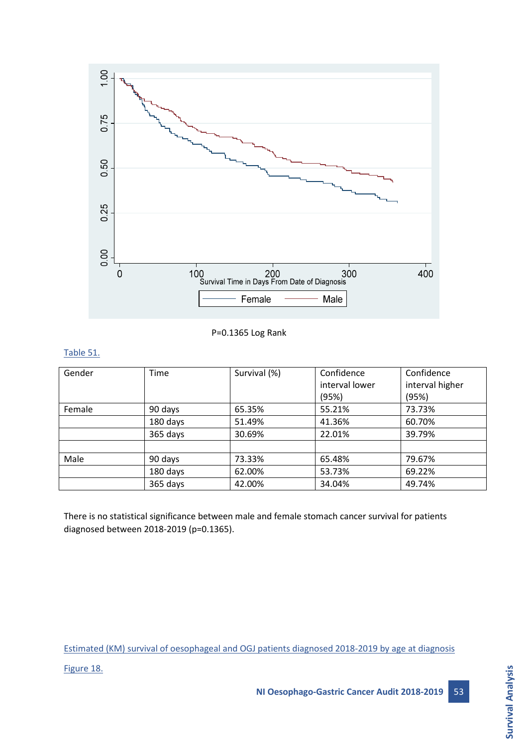P=0.1365 Log Rank

Table 51.

| Gender | Time | Survival (%) | Confidence interval lower (95%) | Confidence interval higher (95%) |
|---|---|---|---|---|
| Female | 90 days | 65.35% | 55.21% | 73.73% |
| | 180 days | 51.49% | 41.36% | 60.70% |
| | 365 days | 30.69% | 22.01% | 39.79% |
| | | | | |
| Male | 90 days | 73.33% | 65.48% | 79.67% |
| | 180 days | 62.00% | 53.73% | 69.22% |
| | 365 days | 42.00% | 34.04% | 49.74% |

There is no statistical significance between male and female stomach cancer survival for patients diagnosed between 2018-2019 (p=0.1365).

Estimated (KM) survival of oesophageal and OGJ patients diagnosed 2018-2019 by age at diagnosis

Figure 18.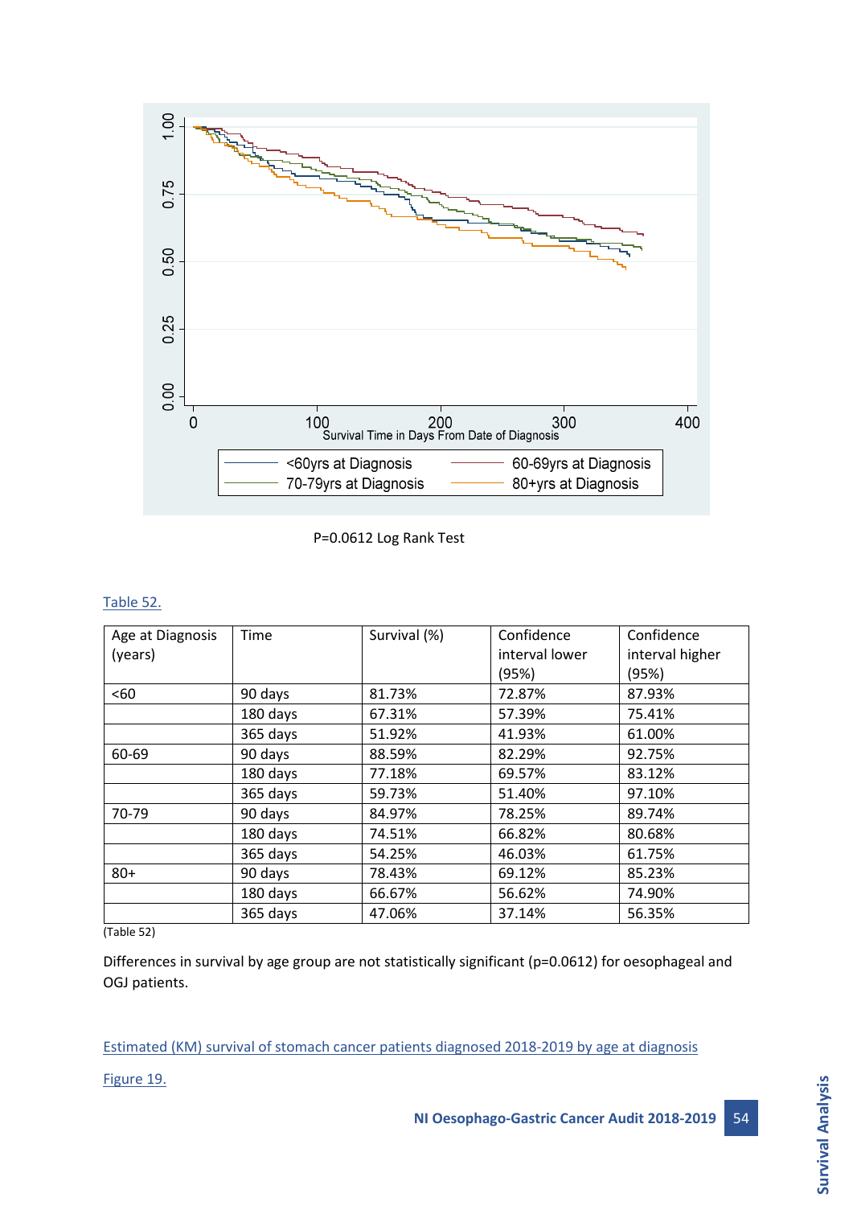P=0.0612 Log Rank Test

Table 52.

| Age at Diagnosis (years) | Time | Survival (%) | Confidence interval lower (95%) | Confidence interval higher (95%) |
|---|---|---|---|---|
| <60 | 90 days | 81.73% | 72.87% | 87.93% |
| | 180 days | 67.31% | 57.39% | 75.41% |
| | 365 days | 51.92% | 41.93% | 61.00% |
| 60-69 | 90 days | 88.59% | 82.29% | 92.75% |
| | 180 days | 77.18% | 69.57% | 83.12% |
| | 365 days | 59.73% | 51.40% | 97.10% |
| 70-79 | 90 days | 84.97% | 78.25% | 89.74% |
| | 180 days | 74.51% | 66.82% | 80.68% |
| | 365 days | 54.25% | 46.03% | 61.75% |
| 80+ | 90 days | 78.43% | 69.12% | 85.23% |
| | 180 days | 66.67% | 56.62% | 74.90% |
| | 365 days | 47.06% | 37.14% | 56.35% |

(Table 52)

Differences in survival by age group are not statistically significant (p=0.0612) for oesophageal and OGJ patients.

Estimated (KM) survival of stomach cancer patients diagnosed 2018-2019 by age at diagnosis

Figure 19.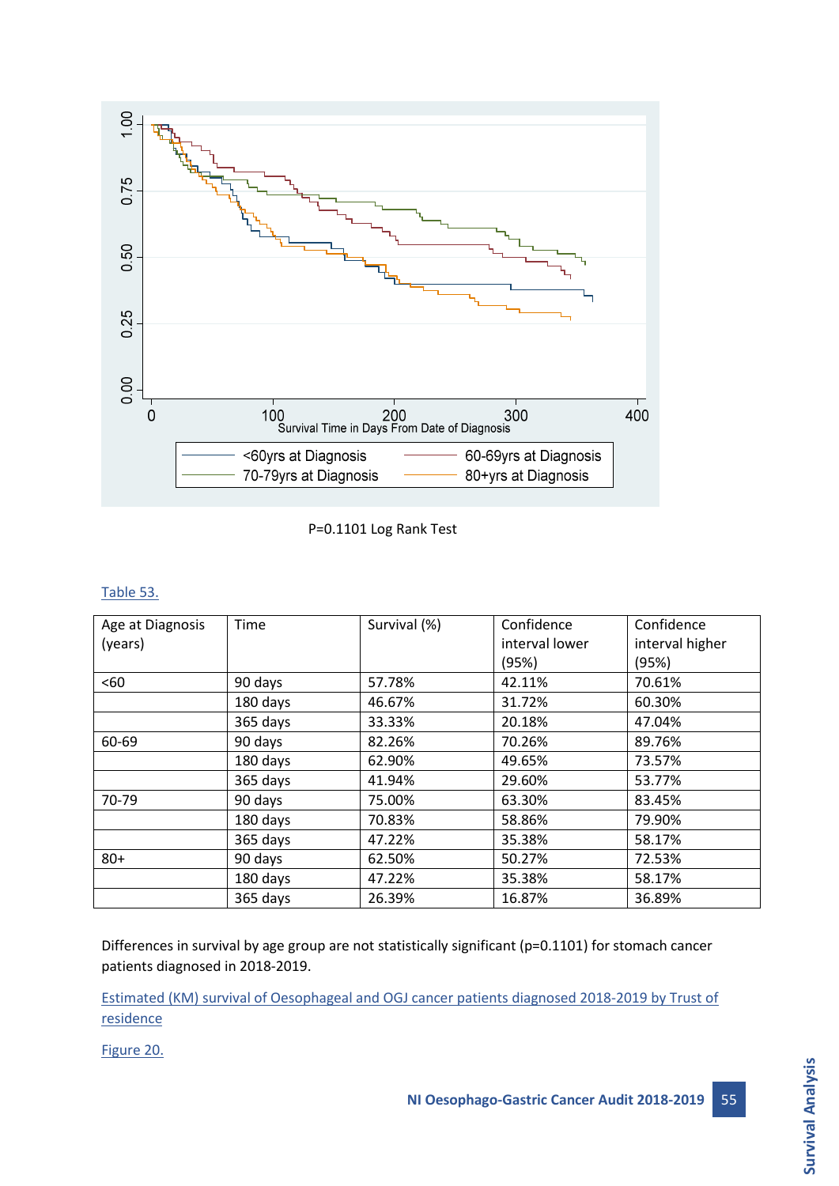P=0.1101 Log Rank Test

Table 53.

| Age at Diagnosis (years) | Time | Survival (%) | Confidence interval lower (95%) | Confidence interval higher (95%) |
|---|---|---|---|---|
| <60 | 90 days | 57.78% | 42.11% | 70.61% |
| | 180 days | 46.67% | 31.72% | 60.30% |
| | 365 days | 33.33% | 20.18% | 47.04% |
| 60-69 | 90 days | 82.26% | 70.26% | 89.76% |
| | 180 days | 62.90% | 49.65% | 73.57% |
| | 365 days | 41.94% | 29.60% | 53.77% |
| 70-79 | 90 days | 75.00% | 63.30% | 83.45% |
| | 180 days | 70.83% | 58.86% | 79.90% |
| | 365 days | 47.22% | 35.38% | 58.17% |
| 80+ | 90 days | 62.50% | 50.27% | 72.53% |
| | 180 days | 47.22% | 35.38% | 58.17% |
| | 365 days | 26.39% | 16.87% | 36.89% |

Differences in survival by age group are not statistically significant (p=0.1101) for stomach cancer patients diagnosed in 2018-2019.

Estimated (KM) survival of Oesophageal and OGJ cancer patients diagnosed 2018-2019 by Trust of residence

Figure 20.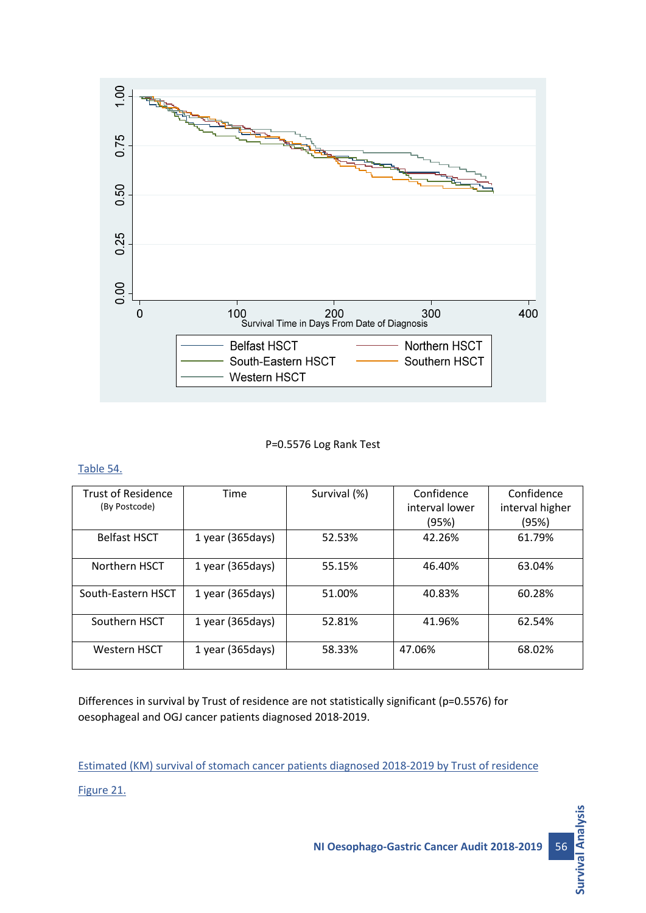P=0.5576 Log Rank Test

Table 54.

| Trust of Residence (By Postcode) | Time | Survival (%) | Confidence interval lower (95%) | Confidence interval higher (95%) |
|---|---|---|---|---|
| Belfast HSCT | 1 year (365days) | 52.53% | 42.26% | 61.79% |
| Northern HSCT | 1 year (365days) | 55.15% | 46.40% | 63.04% |
| South-Eastern HSCT | 1 year (365days) | 51.00% | 40.83% | 60.28% |
| Southern HSCT | 1 year (365days) | 52.81% | 41.96% | 62.54% |
| Western HSCT | 1 year (365days) | 58.33% | 47.06% | 68.02% |

Differences in survival by Trust of residence are not statistically significant (p=0.5576) for oesophageal and OGJ cancer patients diagnosed 2018-2019.

Estimated (KM) survival of stomach cancer patients diagnosed 2018-2019 by Trust of residence

Figure 21.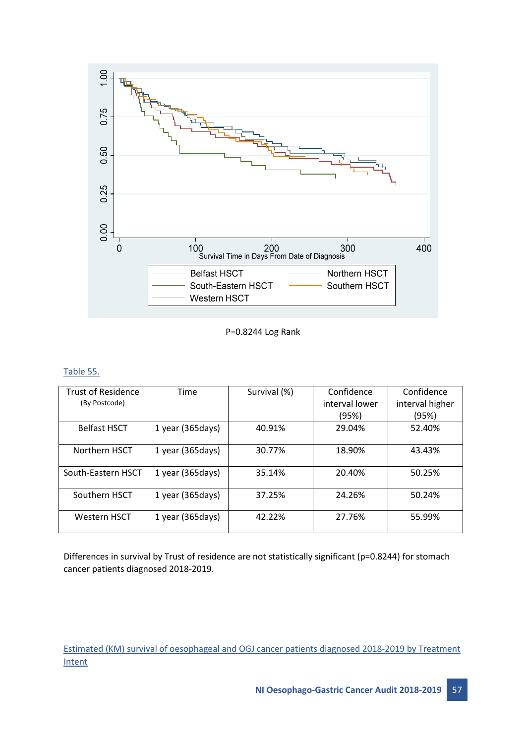P=0.8244 Log Rank

Table 55.

| Trust of Residence (By Postcode) | Time | Survival (%) | Confidence interval lower (95%) | Confidence interval higher (95%) |
|---|---|---|---|---|
| Belfast HSCT | 1 year (365days) | 40.91% | 29.04% | 52.40% |
| Northern HSCT | 1 year (365days) | 30.77% | 18.90% | 43.43% |
| South-Eastern HSCT | 1 year (365days) | 35.14% | 20.40% | 50.25% |
| Southern HSCT | 1 year (365days) | 37.25% | 24.26% | 50.24% |
| Western HSCT | 1 year (365days) | 42.22% | 27.76% | 55.99% |

Differences in survival by Trust of residence are not statistically significant (p=0.8244) for stomach cancer patients diagnosed 2018-2019.

Estimated (KM) survival of oesophageal and OGJ cancer patients diagnosed 2018-2019 by Treatment Intent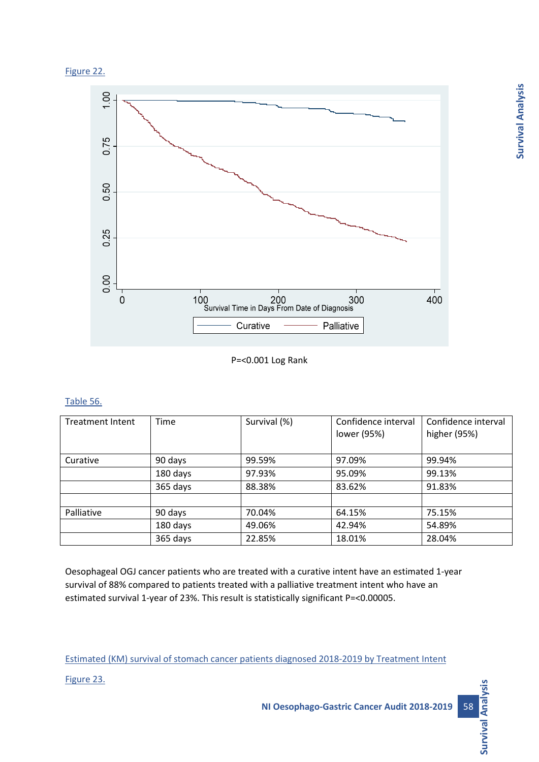Figure 22.

P=<0.001 Log Rank

Table 56.

| Treatment Intent | Time | Survival (%) | Confidence interval lower (95%) | Confidence interval higher (95%) |
|---|---|---|---|---|
| Curative | 90 days | 99.59% | 97.09% | 99.94% |
| | 180 days | 97.93% | 95.09% | 99.13% |
| | 365 days | 88.38% | 83.62% | 91.83% |
| | | | | |
| Palliative | 90 days | 70.04% | 64.15% | 75.15% |
| | 180 days | 49.06% | 42.94% | 54.89% |
| | 365 days | 22.85% | 18.01% | 28.04% |

Oesophageal OGJ cancer patients who are treated with a curative intent have an estimated 1-year survival of 88% compared to patients treated with a palliative treatment intent who have an estimated survival 1-year of 23%. This result is statistically significant P=<0.00005.

Estimated (KM) survival of stomach cancer patients diagnosed 2018-2019 by Treatment Intent

Figure 23.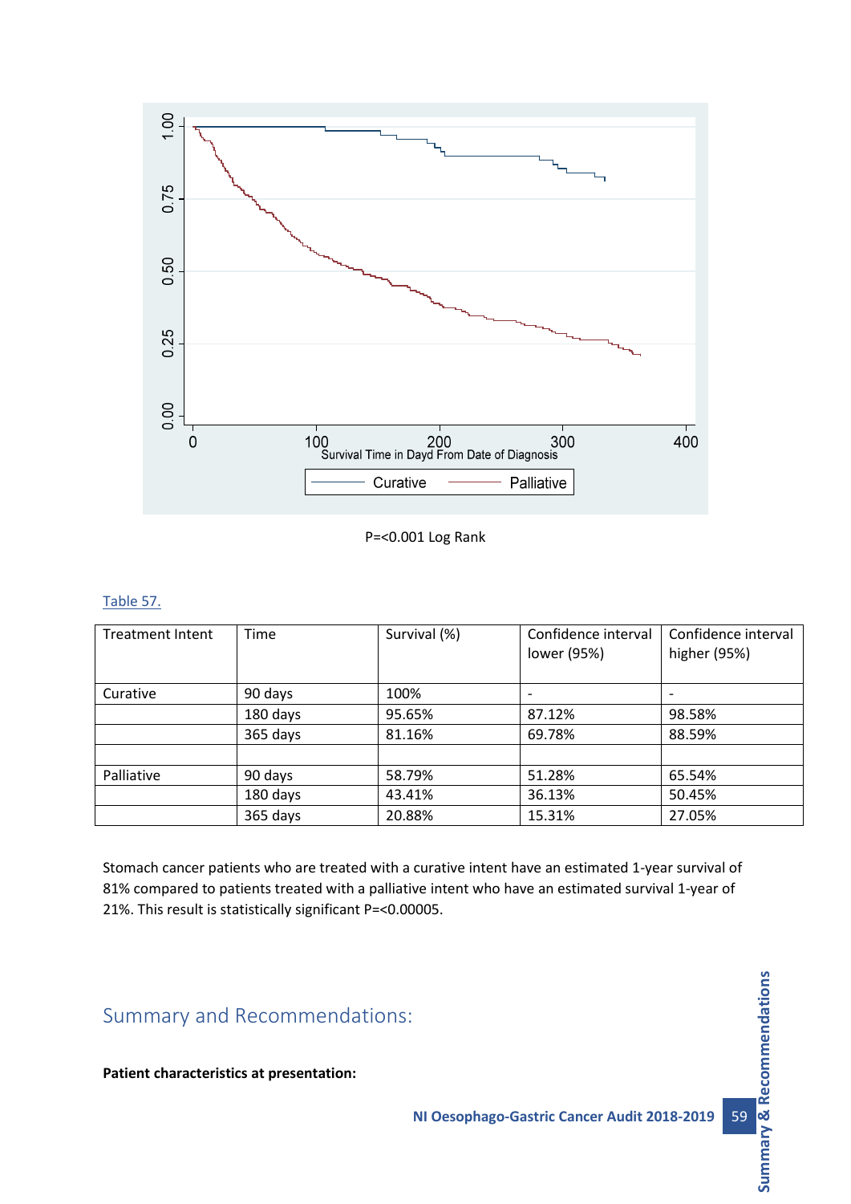P=<0.001 Log Rank

Table 57.

| Treatment Intent | Time | Survival (%) | Confidence interval lower (95%) | Confidence interval higher (95%) |
|---|---|---|---|---|
| Curative | 90 days | 100% | - | - |
| | 180 days | 95.65% | 87.12% | 98.58% |
| | 365 days | 81.16% | 69.78% | 88.59% |
| | | | | |
| Palliative | 90 days | 58.79% | 51.28% | 65.54% |
| | 180 days | 43.41% | 36.13% | 50.45% |
| | 365 days | 20.88% | 15.31% | 27.05% |

Stomach cancer patients who are treated with a curative intent have an estimated 1-year survival of 81% compared to patients treated with a palliative intent who have an estimated survival 1-year of 21%. This result is statistically significant P=<0.00005.

## Summary and Recommendations:

**Patient characteristics at presentation:**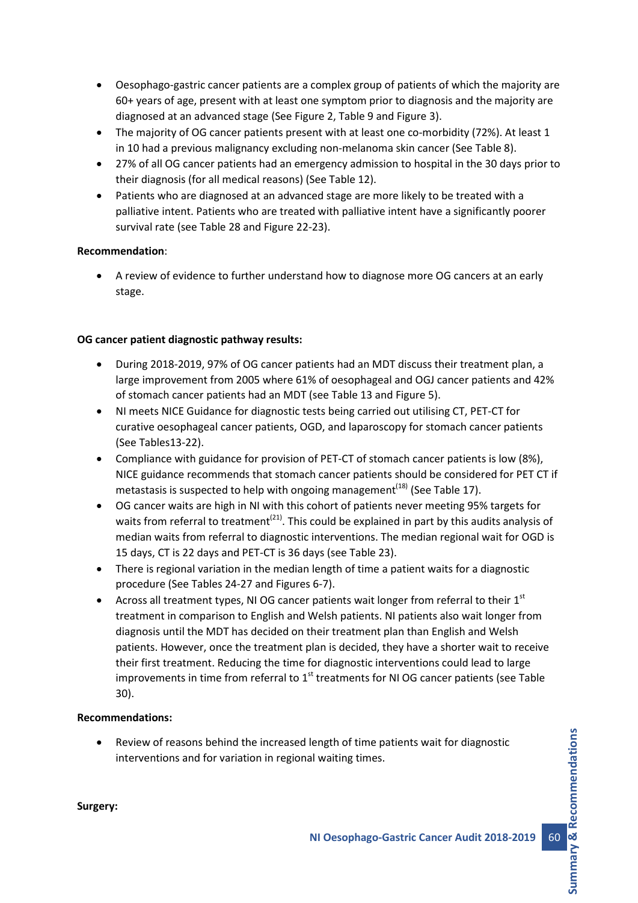- Oesophago-gastric cancer patients are a complex group of patients of which the majority are 60+ years of age, present with at least one symptom prior to diagnosis and the majority are diagnosed at an advanced stage (See Figure 2, Table 9 and Figure 3).
- The majority of OG cancer patients present with at least one co-morbidity (72%). At least 1 in 10 had a previous malignancy excluding non-melanoma skin cancer (See Table 8).
- 27% of all OG cancer patients had an emergency admission to hospital in the 30 days prior to their diagnosis (for all medical reasons) (See Table 12).
- Patients who are diagnosed at an advanced stage are more likely to be treated with a palliative intent. Patients who are treated with palliative intent have a significantly poorer survival rate (see Table 28 and Figure 22-23).

**Recommendation**:

- A review of evidence to further understand how to diagnose more OG cancers at an early stage.

**OG cancer patient diagnostic pathway results:**

- During 2018-2019, 97% of OG cancer patients had an MDT discuss their treatment plan, a large improvement from 2005 where 61% of oesophageal and OGJ cancer patients and 42% of stomach cancer patients had an MDT (see Table 13 and Figure 5).
- NI meets NICE Guidance for diagnostic tests being carried out utilising CT, PET-CT for curative oesophageal cancer patients, OGD, and laparoscopy for stomach cancer patients (See Tables13-22).
- Compliance with guidance for provision of PET-CT of stomach cancer patients is low (8%), NICE guidance recommends that stomach cancer patients should be considered for PET CT if metastasis is suspected to help with ongoing management[18] (See Table 17).
- OG cancer waits are high in NI with this cohort of patients never meeting 95% targets for waits from referral to treatment[21]. This could be explained in part by this audits analysis of median waits from referral to diagnostic interventions. The median regional wait for OGD is 15 days, CT is 22 days and PET-CT is 36 days (see Table 23).
- There is regional variation in the median length of time a patient waits for a diagnostic procedure (See Tables 24-27 and Figures 6-7).
- Across all treatment types, NI OG cancer patients wait longer from referral to their 1st treatment in comparison to English and Welsh patients. NI patients also wait longer from diagnosis until the MDT has decided on their treatment plan than English and Welsh patients. However, once the treatment plan is decided, they have a shorter wait to receive their first treatment. Reducing the time for diagnostic interventions could lead to large improvements in time from referral to 1st treatments for NI OG cancer patients (see Table 30).

**Recommendations:**

- Review of reasons behind the increased length of time patients wait for diagnostic interventions and for variation in regional waiting times.

**Surgery:**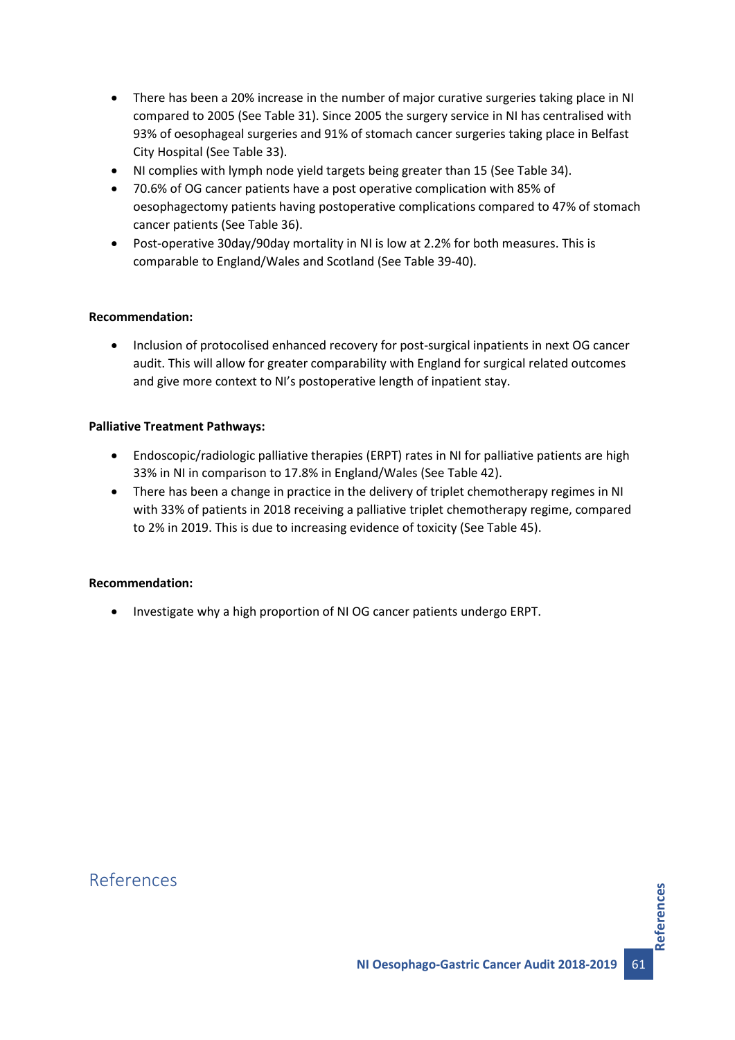- There has been a 20% increase in the number of major curative surgeries taking place in NI compared to 2005 (See Table 31). Since 2005 the surgery service in NI has centralised with 93% of oesophageal surgeries and 91% of stomach cancer surgeries taking place in Belfast City Hospital (See Table 33).
- NI complies with lymph node yield targets being greater than 15 (See Table 34).
- 70.6% of OG cancer patients have a post operative complication with 85% of oesophagectomy patients having postoperative complications compared to 47% of stomach cancer patients (See Table 36).
- Post-operative 30day/90day mortality in NI is low at 2.2% for both measures. This is comparable to England/Wales and Scotland (See Table 39-40).

**Recommendation:**

- Inclusion of protocolised enhanced recovery for post-surgical inpatients in next OG cancer audit. This will allow for greater comparability with England for surgical related outcomes and give more context to NI's postoperative length of inpatient stay.

**Palliative Treatment Pathways:**

- Endoscopic/radiologic palliative therapies (ERPT) rates in NI for palliative patients are high 33% in NI in comparison to 17.8% in England/Wales (See Table 42).
- There has been a change in practice in the delivery of triplet chemotherapy regimes in NI with 33% of patients in 2018 receiving a palliative triplet chemotherapy regime, compared to 2% in 2019. This is due to increasing evidence of toxicity (See Table 45).

**Recommendation:**

- Investigate why a high proportion of NI OG cancer patients undergo ERPT.

# References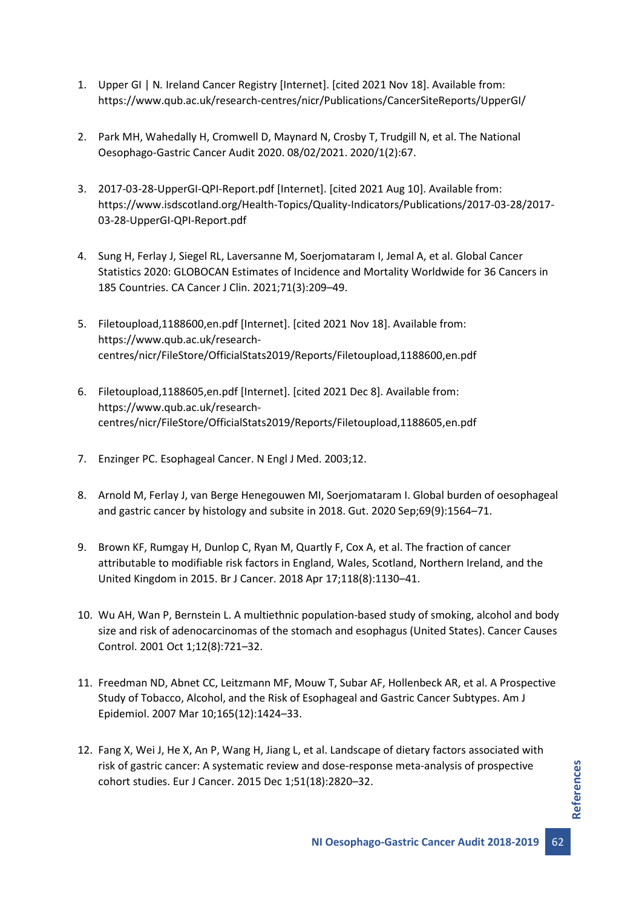1. Upper GI | N. Ireland Cancer Registry [Internet]. [cited 2021 Nov 18]. Available from: https://www.qub.ac.uk/research-centres/nicr/Publications/CancerSiteReports/UpperGI/

2. Park MH, Wahedally H, Cromwell D, Maynard N, Crosby T, Trudgill N, et al. The National Oesophago-Gastric Cancer Audit 2020. 08/02/2021. 2020/1(2):67.

3. 2017-03-28-UpperGI-QPI-Report.pdf [Internet]. [cited 2021 Aug 10]. Available from: https://www.isdscotland.org/Health-Topics/Quality-Indicators/Publications/2017-03-28/2017-03-28-UpperGI-QPI-Report.pdf

4. Sung H, Ferlay J, Siegel RL, Laversanne M, Soerjomataram I, Jemal A, et al. Global Cancer Statistics 2020: GLOBOCAN Estimates of Incidence and Mortality Worldwide for 36 Cancers in 185 Countries. CA Cancer J Clin. 2021;71(3):209–49.

5. Filetoupload,1188600,en.pdf [Internet]. [cited 2021 Nov 18]. Available from: https://www.qub.ac.uk/research-centres/nicr/FileStore/OfficialStats2019/Reports/Filetoupload,1188600,en.pdf

6. Filetoupload,1188605,en.pdf [Internet]. [cited 2021 Dec 8]. Available from: https://www.qub.ac.uk/research-centres/nicr/FileStore/OfficialStats2019/Reports/Filetoupload,1188605,en.pdf

7. Enzinger PC. Esophageal Cancer. N Engl J Med. 2003;12.

8. Arnold M, Ferlay J, van Berge Henegouwen MI, Soerjomataram I. Global burden of oesophageal and gastric cancer by histology and subsite in 2018. Gut. 2020 Sep;69(9):1564–71.

9. Brown KF, Rumgay H, Dunlop C, Ryan M, Quartly F, Cox A, et al. The fraction of cancer attributable to modifiable risk factors in England, Wales, Scotland, Northern Ireland, and the United Kingdom in 2015. Br J Cancer. 2018 Apr 17;118(8):1130–41.

10. Wu AH, Wan P, Bernstein L. A multiethnic population-based study of smoking, alcohol and body size and risk of adenocarcinomas of the stomach and esophagus (United States). Cancer Causes Control. 2001 Oct 1;12(8):721–32.

11. Freedman ND, Abnet CC, Leitzmann MF, Mouw T, Subar AF, Hollenbeck AR, et al. A Prospective Study of Tobacco, Alcohol, and the Risk of Esophageal and Gastric Cancer Subtypes. Am J Epidemiol. 2007 Mar 10;165(12):1424–33.

12. Fang X, Wei J, He X, An P, Wang H, Jiang L, et al. Landscape of dietary factors associated with risk of gastric cancer: A systematic review and dose-response meta-analysis of prospective cohort studies. Eur J Cancer. 2015 Dec 1;51(18):2820–32.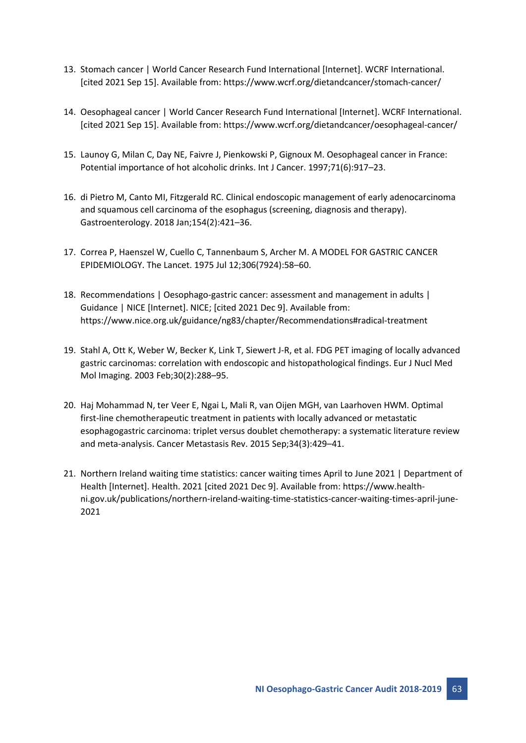13. Stomach cancer | World Cancer Research Fund International [Internet]. WCRF International. [cited 2021 Sep 15]. Available from: https://www.wcrf.org/dietandcancer/stomach-cancer/

14. Oesophageal cancer | World Cancer Research Fund International [Internet]. WCRF International. [cited 2021 Sep 15]. Available from: https://www.wcrf.org/dietandcancer/oesophageal-cancer/

15. Launoy G, Milan C, Day NE, Faivre J, Pienkowski P, Gignoux M. Oesophageal cancer in France: Potential importance of hot alcoholic drinks. Int J Cancer. 1997;71(6):917–23.

16. di Pietro M, Canto MI, Fitzgerald RC. Clinical endoscopic management of early adenocarcinoma and squamous cell carcinoma of the esophagus (screening, diagnosis and therapy). Gastroenterology. 2018 Jan;154(2):421–36.

17. Correa P, Haenszel W, Cuello C, Tannenbaum S, Archer M. A MODEL FOR GASTRIC CANCER EPIDEMIOLOGY. The Lancet. 1975 Jul 12;306(7924):58–60.

18. Recommendations | Oesophago-gastric cancer: assessment and management in adults | Guidance | NICE [Internet]. NICE; [cited 2021 Dec 9]. Available from: https://www.nice.org.uk/guidance/ng83/chapter/Recommendations#radical-treatment

19. Stahl A, Ott K, Weber W, Becker K, Link T, Siewert J-R, et al. FDG PET imaging of locally advanced gastric carcinomas: correlation with endoscopic and histopathological findings. Eur J Nucl Med Mol Imaging. 2003 Feb;30(2):288–95.

20. Haj Mohammad N, ter Veer E, Ngai L, Mali R, van Oijen MGH, van Laarhoven HWM. Optimal first-line chemotherapeutic treatment in patients with locally advanced or metastatic esophagogastric carcinoma: triplet versus doublet chemotherapy: a systematic literature review and meta-analysis. Cancer Metastasis Rev. 2015 Sep;34(3):429–41.

21. Northern Ireland waiting time statistics: cancer waiting times April to June 2021 | Department of Health [Internet]. Health. 2021 [cited 2021 Dec 9]. Available from: https://www.health-ni.gov.uk/publications/northern-ireland-waiting-time-statistics-cancer-waiting-times-april-june-2021